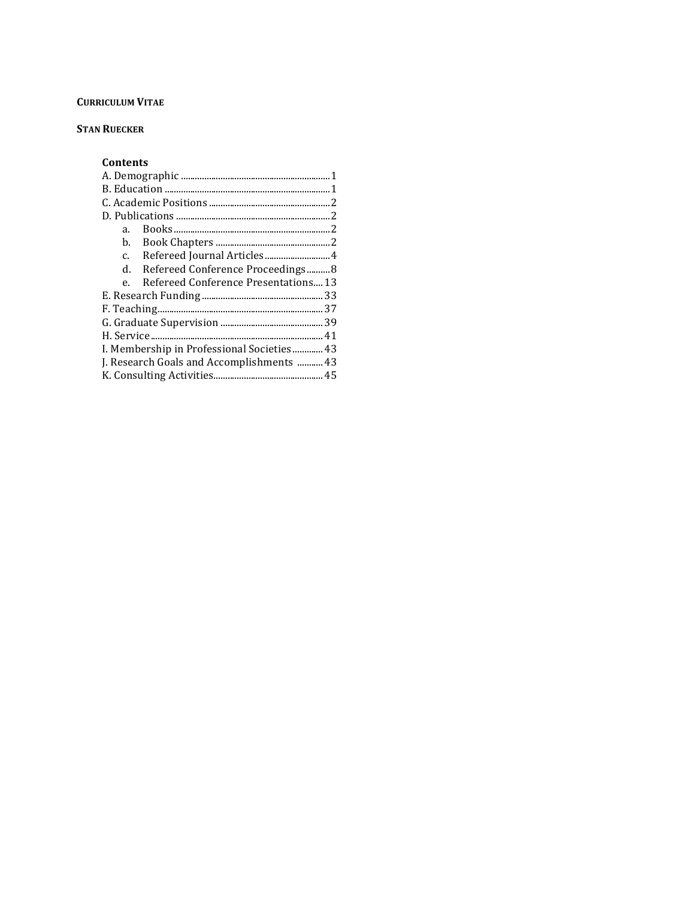**CURRICULUM VITAE**

**STAN RUECKER**

### Contents

A. Demographic ....... 1
B. Education ....... 1
C. Academic Positions ....... 2
D. Publications ....... 2

  a. Books ....... 2
  b. Book Chapters ....... 2
  c. Refereed Journal Articles ....... 4
  d. Refereed Conference Proceedings ....... 8
  e. Refereed Conference Presentations ....... 13

E. Research Funding ....... 33
F. Teaching ....... 37
G. Graduate Supervision ....... 39
H. Service ....... 41
I. Membership in Professional Societies ....... 43
J. Research Goals and Accomplishments ....... 43
K. Consulting Activities ....... 45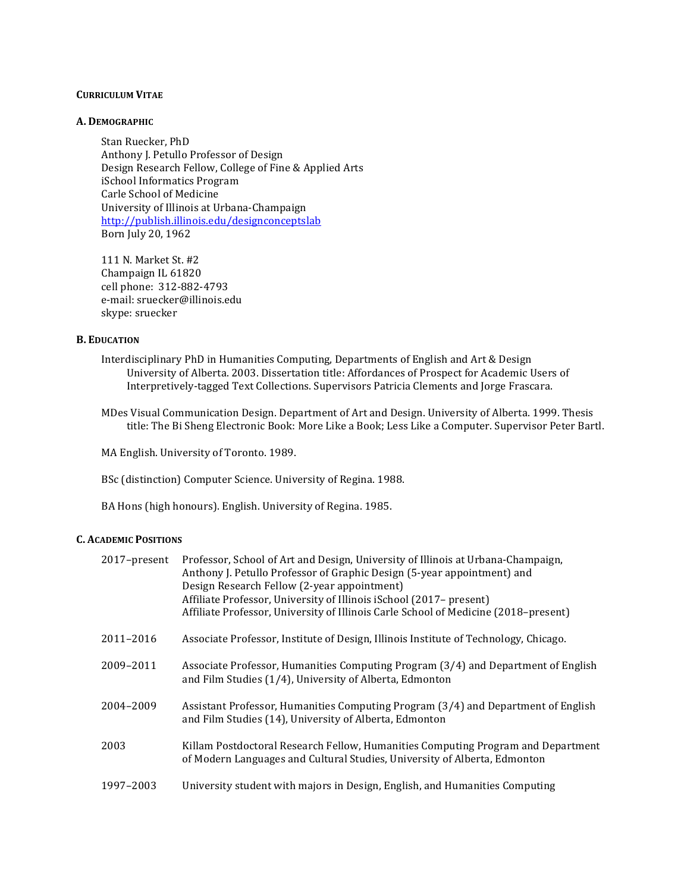# CURRICULUM VITAE

## A. DEMOGRAPHIC

Stan Ruecker, PhD
Anthony J. Petullo Professor of Design
Design Research Fellow, College of Fine & Applied Arts
iSchool Informatics Program
Carle School of Medicine
University of Illinois at Urbana-Champaign
http://publish.illinois.edu/designconceptslab
Born July 20, 1962

111 N. Market St. #2
Champaign IL 61820
cell phone: 312-882-4793
e-mail: sruecker@illinois.edu
skype: sruecker

## B. EDUCATION

Interdisciplinary PhD in Humanities Computing, Departments of English and Art & Design University of Alberta. 2003. Dissertation title: Affordances of Prospect for Academic Users of Interpretively-tagged Text Collections. Supervisors Patricia Clements and Jorge Frascara.

MDes Visual Communication Design. Department of Art and Design. University of Alberta. 1999. Thesis title: The Bi Sheng Electronic Book: More Like a Book; Less Like a Computer. Supervisor Peter Bartl.

MA English. University of Toronto. 1989.

BSc (distinction) Computer Science. University of Regina. 1988.

BA Hons (high honours). English. University of Regina. 1985.

## C. ACADEMIC POSITIONS

| | |
|---|---|
| 2017–present | Professor, School of Art and Design, University of Illinois at Urbana-Champaign, Anthony J. Petullo Professor of Graphic Design (5-year appointment) and Design Research Fellow (2-year appointment)<br>Affiliate Professor, University of Illinois iSchool (2017– present)<br>Affiliate Professor, University of Illinois Carle School of Medicine (2018–present) |
| 2011–2016 | Associate Professor, Institute of Design, Illinois Institute of Technology, Chicago. |
| 2009–2011 | Associate Professor, Humanities Computing Program (3/4) and Department of English and Film Studies (1/4), University of Alberta, Edmonton |
| 2004–2009 | Assistant Professor, Humanities Computing Program (3/4) and Department of English and Film Studies (14), University of Alberta, Edmonton |
| 2003 | Killam Postdoctoral Research Fellow, Humanities Computing Program and Department of Modern Languages and Cultural Studies, University of Alberta, Edmonton |
| 1997–2003 | University student with majors in Design, English, and Humanities Computing |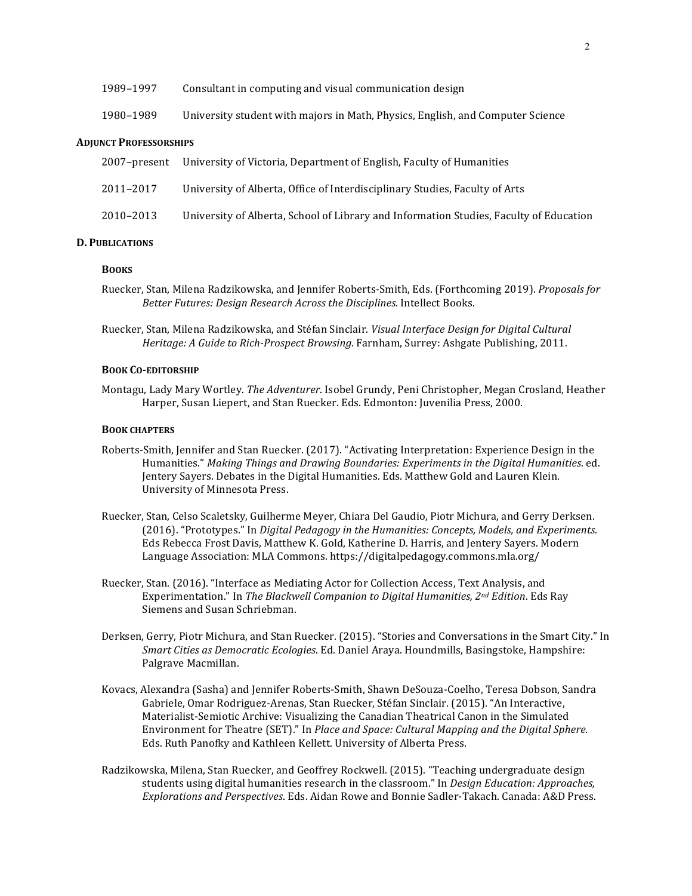1989–1997 Consultant in computing and visual communication design

1980–1989 University student with majors in Math, Physics, English, and Computer Science

**ADJUNCT PROFESSORSHIPS**

2007–present University of Victoria, Department of English, Faculty of Humanities

2011–2017 University of Alberta, Office of Interdisciplinary Studies, Faculty of Arts

2010–2013 University of Alberta, School of Library and Information Studies, Faculty of Education

## D. PUBLICATIONS

### BOOKS

Ruecker, Stan, Milena Radzikowska, and Jennifer Roberts-Smith, Eds. (Forthcoming 2019). *Proposals for Better Futures: Design Research Across the Disciplines.* Intellect Books.

Ruecker, Stan, Milena Radzikowska, and Stéfan Sinclair. *Visual Interface Design for Digital Cultural Heritage: A Guide to Rich-Prospect Browsing.* Farnham, Surrey: Ashgate Publishing, 2011.

### BOOK CO-EDITORSHIP

Montagu, Lady Mary Wortley. *The Adventurer*. Isobel Grundy, Peni Christopher, Megan Crosland, Heather Harper, Susan Liepert, and Stan Ruecker. Eds. Edmonton: Juvenilia Press, 2000.

### BOOK CHAPTERS

Roberts-Smith, Jennifer and Stan Ruecker. (2017). "Activating Interpretation: Experience Design in the Humanities." *Making Things and Drawing Boundaries: Experiments in the Digital Humanities*. ed. Jentery Sayers. Debates in the Digital Humanities. Eds. Matthew Gold and Lauren Klein. University of Minnesota Press.

Ruecker, Stan, Celso Scaletsky, Guilherme Meyer, Chiara Del Gaudio, Piotr Michura, and Gerry Derksen. (2016). "Prototypes." In *Digital Pedagogy in the Humanities: Concepts, Models, and Experiments.* Eds Rebecca Frost Davis, Matthew K. Gold, Katherine D. Harris, and Jentery Sayers. Modern Language Association: MLA Commons. https://digitalpedagogy.commons.mla.org/

Ruecker, Stan. (2016). "Interface as Mediating Actor for Collection Access, Text Analysis, and Experimentation." In *The Blackwell Companion to Digital Humanities, 2nd Edition*. Eds Ray Siemens and Susan Schriebman.

Derksen, Gerry, Piotr Michura, and Stan Ruecker. (2015). "Stories and Conversations in the Smart City." In *Smart Cities as Democratic Ecologies*. Ed. Daniel Araya. Houndmills, Basingstoke, Hampshire: Palgrave Macmillan.

Kovacs, Alexandra (Sasha) and Jennifer Roberts-Smith, Shawn DeSouza-Coelho, Teresa Dobson, Sandra Gabriele, Omar Rodriguez-Arenas, Stan Ruecker, Stéfan Sinclair. (2015). "An Interactive, Materialist-Semiotic Archive: Visualizing the Canadian Theatrical Canon in the Simulated Environment for Theatre (SET)." In *Place and Space: Cultural Mapping and the Digital Sphere*. Eds. Ruth Panofky and Kathleen Kellett. University of Alberta Press.

Radzikowska, Milena, Stan Ruecker, and Geoffrey Rockwell. (2015). "Teaching undergraduate design students using digital humanities research in the classroom." In *Design Education: Approaches, Explorations and Perspectives*. Eds. Aidan Rowe and Bonnie Sadler-Takach. Canada: A&D Press.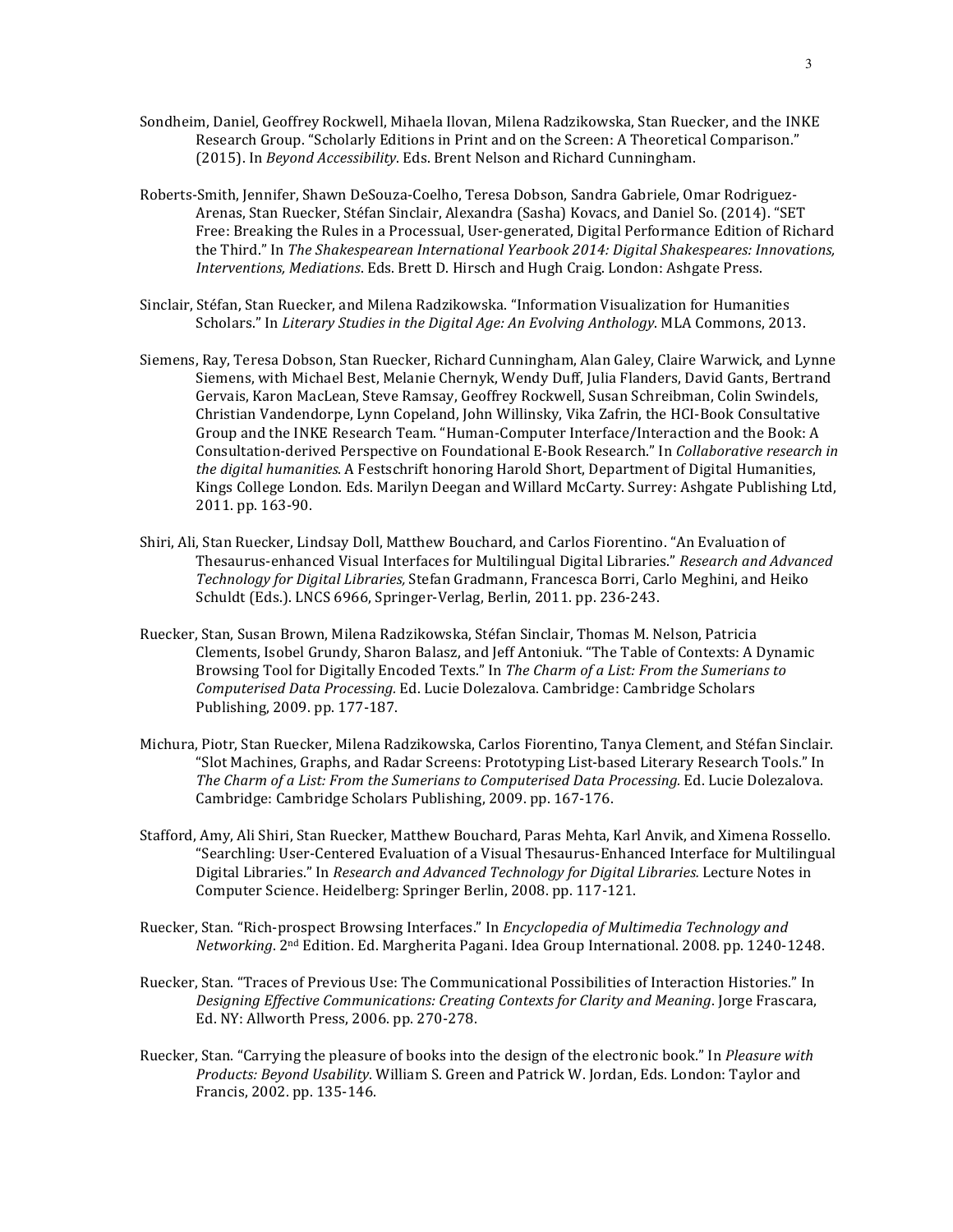Sondheim, Daniel, Geoffrey Rockwell, Mihaela Ilovan, Milena Radzikowska, Stan Ruecker, and the INKE Research Group. "Scholarly Editions in Print and on the Screen: A Theoretical Comparison." (2015). In *Beyond Accessibility*. Eds. Brent Nelson and Richard Cunningham.

Roberts-Smith, Jennifer, Shawn DeSouza-Coelho, Teresa Dobson, Sandra Gabriele, Omar Rodriguez-Arenas, Stan Ruecker, Stéfan Sinclair, Alexandra (Sasha) Kovacs, and Daniel So. (2014). "SET Free: Breaking the Rules in a Processual, User-generated, Digital Performance Edition of Richard the Third." In *The Shakespearean International Yearbook 2014: Digital Shakespeares: Innovations, Interventions, Mediations*. Eds. Brett D. Hirsch and Hugh Craig. London: Ashgate Press.

Sinclair, Stéfan, Stan Ruecker, and Milena Radzikowska. "Information Visualization for Humanities Scholars." In *Literary Studies in the Digital Age: An Evolving Anthology*. MLA Commons, 2013.

Siemens, Ray, Teresa Dobson, Stan Ruecker, Richard Cunningham, Alan Galey, Claire Warwick, and Lynne Siemens, with Michael Best, Melanie Chernyk, Wendy Duff, Julia Flanders, David Gants, Bertrand Gervais, Karon MacLean, Steve Ramsay, Geoffrey Rockwell, Susan Schreibman, Colin Swindels, Christian Vandendorpe, Lynn Copeland, John Willinsky, Vika Zafrin, the HCI-Book Consultative Group and the INKE Research Team. "Human-Computer Interface/Interaction and the Book: A Consultation-derived Perspective on Foundational E-Book Research." In *Collaborative research in the digital humanities*. A Festschrift honoring Harold Short, Department of Digital Humanities, Kings College London. Eds. Marilyn Deegan and Willard McCarty. Surrey: Ashgate Publishing Ltd, 2011. pp. 163-90.

Shiri, Ali, Stan Ruecker, Lindsay Doll, Matthew Bouchard, and Carlos Fiorentino. "An Evaluation of Thesaurus-enhanced Visual Interfaces for Multilingual Digital Libraries." *Research and Advanced Technology for Digital Libraries,* Stefan Gradmann, Francesca Borri, Carlo Meghini, and Heiko Schuldt (Eds.). LNCS 6966, Springer-Verlag, Berlin, 2011. pp. 236-243.

Ruecker, Stan, Susan Brown, Milena Radzikowska, Stéfan Sinclair, Thomas M. Nelson, Patricia Clements, Isobel Grundy, Sharon Balasz, and Jeff Antoniuk. "The Table of Contexts: A Dynamic Browsing Tool for Digitally Encoded Texts." In *The Charm of a List: From the Sumerians to Computerised Data Processing.* Ed. Lucie Dolezalova. Cambridge: Cambridge Scholars Publishing, 2009. pp. 177-187.

Michura, Piotr, Stan Ruecker, Milena Radzikowska, Carlos Fiorentino, Tanya Clement, and Stéfan Sinclair. "Slot Machines, Graphs, and Radar Screens: Prototyping List-based Literary Research Tools." In *The Charm of a List: From the Sumerians to Computerised Data Processing.* Ed. Lucie Dolezalova. Cambridge: Cambridge Scholars Publishing, 2009. pp. 167-176.

Stafford, Amy, Ali Shiri, Stan Ruecker, Matthew Bouchard, Paras Mehta, Karl Anvik, and Ximena Rossello. "Searchling: User-Centered Evaluation of a Visual Thesaurus-Enhanced Interface for Multilingual Digital Libraries." In *Research and Advanced Technology for Digital Libraries.* Lecture Notes in Computer Science. Heidelberg: Springer Berlin, 2008. pp. 117-121.

Ruecker, Stan. "Rich-prospect Browsing Interfaces." In *Encyclopedia of Multimedia Technology and Networking*. 2nd Edition. Ed. Margherita Pagani. Idea Group International. 2008. pp. 1240-1248.

Ruecker, Stan. "Traces of Previous Use: The Communicational Possibilities of Interaction Histories." In *Designing Effective Communications: Creating Contexts for Clarity and Meaning*. Jorge Frascara, Ed. NY: Allworth Press, 2006. pp. 270-278.

Ruecker, Stan. "Carrying the pleasure of books into the design of the electronic book." In *Pleasure with Products: Beyond Usability*. William S. Green and Patrick W. Jordan, Eds. London: Taylor and Francis, 2002. pp. 135-146.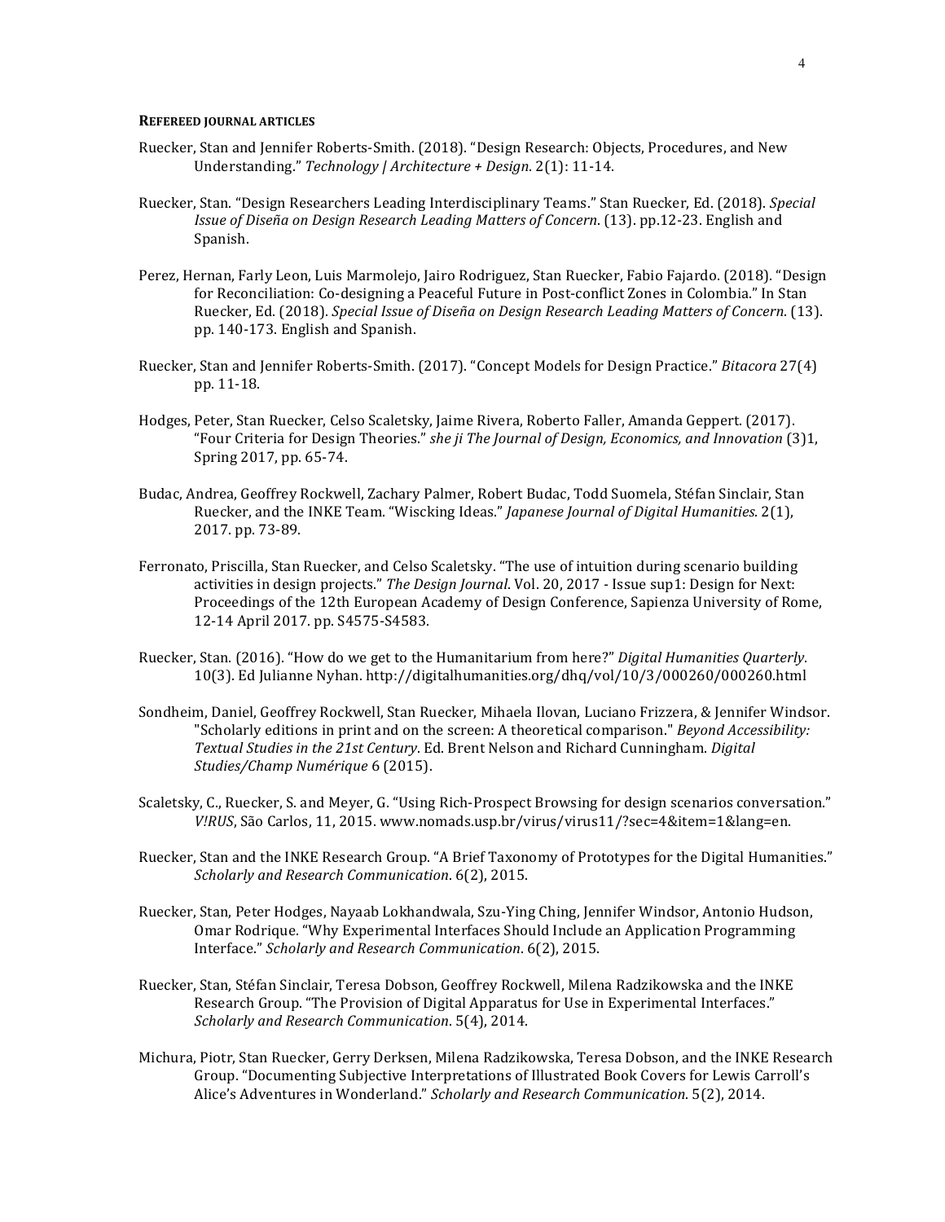**REFEREED JOURNAL ARTICLES**

Ruecker, Stan and Jennifer Roberts-Smith. (2018). "Design Research: Objects, Procedures, and New Understanding." *Technology | Architecture + Design*. 2(1): 11-14.

Ruecker, Stan. "Design Researchers Leading Interdisciplinary Teams." Stan Ruecker, Ed. (2018). *Special Issue of Diseña on Design Research Leading Matters of Concern*. (13). pp.12-23. English and Spanish.

Perez, Hernan, Farly Leon, Luis Marmolejo, Jairo Rodriguez, Stan Ruecker, Fabio Fajardo. (2018). "Design for Reconciliation: Co-designing a Peaceful Future in Post-conflict Zones in Colombia." In Stan Ruecker, Ed. (2018). *Special Issue of Diseña on Design Research Leading Matters of Concern*. (13). pp. 140-173. English and Spanish.

Ruecker, Stan and Jennifer Roberts-Smith. (2017). "Concept Models for Design Practice." *Bitacora* 27(4) pp. 11-18.

Hodges, Peter, Stan Ruecker, Celso Scaletsky, Jaime Rivera, Roberto Faller, Amanda Geppert. (2017). "Four Criteria for Design Theories." *she ji The Journal of Design, Economics, and Innovation* (3)1, Spring 2017, pp. 65-74.

Budac, Andrea, Geoffrey Rockwell, Zachary Palmer, Robert Budac, Todd Suomela, Stéfan Sinclair, Stan Ruecker, and the INKE Team. "Wiscking Ideas." *Japanese Journal of Digital Humanities*. 2(1), 2017. pp. 73-89.

Ferronato, Priscilla, Stan Ruecker, and Celso Scaletsky. "The use of intuition during scenario building activities in design projects." *The Design Journal*. Vol. 20, 2017 - Issue sup1: Design for Next: Proceedings of the 12th European Academy of Design Conference, Sapienza University of Rome, 12-14 April 2017. pp. S4575-S4583.

Ruecker, Stan. (2016). "How do we get to the Humanitarium from here?" *Digital Humanities Quarterly*. 10(3). Ed Julianne Nyhan. http://digitalhumanities.org/dhq/vol/10/3/000260/000260.html

Sondheim, Daniel, Geoffrey Rockwell, Stan Ruecker, Mihaela Ilovan, Luciano Frizzera, & Jennifer Windsor. "Scholarly editions in print and on the screen: A theoretical comparison." *Beyond Accessibility: Textual Studies in the 21st Century*. Ed. Brent Nelson and Richard Cunningham. *Digital Studies/Champ Numérique* 6 (2015).

Scaletsky, C., Ruecker, S. and Meyer, G. "Using Rich-Prospect Browsing for design scenarios conversation." *V!RUS*, São Carlos, 11, 2015. www.nomads.usp.br/virus/virus11/?sec=4&item=1&lang=en.

Ruecker, Stan and the INKE Research Group. "A Brief Taxonomy of Prototypes for the Digital Humanities." *Scholarly and Research Communication*. 6(2), 2015.

Ruecker, Stan, Peter Hodges, Nayaab Lokhandwala, Szu-Ying Ching, Jennifer Windsor, Antonio Hudson, Omar Rodrique. "Why Experimental Interfaces Should Include an Application Programming Interface." *Scholarly and Research Communication*. 6(2), 2015.

Ruecker, Stan, Stéfan Sinclair, Teresa Dobson, Geoffrey Rockwell, Milena Radzikowska and the INKE Research Group. "The Provision of Digital Apparatus for Use in Experimental Interfaces." *Scholarly and Research Communication*. 5(4), 2014.

Michura, Piotr, Stan Ruecker, Gerry Derksen, Milena Radzikowska, Teresa Dobson, and the INKE Research Group. "Documenting Subjective Interpretations of Illustrated Book Covers for Lewis Carroll's Alice's Adventures in Wonderland." *Scholarly and Research Communication*. 5(2), 2014.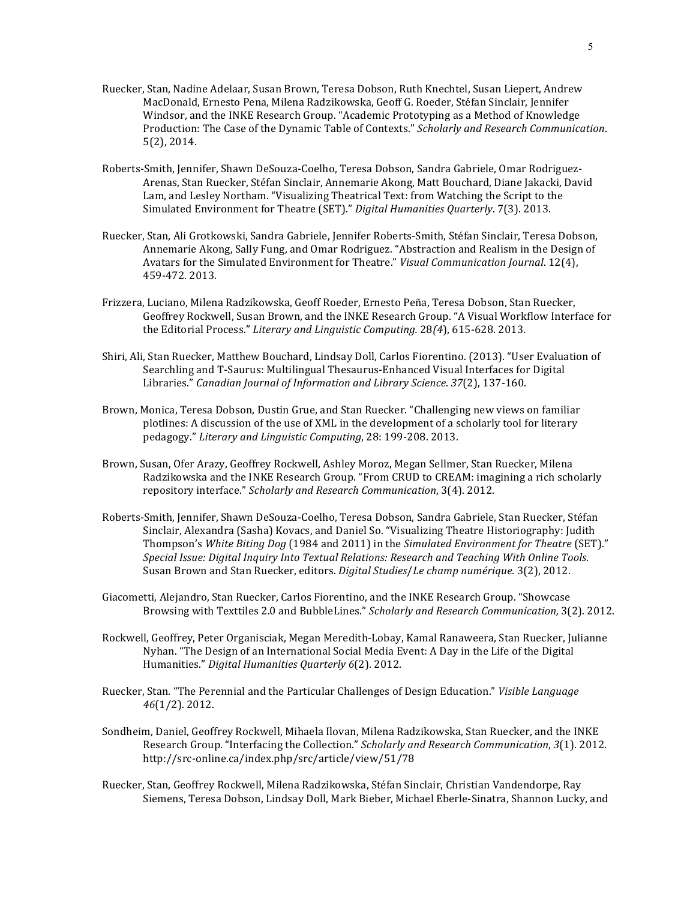Ruecker, Stan, Nadine Adelaar, Susan Brown, Teresa Dobson, Ruth Knechtel, Susan Liepert, Andrew MacDonald, Ernesto Pena, Milena Radzikowska, Geoff G. Roeder, Stéfan Sinclair, Jennifer Windsor, and the INKE Research Group. "Academic Prototyping as a Method of Knowledge Production: The Case of the Dynamic Table of Contexts." *Scholarly and Research Communication*. 5(2), 2014.

Roberts-Smith, Jennifer, Shawn DeSouza-Coelho, Teresa Dobson, Sandra Gabriele, Omar Rodriguez-Arenas, Stan Ruecker, Stéfan Sinclair, Annemarie Akong, Matt Bouchard, Diane Jakacki, David Lam, and Lesley Northam. "Visualizing Theatrical Text: from Watching the Script to the Simulated Environment for Theatre (SET)." *Digital Humanities Quarterly*. 7(3). 2013.

Ruecker, Stan, Ali Grotkowski, Sandra Gabriele, Jennifer Roberts-Smith, Stéfan Sinclair, Teresa Dobson, Annemarie Akong, Sally Fung, and Omar Rodriguez. "Abstraction and Realism in the Design of Avatars for the Simulated Environment for Theatre." *Visual Communication Journal*. 12(4), 459-472. 2013.

Frizzera, Luciano, Milena Radzikowska, Geoff Roeder, Ernesto Peña, Teresa Dobson, Stan Ruecker, Geoffrey Rockwell, Susan Brown, and the INKE Research Group. "A Visual Workflow Interface for the Editorial Process." *Literary and Linguistic Computing.* 28*(4*), 615-628. 2013.

Shiri, Ali, Stan Ruecker, Matthew Bouchard, Lindsay Doll, Carlos Fiorentino. (2013). "User Evaluation of Searchling and T-Saurus: Multilingual Thesaurus-Enhanced Visual Interfaces for Digital Libraries." *Canadian Journal of Information and Library Science*. *37*(2), 137-160.

Brown, Monica, Teresa Dobson, Dustin Grue, and Stan Ruecker. "Challenging new views on familiar plotlines: A discussion of the use of XML in the development of a scholarly tool for literary pedagogy." *Literary and Linguistic Computing*, 28: 199-208. 2013.

Brown, Susan, Ofer Arazy, Geoffrey Rockwell, Ashley Moroz, Megan Sellmer, Stan Ruecker, Milena Radzikowska and the INKE Research Group. "From CRUD to CREAM: imagining a rich scholarly repository interface." *Scholarly and Research Communication*, 3(4). 2012.

Roberts-Smith, Jennifer, Shawn DeSouza-Coelho, Teresa Dobson, Sandra Gabriele, Stan Ruecker, Stéfan Sinclair, Alexandra (Sasha) Kovacs, and Daniel So. "Visualizing Theatre Historiography: Judith Thompson's *White Biting Dog* (1984 and 2011) in the *Simulated Environment for Theatre* (SET)." *Special Issue: Digital Inquiry Into Textual Relations: Research and Teaching With Online Tools*. Susan Brown and Stan Ruecker, editors. *Digital Studies/Le champ numérique.* 3(2), 2012.

Giacometti, Alejandro, Stan Ruecker, Carlos Fiorentino, and the INKE Research Group. "Showcase Browsing with Texttiles 2.0 and BubbleLines." *Scholarly and Research Communication,* 3(2). 2012.

Rockwell, Geoffrey, Peter Organisciak, Megan Meredith-Lobay, Kamal Ranaweera, Stan Ruecker, Julianne Nyhan. "The Design of an International Social Media Event: A Day in the Life of the Digital Humanities." *Digital Humanities Quarterly 6*(2). 2012.

Ruecker, Stan. "The Perennial and the Particular Challenges of Design Education." *Visible Language 46*(1/2). 2012.

Sondheim, Daniel, Geoffrey Rockwell, Mihaela Ilovan, Milena Radzikowska, Stan Ruecker, and the INKE Research Group. "Interfacing the Collection." *Scholarly and Research Communication*, *3*(1). 2012. http://src-online.ca/index.php/src/article/view/51/78

Ruecker, Stan, Geoffrey Rockwell, Milena Radzikowska, Stéfan Sinclair, Christian Vandendorpe, Ray Siemens, Teresa Dobson, Lindsay Doll, Mark Bieber, Michael Eberle-Sinatra, Shannon Lucky, and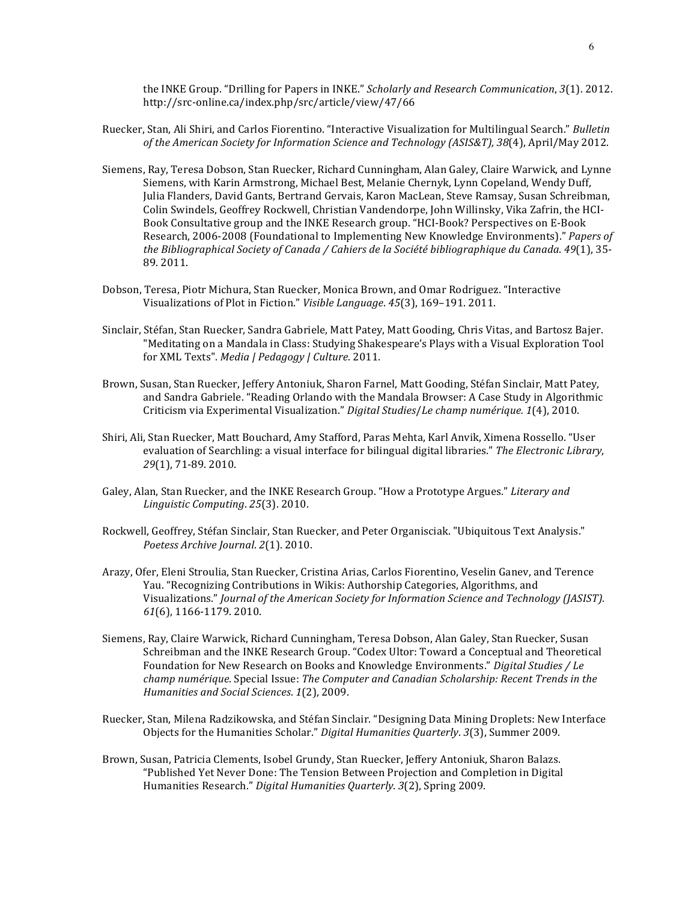the INKE Group. "Drilling for Papers in INKE." *Scholarly and Research Communication*, *3*(1). 2012. http://src-online.ca/index.php/src/article/view/47/66

Ruecker, Stan, Ali Shiri, and Carlos Fiorentino. "Interactive Visualization for Multilingual Search." *Bulletin of the American Society for Information Science and Technology (ASIS&T), 38*(4), April/May 2012.

Siemens, Ray, Teresa Dobson, Stan Ruecker, Richard Cunningham, Alan Galey, Claire Warwick, and Lynne Siemens, with Karin Armstrong, Michael Best, Melanie Chernyk, Lynn Copeland, Wendy Duff, Julia Flanders, David Gants, Bertrand Gervais, Karon MacLean, Steve Ramsay, Susan Schreibman, Colin Swindels, Geoffrey Rockwell, Christian Vandendorpe, John Willinsky, Vika Zafrin, the HCI-Book Consultative group and the INKE Research group. "HCI-Book? Perspectives on E-Book Research, 2006-2008 (Foundational to Implementing New Knowledge Environments)." *Papers of the Bibliographical Society of Canada / Cahiers de la Société bibliographique du Canada*. *49*(1), 35-89. 2011.

Dobson, Teresa, Piotr Michura, Stan Ruecker, Monica Brown, and Omar Rodriguez. "Interactive Visualizations of Plot in Fiction." *Visible Language*. *45*(3), 169–191. 2011.

Sinclair, Stéfan, Stan Ruecker, Sandra Gabriele, Matt Patey, Matt Gooding, Chris Vitas, and Bartosz Bajer. "Meditating on a Mandala in Class: Studying Shakespeare's Plays with a Visual Exploration Tool for XML Texts". *Media | Pedagogy | Culture*. 2011.

Brown, Susan, Stan Ruecker, Jeffery Antoniuk, Sharon Farnel, Matt Gooding, Stéfan Sinclair, Matt Patey, and Sandra Gabriele. "Reading Orlando with the Mandala Browser: A Case Study in Algorithmic Criticism via Experimental Visualization." *Digital Studies/Le champ numérique. 1*(4), 2010.

Shiri, Ali, Stan Ruecker, Matt Bouchard, Amy Stafford, Paras Mehta, Karl Anvik, Ximena Rossello. "User evaluation of Searchling: a visual interface for bilingual digital libraries." *The Electronic Library*, *29*(1), 71-89. 2010.

Galey, Alan, Stan Ruecker, and the INKE Research Group. "How a Prototype Argues." *Literary and Linguistic Computing*. *25*(3). 2010.

Rockwell, Geoffrey, Stéfan Sinclair, Stan Ruecker, and Peter Organisciak. "Ubiquitous Text Analysis." *Poetess Archive Journal*. *2*(1). 2010.

Arazy, Ofer, Eleni Stroulia, Stan Ruecker, Cristina Arias, Carlos Fiorentino, Veselin Ganev, and Terence Yau. "Recognizing Contributions in Wikis: Authorship Categories, Algorithms, and Visualizations." *Journal of the American Society for Information Science and Technology (JASIST). 61*(6), 1166-1179. 2010.

Siemens, Ray, Claire Warwick, Richard Cunningham, Teresa Dobson, Alan Galey, Stan Ruecker, Susan Schreibman and the INKE Research Group. "Codex Ultor: Toward a Conceptual and Theoretical Foundation for New Research on Books and Knowledge Environments." *Digital Studies / Le champ numérique*. Special Issue: *The Computer and Canadian Scholarship: Recent Trends in the Humanities and Social Sciences. 1*(2), 2009.

Ruecker, Stan, Milena Radzikowska, and Stéfan Sinclair. "Designing Data Mining Droplets: New Interface Objects for the Humanities Scholar." *Digital Humanities Quarterly*. *3*(3), Summer 2009.

Brown, Susan, Patricia Clements, Isobel Grundy, Stan Ruecker, Jeffery Antoniuk, Sharon Balazs. "Published Yet Never Done: The Tension Between Projection and Completion in Digital Humanities Research." *Digital Humanities Quarterly*. *3*(2), Spring 2009.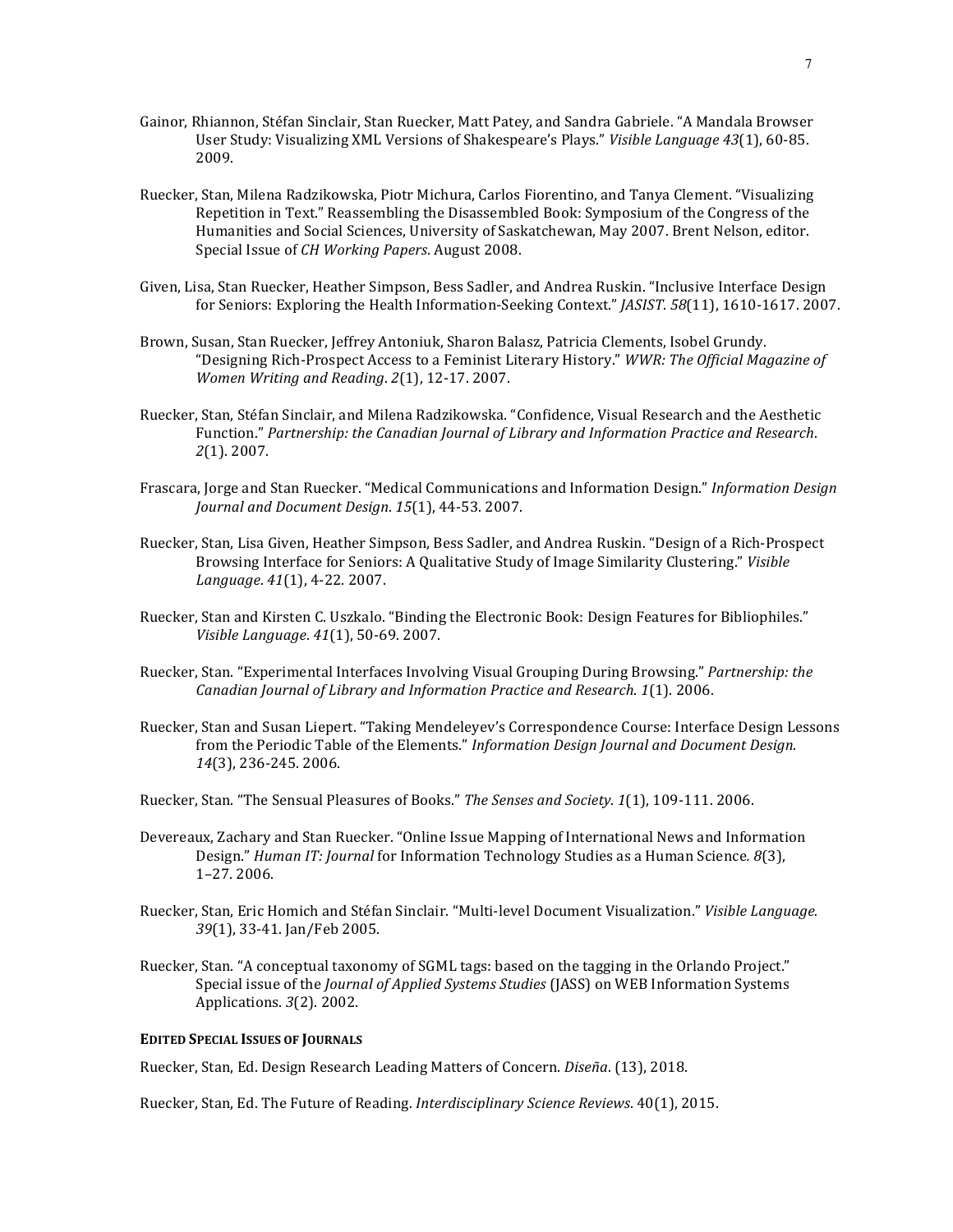Gainor, Rhiannon, Stéfan Sinclair, Stan Ruecker, Matt Patey, and Sandra Gabriele. "A Mandala Browser User Study: Visualizing XML Versions of Shakespeare's Plays." *Visible Language 43*(1), 60-85. 2009.

Ruecker, Stan, Milena Radzikowska, Piotr Michura, Carlos Fiorentino, and Tanya Clement. "Visualizing Repetition in Text." Reassembling the Disassembled Book: Symposium of the Congress of the Humanities and Social Sciences, University of Saskatchewan, May 2007. Brent Nelson, editor. Special Issue of *CH Working Papers*. August 2008.

Given, Lisa, Stan Ruecker, Heather Simpson, Bess Sadler, and Andrea Ruskin. "Inclusive Interface Design for Seniors: Exploring the Health Information-Seeking Context." *JASIST*. *58*(11), 1610-1617. 2007.

Brown, Susan, Stan Ruecker, Jeffrey Antoniuk, Sharon Balasz, Patricia Clements, Isobel Grundy. "Designing Rich-Prospect Access to a Feminist Literary History." *WWR: The Official Magazine of Women Writing and Reading*. *2*(1), 12-17. 2007.

Ruecker, Stan, Stéfan Sinclair, and Milena Radzikowska. "Confidence, Visual Research and the Aesthetic Function." *Partnership: the Canadian Journal of Library and Information Practice and Research*. *2*(1). 2007.

Frascara, Jorge and Stan Ruecker. "Medical Communications and Information Design." *Information Design Journal and Document Design*. *15*(1), 44-53. 2007.

Ruecker, Stan, Lisa Given, Heather Simpson, Bess Sadler, and Andrea Ruskin. "Design of a Rich-Prospect Browsing Interface for Seniors: A Qualitative Study of Image Similarity Clustering." *Visible Language*. *41*(1), 4-22. 2007.

Ruecker, Stan and Kirsten C. Uszkalo. "Binding the Electronic Book: Design Features for Bibliophiles." *Visible Language*. *41*(1), 50-69. 2007.

Ruecker, Stan. "Experimental Interfaces Involving Visual Grouping During Browsing." *Partnership: the Canadian Journal of Library and Information Practice and Research*. *1*(1). 2006.

Ruecker, Stan and Susan Liepert. "Taking Mendeleyev's Correspondence Course: Interface Design Lessons from the Periodic Table of the Elements." *Information Design Journal and Document Design*. *14*(3), 236-245. 2006.

Ruecker, Stan. "The Sensual Pleasures of Books." *The Senses and Society*. *1*(1), 109-111. 2006.

Devereaux, Zachary and Stan Ruecker. "Online Issue Mapping of International News and Information Design." *Human IT: Journal* for Information Technology Studies as a Human Science*. 8*(3), 1–27. 2006.

Ruecker, Stan, Eric Homich and Stéfan Sinclair. "Multi-level Document Visualization." *Visible Language. 39*(1), 33-41. Jan/Feb 2005.

Ruecker, Stan. "A conceptual taxonomy of SGML tags: based on the tagging in the Orlando Project." Special issue of the *Journal of Applied Systems Studies* (JASS) on WEB Information Systems Applications. *3*(2). 2002.

**EDITED SPECIAL ISSUES OF JOURNALS**

Ruecker, Stan, Ed. Design Research Leading Matters of Concern. *Diseña*. (13), 2018.

Ruecker, Stan, Ed. The Future of Reading. *Interdisciplinary Science Reviews*. 40(1), 2015.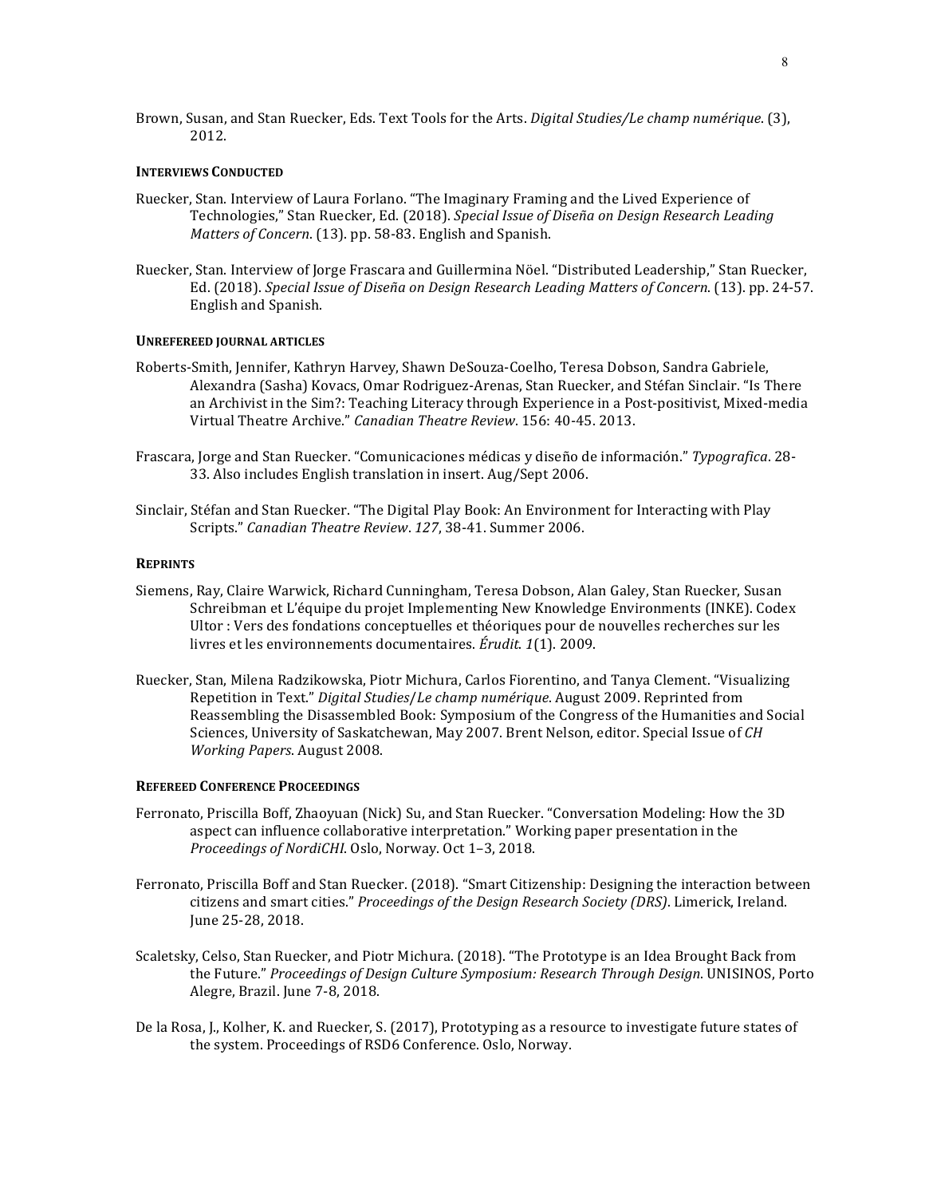Brown, Susan, and Stan Ruecker, Eds. Text Tools for the Arts. *Digital Studies/Le champ numérique*. (3), 2012.

#### INTERVIEWS CONDUCTED

Ruecker, Stan. Interview of Laura Forlano. "The Imaginary Framing and the Lived Experience of Technologies," Stan Ruecker, Ed. (2018). *Special Issue of Diseña on Design Research Leading Matters of Concern*. (13). pp. 58-83. English and Spanish.

Ruecker, Stan. Interview of Jorge Frascara and Guillermina Nöel. "Distributed Leadership," Stan Ruecker, Ed. (2018). *Special Issue of Diseña on Design Research Leading Matters of Concern*. (13). pp. 24-57. English and Spanish.

#### UNREFEREED JOURNAL ARTICLES

Roberts-Smith, Jennifer, Kathryn Harvey, Shawn DeSouza-Coelho, Teresa Dobson, Sandra Gabriele, Alexandra (Sasha) Kovacs, Omar Rodriguez-Arenas, Stan Ruecker, and Stéfan Sinclair. "Is There an Archivist in the Sim?: Teaching Literacy through Experience in a Post-positivist, Mixed-media Virtual Theatre Archive." *Canadian Theatre Review*. 156: 40-45. 2013.

Frascara, Jorge and Stan Ruecker. "Comunicaciones médicas y diseño de información." *Typografica*. 28-33. Also includes English translation in insert. Aug/Sept 2006.

Sinclair, Stéfan and Stan Ruecker. "The Digital Play Book: An Environment for Interacting with Play Scripts." *Canadian Theatre Review*. *127*, 38-41. Summer 2006.

#### REPRINTS

Siemens, Ray, Claire Warwick, Richard Cunningham, Teresa Dobson, Alan Galey, Stan Ruecker, Susan Schreibman et L'équipe du projet Implementing New Knowledge Environments (INKE). Codex Ultor : Vers des fondations conceptuelles et théoriques pour de nouvelles recherches sur les livres et les environnements documentaires. *Érudit*. *1*(1). 2009.

Ruecker, Stan, Milena Radzikowska, Piotr Michura, Carlos Fiorentino, and Tanya Clement. "Visualizing Repetition in Text." *Digital Studies/Le champ numérique*. August 2009. Reprinted from Reassembling the Disassembled Book: Symposium of the Congress of the Humanities and Social Sciences, University of Saskatchewan, May 2007. Brent Nelson, editor. Special Issue of *CH Working Papers*. August 2008.

#### REFEREED CONFERENCE PROCEEDINGS

Ferronato, Priscilla Boff, Zhaoyuan (Nick) Su, and Stan Ruecker. "Conversation Modeling: How the 3D aspect can influence collaborative interpretation." Working paper presentation in the *Proceedings of NordiCHI*. Oslo, Norway. Oct 1–3, 2018.

Ferronato, Priscilla Boff and Stan Ruecker. (2018). "Smart Citizenship: Designing the interaction between citizens and smart cities." *Proceedings of the Design Research Society (DRS)*. Limerick, Ireland. June 25-28, 2018.

Scaletsky, Celso, Stan Ruecker, and Piotr Michura. (2018). "The Prototype is an Idea Brought Back from the Future." *Proceedings of Design Culture Symposium: Research Through Design*. UNISINOS, Porto Alegre, Brazil. June 7-8, 2018.

De la Rosa, J., Kolher, K. and Ruecker, S. (2017), Prototyping as a resource to investigate future states of the system. Proceedings of RSD6 Conference. Oslo, Norway.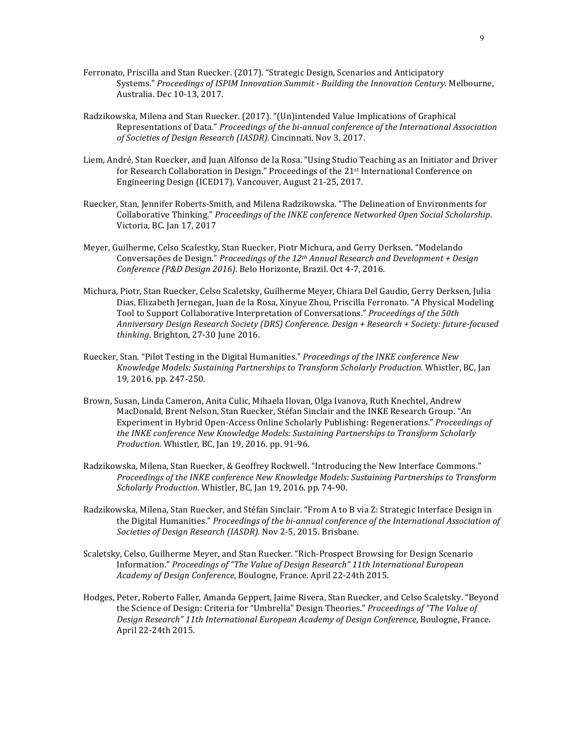Ferronato, Priscilla and Stan Ruecker. (2017). "Strategic Design, Scenarios and Anticipatory Systems." *Proceedings of ISPIM Innovation Summit - Building the Innovation Century.* Melbourne, Australia. Dec 10-13, 2017.

Radzikowska, Milena and Stan Ruecker. (2017). "(Un)intended Value Implications of Graphical Representations of Data." *Proceedings of the bi-annual conference of the International Association of Societies of Design Research (IASDR).* Cincinnati. Nov 3, 2017.

Liem, André, Stan Ruecker, and Juan Alfonso de la Rosa. "Using Studio Teaching as an Initiator and Driver for Research Collaboration in Design." Proceedings of the 21st International Conference on Engineering Design (ICED17). Vancouver, August 21-25, 2017.

Ruecker, Stan, Jennifer Roberts-Smith, and Milena Radzikowska. "The Delineation of Environments for Collaborative Thinking." *Proceedings of the INKE conference Networked Open Social Scholarship*. Victoria, BC. Jan 17, 2017

Meyer, Guilherme, Celso Scalestky, Stan Ruecker, Piotr Michura, and Gerry Derksen. "Modelando Conversações de Design." *Proceedings of the 12th Annual Research and Development + Design Conference (P&D Design 2016).* Belo Horizonte, Brazil. Oct 4-7, 2016.

Michura, Piotr, Stan Ruecker, Celso Scaletsky, Guilherme Meyer, Chiara Del Gaudio, Gerry Derksen, Julia Dias, Elizabeth Jernegan, Juan de la Rosa, Xinyue Zhou, Priscilla Ferronato. "A Physical Modeling Tool to Support Collaborative Interpretation of Conversations." *Proceedings of the 50th Anniversary Design Research Society (DRS) Conference. Design + Research + Society: future-focused thinking*. Brighton, 27-30 June 2016.

Ruecker, Stan. "Pilot Testing in the Digital Humanities." *Proceedings of the INKE conference New Knowledge Models: Sustaining Partnerships to Transform Scholarly Production.* Whistler, BC, Jan 19, 2016. pp. 247-250.

Brown, Susan, Linda Cameron, Anita Culic, Mihaela Ilovan, Olga Ivanova, Ruth Knechtel, Andrew MacDonald, Brent Nelson, Stan Ruecker, Stéfan Sinclair and the INKE Research Group. "An Experiment in Hybrid Open-Access Online Scholarly Publishing: Regenerations." *Proceedings of the INKE conference New Knowledge Models: Sustaining Partnerships to Transform Scholarly Production.* Whistler, BC, Jan 19, 2016. pp. 91-96.

Radzikowska, Milena, Stan Ruecker, & Geoffrey Rockwell. "Introducing the New Interface Commons." *Proceedings of the INKE conference New Knowledge Models: Sustaining Partnerships to Transform Scholarly Production.* Whistler, BC, Jan 19, 2016. pp. 74-90.

Radzikowska, Milena, Stan Ruecker, and Stéfan Sinclair. "From A to B via Z: Strategic Interface Design in the Digital Humanities." *Proceedings of the bi-annual conference of the International Association of Societies of Design Research (IASDR).* Nov 2-5, 2015. Brisbane.

Scaletsky, Celso, Guilherme Meyer, and Stan Ruecker. "Rich-Prospect Browsing for Design Scenario Information." *Proceedings of "The Value of Design Research" 11th International European Academy of Design Conference*, Boulogne, France. April 22-24th 2015.

Hodges, Peter, Roberto Faller, Amanda Geppert, Jaime Rivera, Stan Ruecker, and Celso Scaletsky. "Beyond the Science of Design: Criteria for "Umbrella" Design Theories." *Proceedings of "The Value of Design Research" 11th International European Academy of Design Conference*, Boulogne, France. April 22-24th 2015.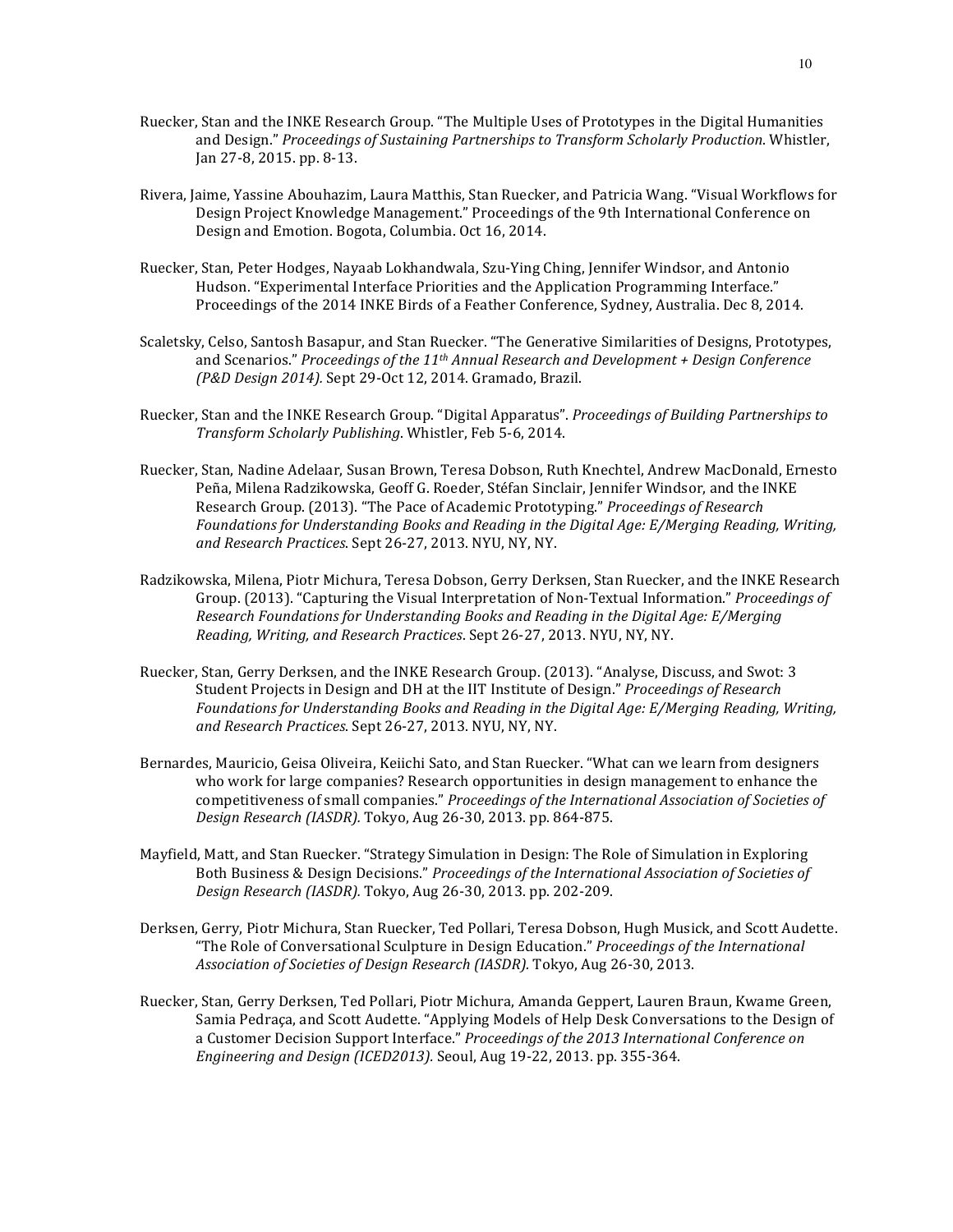Ruecker, Stan and the INKE Research Group. "The Multiple Uses of Prototypes in the Digital Humanities and Design." *Proceedings of Sustaining Partnerships to Transform Scholarly Production*. Whistler, Jan 27-8, 2015. pp. 8-13.

Rivera, Jaime, Yassine Abouhazim, Laura Matthis, Stan Ruecker, and Patricia Wang. "Visual Workflows for Design Project Knowledge Management." Proceedings of the 9th International Conference on Design and Emotion. Bogota, Columbia. Oct 16, 2014.

Ruecker, Stan, Peter Hodges, Nayaab Lokhandwala, Szu-Ying Ching, Jennifer Windsor, and Antonio Hudson. "Experimental Interface Priorities and the Application Programming Interface." Proceedings of the 2014 INKE Birds of a Feather Conference, Sydney, Australia. Dec 8, 2014.

Scaletsky, Celso, Santosh Basapur, and Stan Ruecker. "The Generative Similarities of Designs, Prototypes, and Scenarios." *Proceedings of the 11th Annual Research and Development + Design Conference (P&D Design 2014).* Sept 29-Oct 12, 2014. Gramado, Brazil.

Ruecker, Stan and the INKE Research Group. "Digital Apparatus". *Proceedings of Building Partnerships to Transform Scholarly Publishing*. Whistler, Feb 5-6, 2014.

Ruecker, Stan, Nadine Adelaar, Susan Brown, Teresa Dobson, Ruth Knechtel, Andrew MacDonald, Ernesto Peña, Milena Radzikowska, Geoff G. Roeder, Stéfan Sinclair, Jennifer Windsor, and the INKE Research Group. (2013). "The Pace of Academic Prototyping." *Proceedings of Research Foundations for Understanding Books and Reading in the Digital Age: E/Merging Reading, Writing, and Research Practices*. Sept 26-27, 2013. NYU, NY, NY.

Radzikowska, Milena, Piotr Michura, Teresa Dobson, Gerry Derksen, Stan Ruecker, and the INKE Research Group. (2013). "Capturing the Visual Interpretation of Non-Textual Information." *Proceedings of Research Foundations for Understanding Books and Reading in the Digital Age: E/Merging Reading, Writing, and Research Practices*. Sept 26-27, 2013. NYU, NY, NY.

Ruecker, Stan, Gerry Derksen, and the INKE Research Group. (2013). "Analyse, Discuss, and Swot: 3 Student Projects in Design and DH at the IIT Institute of Design." *Proceedings of Research Foundations for Understanding Books and Reading in the Digital Age: E/Merging Reading, Writing, and Research Practices*. Sept 26-27, 2013. NYU, NY, NY.

Bernardes, Mauricio, Geisa Oliveira, Keiichi Sato, and Stan Ruecker. "What can we learn from designers who work for large companies? Research opportunities in design management to enhance the competitiveness of small companies." *Proceedings of the International Association of Societies of Design Research (IASDR).* Tokyo, Aug 26-30, 2013. pp. 864-875.

Mayfield, Matt, and Stan Ruecker. "Strategy Simulation in Design: The Role of Simulation in Exploring Both Business & Design Decisions." *Proceedings of the International Association of Societies of Design Research (IASDR).* Tokyo, Aug 26-30, 2013. pp. 202-209.

Derksen, Gerry, Piotr Michura, Stan Ruecker, Ted Pollari, Teresa Dobson, Hugh Musick, and Scott Audette. "The Role of Conversational Sculpture in Design Education." *Proceedings of the International Association of Societies of Design Research (IASDR).* Tokyo, Aug 26-30, 2013.

Ruecker, Stan, Gerry Derksen, Ted Pollari, Piotr Michura, Amanda Geppert, Lauren Braun, Kwame Green, Samia Pedraça, and Scott Audette. "Applying Models of Help Desk Conversations to the Design of a Customer Decision Support Interface." *Proceedings of the 2013 International Conference on Engineering and Design (ICED2013).* Seoul, Aug 19-22, 2013. pp. 355-364.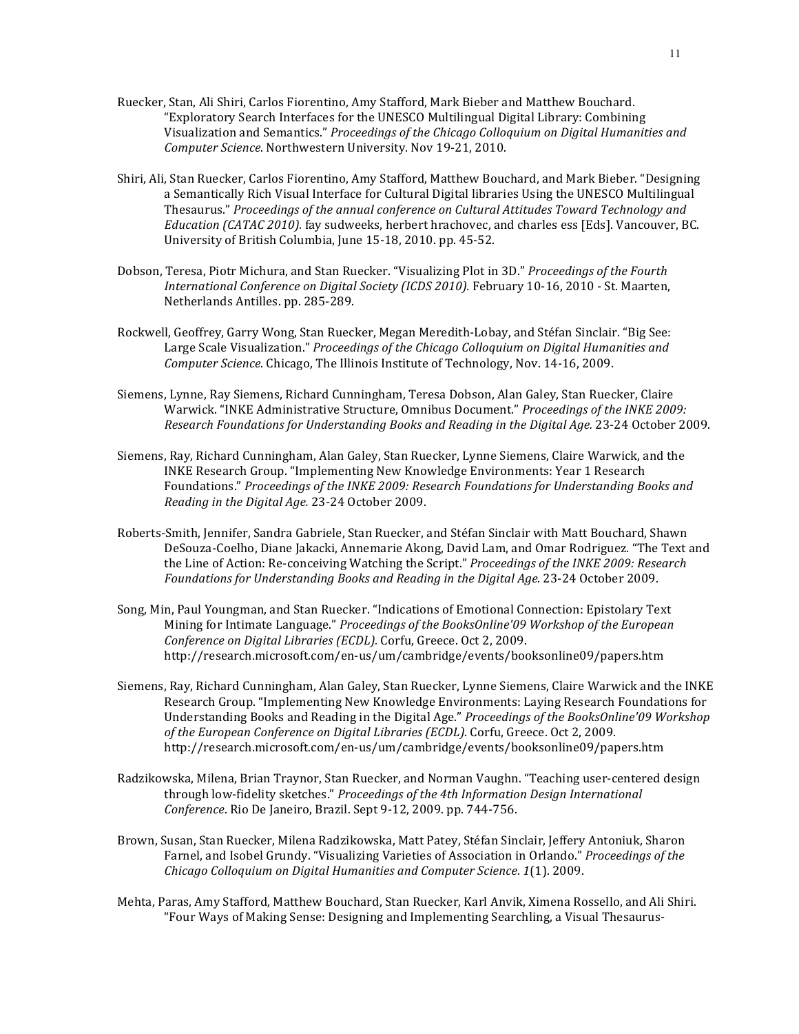Ruecker, Stan, Ali Shiri, Carlos Fiorentino, Amy Stafford, Mark Bieber and Matthew Bouchard. "Exploratory Search Interfaces for the UNESCO Multilingual Digital Library: Combining Visualization and Semantics." *Proceedings of the Chicago Colloquium on Digital Humanities and Computer Science*. Northwestern University. Nov 19-21, 2010.

Shiri, Ali, Stan Ruecker, Carlos Fiorentino, Amy Stafford, Matthew Bouchard, and Mark Bieber. "Designing a Semantically Rich Visual Interface for Cultural Digital libraries Using the UNESCO Multilingual Thesaurus." *Proceedings of the annual conference on Cultural Attitudes Toward Technology and Education (CATAC 2010).* fay sudweeks, herbert hrachovec, and charles ess [Eds]. Vancouver, BC. University of British Columbia, June 15-18, 2010. pp. 45-52.

Dobson, Teresa, Piotr Michura, and Stan Ruecker. "Visualizing Plot in 3D." *Proceedings of the Fourth International Conference on Digital Society (ICDS 2010).* February 10-16, 2010 - St. Maarten, Netherlands Antilles. pp. 285-289.

Rockwell, Geoffrey, Garry Wong, Stan Ruecker, Megan Meredith-Lobay, and Stéfan Sinclair. "Big See: Large Scale Visualization." *Proceedings of the Chicago Colloquium on Digital Humanities and Computer Science*. Chicago, The Illinois Institute of Technology, Nov. 14-16, 2009.

Siemens, Lynne, Ray Siemens, Richard Cunningham, Teresa Dobson, Alan Galey, Stan Ruecker, Claire Warwick. "INKE Administrative Structure, Omnibus Document." *Proceedings of the INKE 2009: Research Foundations for Understanding Books and Reading in the Digital Age.* 23-24 October 2009.

Siemens, Ray, Richard Cunningham, Alan Galey, Stan Ruecker, Lynne Siemens, Claire Warwick, and the INKE Research Group. "Implementing New Knowledge Environments: Year 1 Research Foundations." *Proceedings of the INKE 2009: Research Foundations for Understanding Books and Reading in the Digital Age.* 23-24 October 2009.

Roberts-Smith, Jennifer, Sandra Gabriele, Stan Ruecker, and Stéfan Sinclair with Matt Bouchard, Shawn DeSouza-Coelho, Diane Jakacki, Annemarie Akong, David Lam, and Omar Rodriguez. "The Text and the Line of Action: Re-conceiving Watching the Script." *Proceedings of the INKE 2009: Research Foundations for Understanding Books and Reading in the Digital Age*. 23-24 October 2009.

Song, Min, Paul Youngman, and Stan Ruecker. "Indications of Emotional Connection: Epistolary Text Mining for Intimate Language." *Proceedings of the BooksOnline'09 Workshop of the European Conference on Digital Libraries (ECDL).* Corfu, Greece. Oct 2, 2009. http://research.microsoft.com/en-us/um/cambridge/events/booksonline09/papers.htm

Siemens, Ray, Richard Cunningham, Alan Galey, Stan Ruecker, Lynne Siemens, Claire Warwick and the INKE Research Group. "Implementing New Knowledge Environments: Laying Research Foundations for Understanding Books and Reading in the Digital Age." *Proceedings of the BooksOnline'09 Workshop of the European Conference on Digital Libraries (ECDL).* Corfu, Greece. Oct 2, 2009. http://research.microsoft.com/en-us/um/cambridge/events/booksonline09/papers.htm

Radzikowska, Milena, Brian Traynor, Stan Ruecker, and Norman Vaughn. "Teaching user-centered design through low-fidelity sketches." *Proceedings of the 4th Information Design International Conference*. Rio De Janeiro, Brazil. Sept 9-12, 2009. pp. 744-756.

Brown, Susan, Stan Ruecker, Milena Radzikowska, Matt Patey, Stéfan Sinclair, Jeffery Antoniuk, Sharon Farnel, and Isobel Grundy. "Visualizing Varieties of Association in Orlando." *Proceedings of the Chicago Colloquium on Digital Humanities and Computer Science*. *1*(1). 2009.

Mehta, Paras, Amy Stafford, Matthew Bouchard, Stan Ruecker, Karl Anvik, Ximena Rossello, and Ali Shiri. "Four Ways of Making Sense: Designing and Implementing Searchling, a Visual Thesaurus-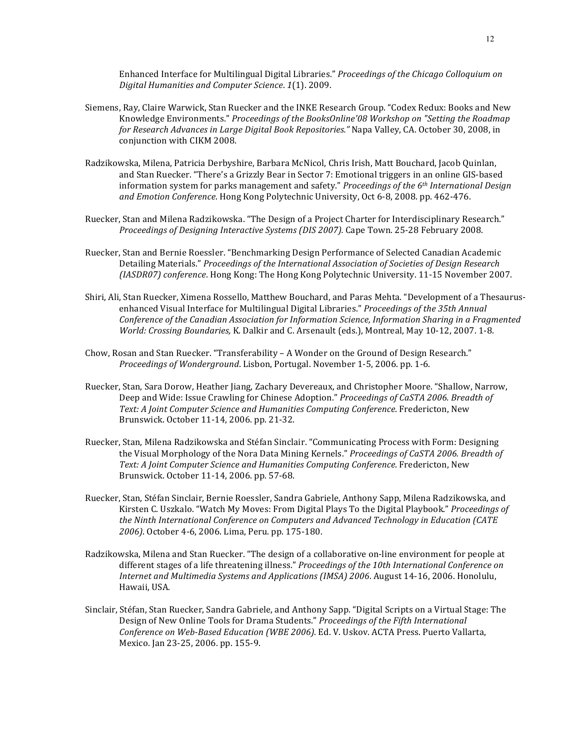Enhanced Interface for Multilingual Digital Libraries." *Proceedings of the Chicago Colloquium on Digital Humanities and Computer Science*. *1*(1). 2009.

Siemens, Ray, Claire Warwick, Stan Ruecker and the INKE Research Group. "Codex Redux: Books and New Knowledge Environments." *Proceedings of the BooksOnline'08 Workshop on "Setting the Roadmap for Research Advances in Large Digital Book Repositories."* Napa Valley, CA. October 30, 2008, in conjunction with CIKM 2008.

Radzikowska, Milena, Patricia Derbyshire, Barbara McNicol, Chris Irish, Matt Bouchard, Jacob Quinlan, and Stan Ruecker. "There's a Grizzly Bear in Sector 7: Emotional triggers in an online GIS-based information system for parks management and safety." *Proceedings of the 6th International Design and Emotion Conference*. Hong Kong Polytechnic University, Oct 6-8, 2008. pp. 462-476.

Ruecker, Stan and Milena Radzikowska. "The Design of a Project Charter for Interdisciplinary Research." *Proceedings of Designing Interactive Systems (DIS 2007).* Cape Town. 25-28 February 2008.

Ruecker, Stan and Bernie Roessler. "Benchmarking Design Performance of Selected Canadian Academic Detailing Materials." *Proceedings of the International Association of Societies of Design Research (IASDR07) conference*. Hong Kong: The Hong Kong Polytechnic University. 11-15 November 2007.

Shiri, Ali, Stan Ruecker, Ximena Rossello, Matthew Bouchard, and Paras Mehta. "Development of a Thesaurus-enhanced Visual Interface for Multilingual Digital Libraries." *Proceedings of the 35th Annual Conference of the Canadian Association for Information Science, Information Sharing in a Fragmented World: Crossing Boundaries,* K. Dalkir and C. Arsenault (eds.), Montreal, May 10-12, 2007. 1-8.

Chow, Rosan and Stan Ruecker. "Transferability – A Wonder on the Ground of Design Research." *Proceedings of Wonderground*. Lisbon, Portugal. November 1-5, 2006. pp. 1-6.

Ruecker, Stan, Sara Dorow, Heather Jiang, Zachary Devereaux, and Christopher Moore. "Shallow, Narrow, Deep and Wide: Issue Crawling for Chinese Adoption." *Proceedings of CaSTA 2006. Breadth of Text: A Joint Computer Science and Humanities Computing Conference*. Fredericton, New Brunswick. October 11-14, 2006. pp. 21-32.

Ruecker, Stan, Milena Radzikowska and Stéfan Sinclair. "Communicating Process with Form: Designing the Visual Morphology of the Nora Data Mining Kernels." *Proceedings of CaSTA 2006. Breadth of Text: A Joint Computer Science and Humanities Computing Conference*. Fredericton, New Brunswick. October 11-14, 2006. pp. 57-68.

Ruecker, Stan, Stéfan Sinclair, Bernie Roessler, Sandra Gabriele, Anthony Sapp, Milena Radzikowska, and Kirsten C. Uszkalo. "Watch My Moves: From Digital Plays To the Digital Playbook." *Proceedings of the Ninth International Conference on Computers and Advanced Technology in Education (CATE 2006)*. October 4-6, 2006. Lima, Peru. pp. 175-180.

Radzikowska, Milena and Stan Ruecker. "The design of a collaborative on-line environment for people at different stages of a life threatening illness." *Proceedings of the 10th International Conference on Internet and Multimedia Systems and Applications (IMSA) 2006*. August 14-16, 2006. Honolulu, Hawaii, USA.

Sinclair, Stéfan, Stan Ruecker, Sandra Gabriele, and Anthony Sapp. "Digital Scripts on a Virtual Stage: The Design of New Online Tools for Drama Students." *Proceedings of the Fifth International Conference on Web-Based Education (WBE 2006)*. Ed. V. Uskov. ACTA Press. Puerto Vallarta, Mexico. Jan 23-25, 2006. pp. 155-9.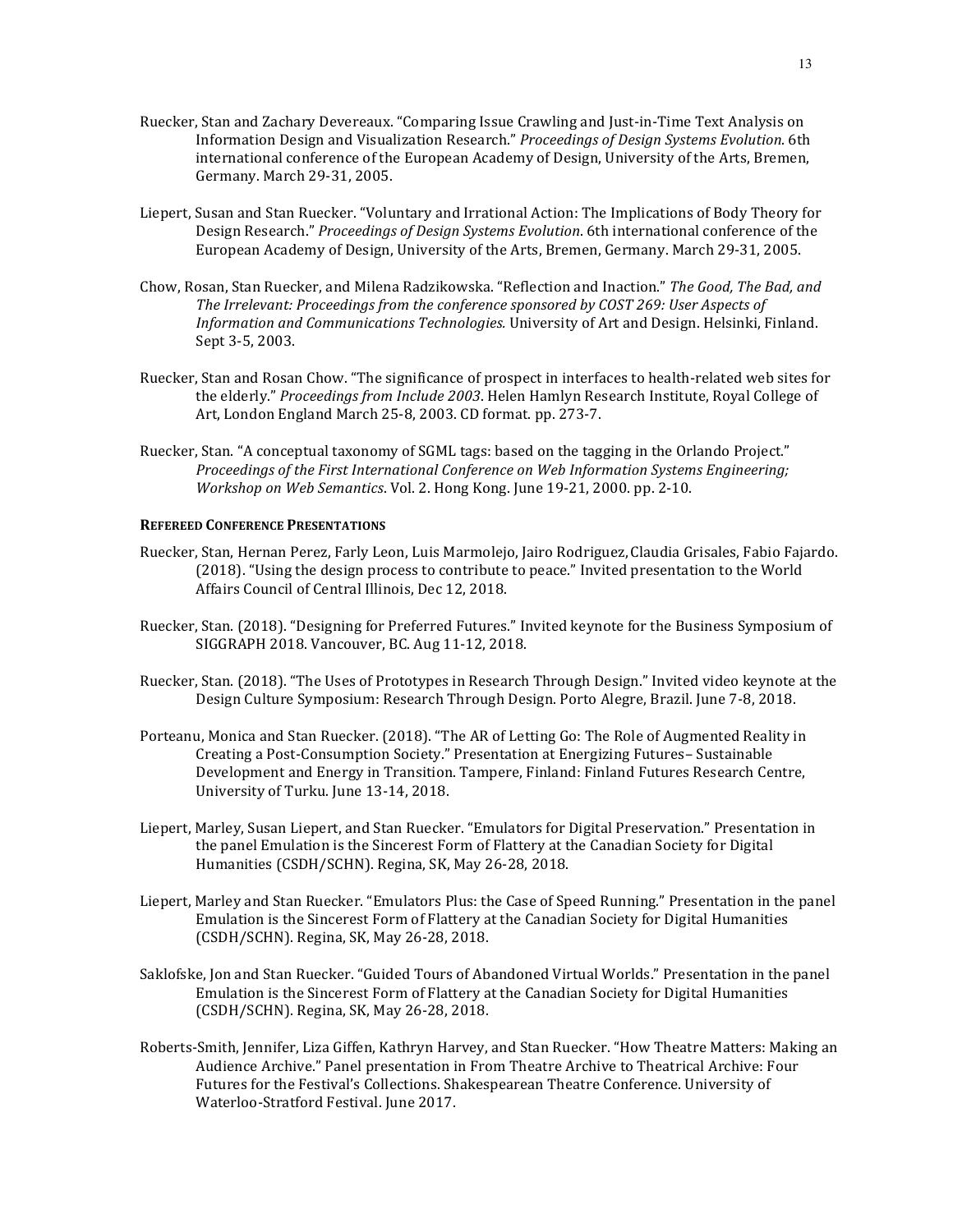Ruecker, Stan and Zachary Devereaux. "Comparing Issue Crawling and Just-in-Time Text Analysis on Information Design and Visualization Research." *Proceedings of Design Systems Evolution*. 6th international conference of the European Academy of Design, University of the Arts, Bremen, Germany. March 29-31, 2005.

Liepert, Susan and Stan Ruecker. "Voluntary and Irrational Action: The Implications of Body Theory for Design Research." *Proceedings of Design Systems Evolution*. 6th international conference of the European Academy of Design, University of the Arts, Bremen, Germany. March 29-31, 2005.

Chow, Rosan, Stan Ruecker, and Milena Radzikowska. "Reflection and Inaction." *The Good, The Bad, and The Irrelevant: Proceedings from the conference sponsored by COST 269: User Aspects of Information and Communications Technologies.* University of Art and Design. Helsinki, Finland. Sept 3-5, 2003.

Ruecker, Stan and Rosan Chow. "The significance of prospect in interfaces to health-related web sites for the elderly." *Proceedings from Include 2003*. Helen Hamlyn Research Institute, Royal College of Art, London England March 25-8, 2003. CD format. pp. 273-7.

Ruecker, Stan. "A conceptual taxonomy of SGML tags: based on the tagging in the Orlando Project." *Proceedings of the First International Conference on Web Information Systems Engineering; Workshop on Web Semantics*. Vol. 2. Hong Kong. June 19-21, 2000. pp. 2-10.

#### Refereed Conference Presentations

Ruecker, Stan, Hernan Perez, Farly Leon, Luis Marmolejo, Jairo Rodriguez, Claudia Grisales, Fabio Fajardo. (2018). "Using the design process to contribute to peace." Invited presentation to the World Affairs Council of Central Illinois, Dec 12, 2018.

Ruecker, Stan. (2018). "Designing for Preferred Futures." Invited keynote for the Business Symposium of SIGGRAPH 2018. Vancouver, BC. Aug 11-12, 2018.

Ruecker, Stan. (2018). "The Uses of Prototypes in Research Through Design." Invited video keynote at the Design Culture Symposium: Research Through Design. Porto Alegre, Brazil. June 7-8, 2018.

Porteanu, Monica and Stan Ruecker. (2018). "The AR of Letting Go: The Role of Augmented Reality in Creating a Post-Consumption Society." Presentation at Energizing Futures– Sustainable Development and Energy in Transition. Tampere, Finland: Finland Futures Research Centre, University of Turku. June 13-14, 2018.

Liepert, Marley, Susan Liepert, and Stan Ruecker. "Emulators for Digital Preservation." Presentation in the panel Emulation is the Sincerest Form of Flattery at the Canadian Society for Digital Humanities (CSDH/SCHN). Regina, SK, May 26-28, 2018.

Liepert, Marley and Stan Ruecker. "Emulators Plus: the Case of Speed Running." Presentation in the panel Emulation is the Sincerest Form of Flattery at the Canadian Society for Digital Humanities (CSDH/SCHN). Regina, SK, May 26-28, 2018.

Saklofske, Jon and Stan Ruecker. "Guided Tours of Abandoned Virtual Worlds." Presentation in the panel Emulation is the Sincerest Form of Flattery at the Canadian Society for Digital Humanities (CSDH/SCHN). Regina, SK, May 26-28, 2018.

Roberts-Smith, Jennifer, Liza Giffen, Kathryn Harvey, and Stan Ruecker. "How Theatre Matters: Making an Audience Archive." Panel presentation in From Theatre Archive to Theatrical Archive: Four Futures for the Festival's Collections. Shakespearean Theatre Conference. University of Waterloo-Stratford Festival. June 2017.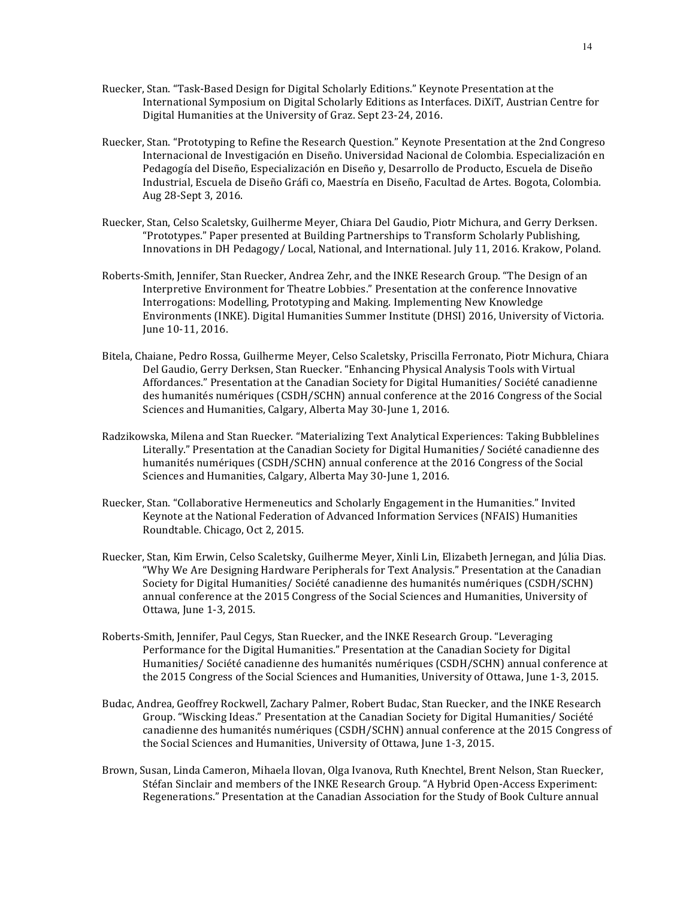Ruecker, Stan. "Task-Based Design for Digital Scholarly Editions." Keynote Presentation at the International Symposium on Digital Scholarly Editions as Interfaces. DiXiT, Austrian Centre for Digital Humanities at the University of Graz. Sept 23-24, 2016.

Ruecker, Stan. "Prototyping to Refine the Research Question." Keynote Presentation at the 2nd Congreso Internacional de Investigación en Diseño. Universidad Nacional de Colombia. Especialización en Pedagogía del Diseño, Especialización en Diseño y, Desarrollo de Producto, Escuela de Diseño Industrial, Escuela de Diseño Gráfi co, Maestría en Diseño, Facultad de Artes. Bogota, Colombia. Aug 28-Sept 3, 2016.

Ruecker, Stan, Celso Scaletsky, Guilherme Meyer, Chiara Del Gaudio, Piotr Michura, and Gerry Derksen. "Prototypes." Paper presented at Building Partnerships to Transform Scholarly Publishing, Innovations in DH Pedagogy/ Local, National, and International. July 11, 2016. Krakow, Poland.

Roberts-Smith, Jennifer, Stan Ruecker, Andrea Zehr, and the INKE Research Group. "The Design of an Interpretive Environment for Theatre Lobbies." Presentation at the conference Innovative Interrogations: Modelling, Prototyping and Making. Implementing New Knowledge Environments (INKE). Digital Humanities Summer Institute (DHSI) 2016, University of Victoria. June 10-11, 2016.

Bitela, Chaiane, Pedro Rossa, Guilherme Meyer, Celso Scaletsky, Priscilla Ferronato, Piotr Michura, Chiara Del Gaudio, Gerry Derksen, Stan Ruecker. "Enhancing Physical Analysis Tools with Virtual Affordances." Presentation at the Canadian Society for Digital Humanities/ Société canadienne des humanités numériques (CSDH/SCHN) annual conference at the 2016 Congress of the Social Sciences and Humanities, Calgary, Alberta May 30-June 1, 2016.

Radzikowska, Milena and Stan Ruecker. "Materializing Text Analytical Experiences: Taking Bubblelines Literally." Presentation at the Canadian Society for Digital Humanities/ Société canadienne des humanités numériques (CSDH/SCHN) annual conference at the 2016 Congress of the Social Sciences and Humanities, Calgary, Alberta May 30-June 1, 2016.

Ruecker, Stan. "Collaborative Hermeneutics and Scholarly Engagement in the Humanities." Invited Keynote at the National Federation of Advanced Information Services (NFAIS) Humanities Roundtable. Chicago, Oct 2, 2015.

Ruecker, Stan, Kim Erwin, Celso Scaletsky, Guilherme Meyer, Xinli Lin, Elizabeth Jernegan, and Júlia Dias. "Why We Are Designing Hardware Peripherals for Text Analysis." Presentation at the Canadian Society for Digital Humanities/ Société canadienne des humanités numériques (CSDH/SCHN) annual conference at the 2015 Congress of the Social Sciences and Humanities, University of Ottawa, June 1-3, 2015.

Roberts-Smith, Jennifer, Paul Cegys, Stan Ruecker, and the INKE Research Group. "Leveraging Performance for the Digital Humanities." Presentation at the Canadian Society for Digital Humanities/ Société canadienne des humanités numériques (CSDH/SCHN) annual conference at the 2015 Congress of the Social Sciences and Humanities, University of Ottawa, June 1-3, 2015.

Budac, Andrea, Geoffrey Rockwell, Zachary Palmer, Robert Budac, Stan Ruecker, and the INKE Research Group. "Wiscking Ideas." Presentation at the Canadian Society for Digital Humanities/ Société canadienne des humanités numériques (CSDH/SCHN) annual conference at the 2015 Congress of the Social Sciences and Humanities, University of Ottawa, June 1-3, 2015.

Brown, Susan, Linda Cameron, Mihaela Ilovan, Olga Ivanova, Ruth Knechtel, Brent Nelson, Stan Ruecker, Stéfan Sinclair and members of the INKE Research Group. "A Hybrid Open-Access Experiment: Regenerations." Presentation at the Canadian Association for the Study of Book Culture annual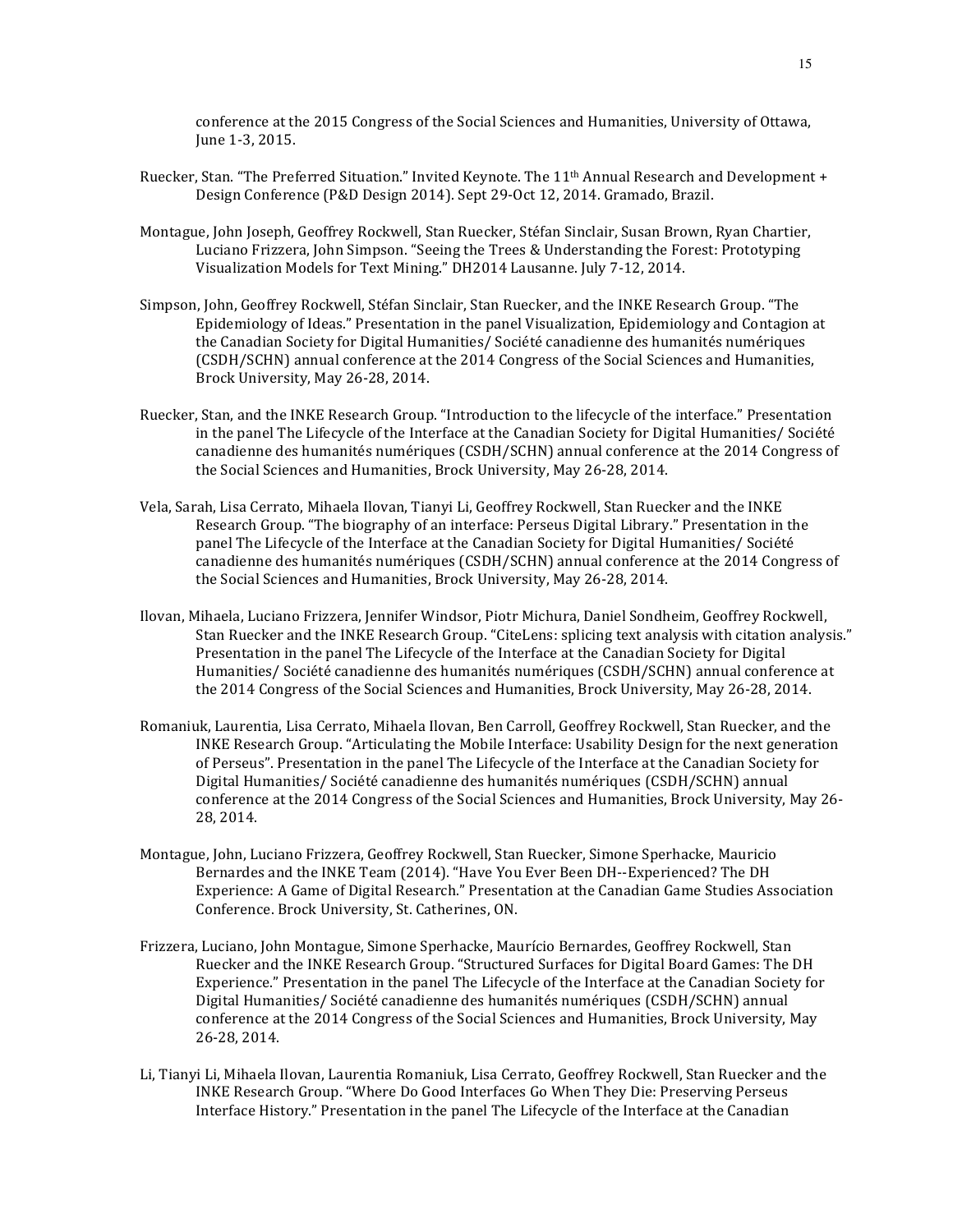conference at the 2015 Congress of the Social Sciences and Humanities, University of Ottawa, June 1-3, 2015.

Ruecker, Stan. "The Preferred Situation." Invited Keynote. The 11th Annual Research and Development + Design Conference (P&D Design 2014). Sept 29-Oct 12, 2014. Gramado, Brazil.

Montague, John Joseph, Geoffrey Rockwell, Stan Ruecker, Stéfan Sinclair, Susan Brown, Ryan Chartier, Luciano Frizzera, John Simpson. "Seeing the Trees & Understanding the Forest: Prototyping Visualization Models for Text Mining." DH2014 Lausanne. July 7-12, 2014.

Simpson, John, Geoffrey Rockwell, Stéfan Sinclair, Stan Ruecker, and the INKE Research Group. "The Epidemiology of Ideas." Presentation in the panel Visualization, Epidemiology and Contagion at the Canadian Society for Digital Humanities/ Société canadienne des humanités numériques (CSDH/SCHN) annual conference at the 2014 Congress of the Social Sciences and Humanities, Brock University, May 26-28, 2014.

Ruecker, Stan, and the INKE Research Group. "Introduction to the lifecycle of the interface." Presentation in the panel The Lifecycle of the Interface at the Canadian Society for Digital Humanities/ Société canadienne des humanités numériques (CSDH/SCHN) annual conference at the 2014 Congress of the Social Sciences and Humanities, Brock University, May 26-28, 2014.

Vela, Sarah, Lisa Cerrato, Mihaela Ilovan, Tianyi Li, Geoffrey Rockwell, Stan Ruecker and the INKE Research Group. "The biography of an interface: Perseus Digital Library." Presentation in the panel The Lifecycle of the Interface at the Canadian Society for Digital Humanities/ Société canadienne des humanités numériques (CSDH/SCHN) annual conference at the 2014 Congress of the Social Sciences and Humanities, Brock University, May 26-28, 2014.

Ilovan, Mihaela, Luciano Frizzera, Jennifer Windsor, Piotr Michura, Daniel Sondheim, Geoffrey Rockwell, Stan Ruecker and the INKE Research Group. "CiteLens: splicing text analysis with citation analysis." Presentation in the panel The Lifecycle of the Interface at the Canadian Society for Digital Humanities/ Société canadienne des humanités numériques (CSDH/SCHN) annual conference at the 2014 Congress of the Social Sciences and Humanities, Brock University, May 26-28, 2014.

Romaniuk, Laurentia, Lisa Cerrato, Mihaela Ilovan, Ben Carroll, Geoffrey Rockwell, Stan Ruecker, and the INKE Research Group. "Articulating the Mobile Interface: Usability Design for the next generation of Perseus". Presentation in the panel The Lifecycle of the Interface at the Canadian Society for Digital Humanities/ Société canadienne des humanités numériques (CSDH/SCHN) annual conference at the 2014 Congress of the Social Sciences and Humanities, Brock University, May 26-28, 2014.

Montague, John, Luciano Frizzera, Geoffrey Rockwell, Stan Ruecker, Simone Sperhacke, Mauricio Bernardes and the INKE Team (2014). "Have You Ever Been DH--Experienced? The DH Experience: A Game of Digital Research." Presentation at the Canadian Game Studies Association Conference. Brock University, St. Catherines, ON.

Frizzera, Luciano, John Montague, Simone Sperhacke, Maurício Bernardes, Geoffrey Rockwell, Stan Ruecker and the INKE Research Group. "Structured Surfaces for Digital Board Games: The DH Experience." Presentation in the panel The Lifecycle of the Interface at the Canadian Society for Digital Humanities/ Société canadienne des humanités numériques (CSDH/SCHN) annual conference at the 2014 Congress of the Social Sciences and Humanities, Brock University, May 26-28, 2014.

Li, Tianyi Li, Mihaela Ilovan, Laurentia Romaniuk, Lisa Cerrato, Geoffrey Rockwell, Stan Ruecker and the INKE Research Group. "Where Do Good Interfaces Go When They Die: Preserving Perseus Interface History." Presentation in the panel The Lifecycle of the Interface at the Canadian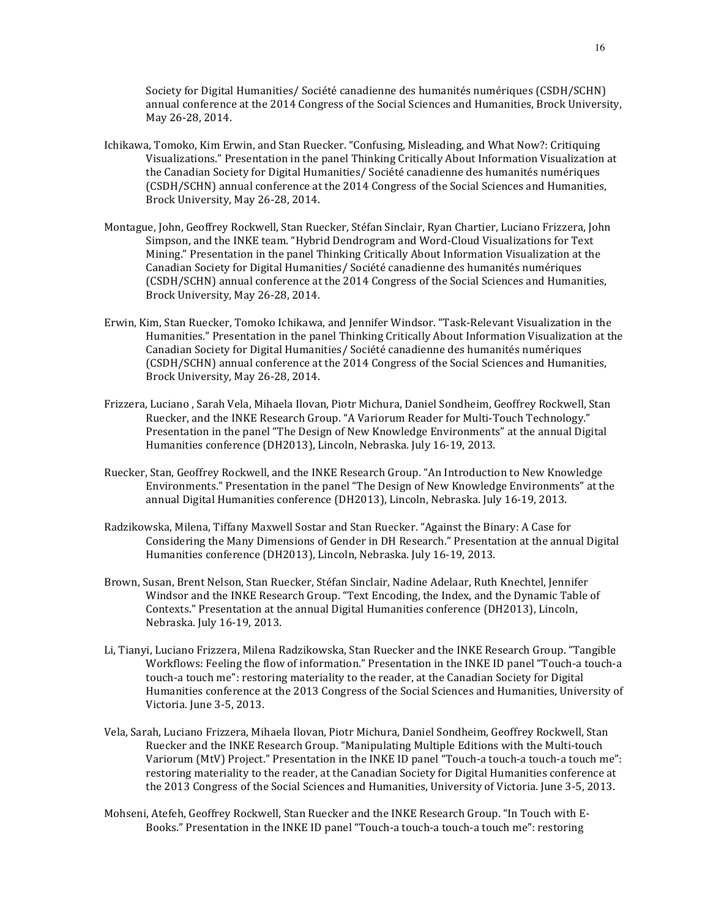Society for Digital Humanities/ Société canadienne des humanités numériques (CSDH/SCHN) annual conference at the 2014 Congress of the Social Sciences and Humanities, Brock University, May 26-28, 2014.

Ichikawa, Tomoko, Kim Erwin, and Stan Ruecker. "Confusing, Misleading, and What Now?: Critiquing Visualizations." Presentation in the panel Thinking Critically About Information Visualization at the Canadian Society for Digital Humanities/ Société canadienne des humanités numériques (CSDH/SCHN) annual conference at the 2014 Congress of the Social Sciences and Humanities, Brock University, May 26-28, 2014.

Montague, John, Geoffrey Rockwell, Stan Ruecker, Stéfan Sinclair, Ryan Chartier, Luciano Frizzera, John Simpson, and the INKE team. "Hybrid Dendrogram and Word-Cloud Visualizations for Text Mining." Presentation in the panel Thinking Critically About Information Visualization at the Canadian Society for Digital Humanities/ Société canadienne des humanités numériques (CSDH/SCHN) annual conference at the 2014 Congress of the Social Sciences and Humanities, Brock University, May 26-28, 2014.

Erwin, Kim, Stan Ruecker, Tomoko Ichikawa, and Jennifer Windsor. "Task-Relevant Visualization in the Humanities." Presentation in the panel Thinking Critically About Information Visualization at the Canadian Society for Digital Humanities/ Société canadienne des humanités numériques (CSDH/SCHN) annual conference at the 2014 Congress of the Social Sciences and Humanities, Brock University, May 26-28, 2014.

Frizzera, Luciano , Sarah Vela, Mihaela Ilovan, Piotr Michura, Daniel Sondheim, Geoffrey Rockwell, Stan Ruecker, and the INKE Research Group. "A Variorum Reader for Multi-Touch Technology." Presentation in the panel "The Design of New Knowledge Environments" at the annual Digital Humanities conference (DH2013), Lincoln, Nebraska. July 16-19, 2013.

Ruecker, Stan, Geoffrey Rockwell, and the INKE Research Group. "An Introduction to New Knowledge Environments." Presentation in the panel "The Design of New Knowledge Environments" at the annual Digital Humanities conference (DH2013), Lincoln, Nebraska. July 16-19, 2013.

Radzikowska, Milena, Tiffany Maxwell Sostar and Stan Ruecker. "Against the Binary: A Case for Considering the Many Dimensions of Gender in DH Research." Presentation at the annual Digital Humanities conference (DH2013), Lincoln, Nebraska. July 16-19, 2013.

Brown, Susan, Brent Nelson, Stan Ruecker, Stéfan Sinclair, Nadine Adelaar, Ruth Knechtel, Jennifer Windsor and the INKE Research Group. "Text Encoding, the Index, and the Dynamic Table of Contexts." Presentation at the annual Digital Humanities conference (DH2013), Lincoln, Nebraska. July 16-19, 2013.

Li, Tianyi, Luciano Frizzera, Milena Radzikowska, Stan Ruecker and the INKE Research Group. "Tangible Workflows: Feeling the flow of information." Presentation in the INKE ID panel "Touch-a touch-a touch-a touch me": restoring materiality to the reader, at the Canadian Society for Digital Humanities conference at the 2013 Congress of the Social Sciences and Humanities, University of Victoria. June 3-5, 2013.

Vela, Sarah, Luciano Frizzera, Mihaela Ilovan, Piotr Michura, Daniel Sondheim, Geoffrey Rockwell, Stan Ruecker and the INKE Research Group. "Manipulating Multiple Editions with the Multi-touch Variorum (MtV) Project." Presentation in the INKE ID panel "Touch-a touch-a touch-a touch me": restoring materiality to the reader, at the Canadian Society for Digital Humanities conference at the 2013 Congress of the Social Sciences and Humanities, University of Victoria. June 3-5, 2013.

Mohseni, Atefeh, Geoffrey Rockwell, Stan Ruecker and the INKE Research Group. "In Touch with E-Books." Presentation in the INKE ID panel "Touch-a touch-a touch-a touch me": restoring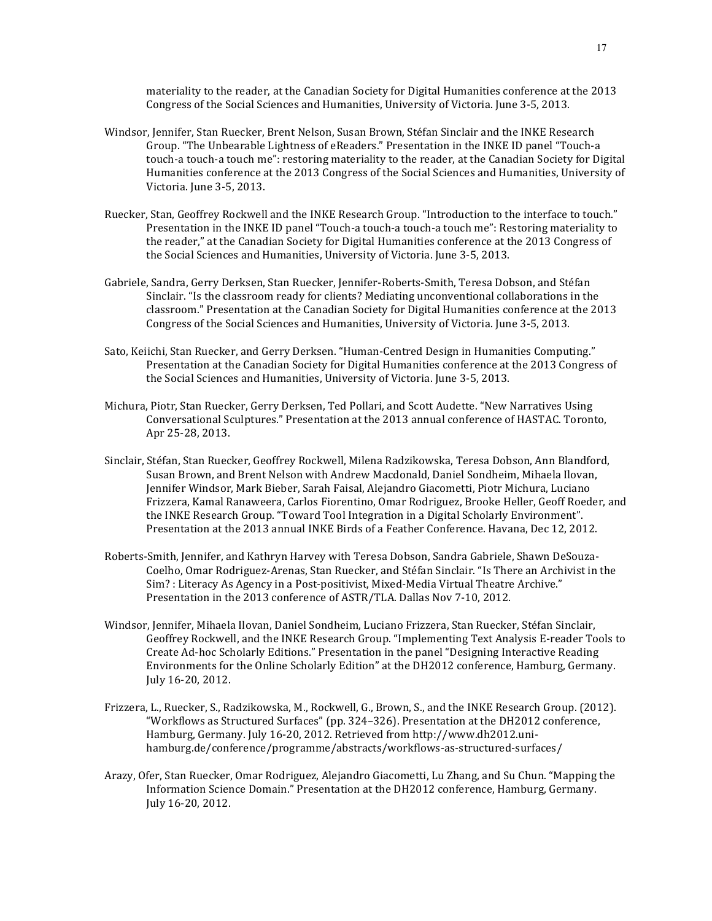materiality to the reader, at the Canadian Society for Digital Humanities conference at the 2013 Congress of the Social Sciences and Humanities, University of Victoria. June 3-5, 2013.

Windsor, Jennifer, Stan Ruecker, Brent Nelson, Susan Brown, Stéfan Sinclair and the INKE Research Group. "The Unbearable Lightness of eReaders." Presentation in the INKE ID panel "Touch-a touch-a touch-a touch me": restoring materiality to the reader, at the Canadian Society for Digital Humanities conference at the 2013 Congress of the Social Sciences and Humanities, University of Victoria. June 3-5, 2013.

Ruecker, Stan, Geoffrey Rockwell and the INKE Research Group. "Introduction to the interface to touch." Presentation in the INKE ID panel "Touch-a touch-a touch-a touch me": Restoring materiality to the reader," at the Canadian Society for Digital Humanities conference at the 2013 Congress of the Social Sciences and Humanities, University of Victoria. June 3-5, 2013.

Gabriele, Sandra, Gerry Derksen, Stan Ruecker, Jennifer-Roberts-Smith, Teresa Dobson, and Stéfan Sinclair. "Is the classroom ready for clients? Mediating unconventional collaborations in the classroom." Presentation at the Canadian Society for Digital Humanities conference at the 2013 Congress of the Social Sciences and Humanities, University of Victoria. June 3-5, 2013.

Sato, Keiichi, Stan Ruecker, and Gerry Derksen. "Human-Centred Design in Humanities Computing." Presentation at the Canadian Society for Digital Humanities conference at the 2013 Congress of the Social Sciences and Humanities, University of Victoria. June 3-5, 2013.

Michura, Piotr, Stan Ruecker, Gerry Derksen, Ted Pollari, and Scott Audette. "New Narratives Using Conversational Sculptures." Presentation at the 2013 annual conference of HASTAC. Toronto, Apr 25-28, 2013.

Sinclair, Stéfan, Stan Ruecker, Geoffrey Rockwell, Milena Radzikowska, Teresa Dobson, Ann Blandford, Susan Brown, and Brent Nelson with Andrew Macdonald, Daniel Sondheim, Mihaela Ilovan, Jennifer Windsor, Mark Bieber, Sarah Faisal, Alejandro Giacometti, Piotr Michura, Luciano Frizzera, Kamal Ranaweera, Carlos Fiorentino, Omar Rodriguez, Brooke Heller, Geoff Roeder, and the INKE Research Group. "Toward Tool Integration in a Digital Scholarly Environment". Presentation at the 2013 annual INKE Birds of a Feather Conference. Havana, Dec 12, 2012.

Roberts-Smith, Jennifer, and Kathryn Harvey with Teresa Dobson, Sandra Gabriele, Shawn DeSouza-Coelho, Omar Rodriguez-Arenas, Stan Ruecker, and Stéfan Sinclair. "Is There an Archivist in the Sim? : Literacy As Agency in a Post-positivist, Mixed-Media Virtual Theatre Archive." Presentation in the 2013 conference of ASTR/TLA. Dallas Nov 7-10, 2012.

Windsor, Jennifer, Mihaela Ilovan, Daniel Sondheim, Luciano Frizzera, Stan Ruecker, Stéfan Sinclair, Geoffrey Rockwell, and the INKE Research Group. "Implementing Text Analysis E-reader Tools to Create Ad-hoc Scholarly Editions." Presentation in the panel "Designing Interactive Reading Environments for the Online Scholarly Edition" at the DH2012 conference, Hamburg, Germany. July 16-20, 2012.

Frizzera, L., Ruecker, S., Radzikowska, M., Rockwell, G., Brown, S., and the INKE Research Group. (2012). "Workflows as Structured Surfaces" (pp. 324–326). Presentation at the DH2012 conference, Hamburg, Germany. July 16-20, 2012. Retrieved from http://www.dh2012.uni-hamburg.de/conference/programme/abstracts/workflows-as-structured-surfaces/

Arazy, Ofer, Stan Ruecker, Omar Rodriguez, Alejandro Giacometti, Lu Zhang, and Su Chun. "Mapping the Information Science Domain." Presentation at the DH2012 conference, Hamburg, Germany. July 16-20, 2012.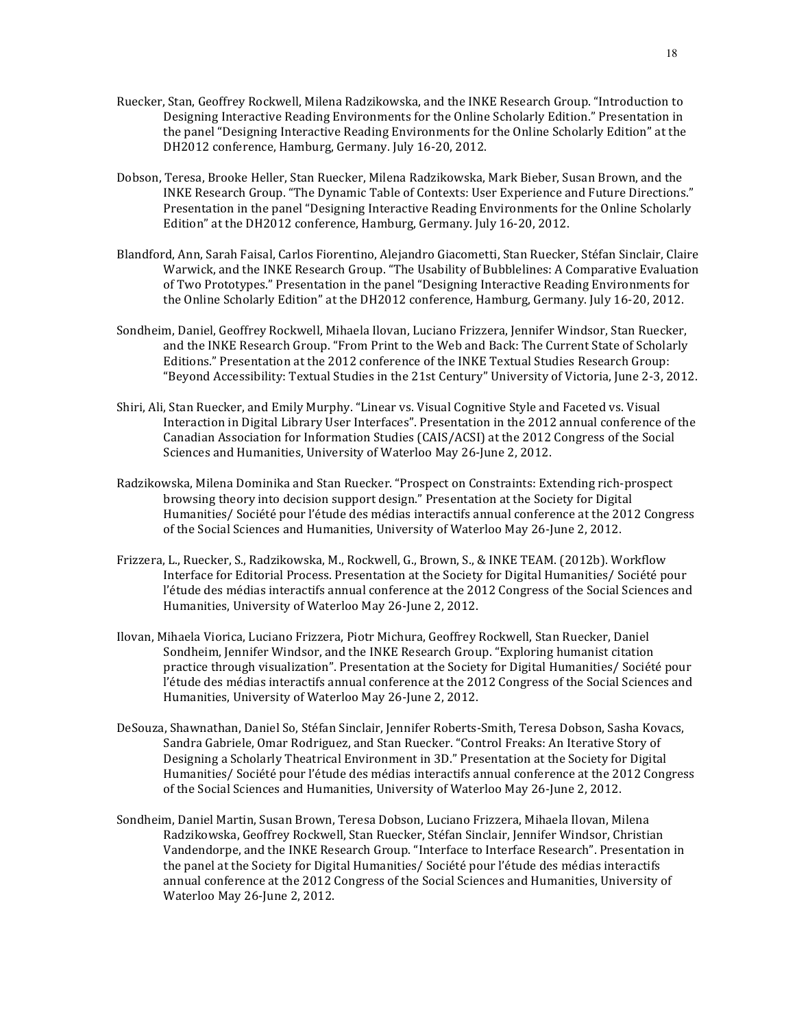Ruecker, Stan, Geoffrey Rockwell, Milena Radzikowska, and the INKE Research Group. "Introduction to Designing Interactive Reading Environments for the Online Scholarly Edition." Presentation in the panel "Designing Interactive Reading Environments for the Online Scholarly Edition" at the DH2012 conference, Hamburg, Germany. July 16-20, 2012.

Dobson, Teresa, Brooke Heller, Stan Ruecker, Milena Radzikowska, Mark Bieber, Susan Brown, and the INKE Research Group. "The Dynamic Table of Contexts: User Experience and Future Directions." Presentation in the panel "Designing Interactive Reading Environments for the Online Scholarly Edition" at the DH2012 conference, Hamburg, Germany. July 16-20, 2012.

Blandford, Ann, Sarah Faisal, Carlos Fiorentino, Alejandro Giacometti, Stan Ruecker, Stéfan Sinclair, Claire Warwick, and the INKE Research Group. "The Usability of Bubblelines: A Comparative Evaluation of Two Prototypes." Presentation in the panel "Designing Interactive Reading Environments for the Online Scholarly Edition" at the DH2012 conference, Hamburg, Germany. July 16-20, 2012.

Sondheim, Daniel, Geoffrey Rockwell, Mihaela Ilovan, Luciano Frizzera, Jennifer Windsor, Stan Ruecker, and the INKE Research Group. "From Print to the Web and Back: The Current State of Scholarly Editions." Presentation at the 2012 conference of the INKE Textual Studies Research Group: "Beyond Accessibility: Textual Studies in the 21st Century" University of Victoria, June 2-3, 2012.

Shiri, Ali, Stan Ruecker, and Emily Murphy. "Linear vs. Visual Cognitive Style and Faceted vs. Visual Interaction in Digital Library User Interfaces". Presentation in the 2012 annual conference of the Canadian Association for Information Studies (CAIS/ACSI) at the 2012 Congress of the Social Sciences and Humanities, University of Waterloo May 26-June 2, 2012.

Radzikowska, Milena Dominika and Stan Ruecker. "Prospect on Constraints: Extending rich-prospect browsing theory into decision support design." Presentation at the Society for Digital Humanities/ Société pour l'étude des médias interactifs annual conference at the 2012 Congress of the Social Sciences and Humanities, University of Waterloo May 26-June 2, 2012.

Frizzera, L., Ruecker, S., Radzikowska, M., Rockwell, G., Brown, S., & INKE TEAM. (2012b). Workflow Interface for Editorial Process. Presentation at the Society for Digital Humanities/ Société pour l'étude des médias interactifs annual conference at the 2012 Congress of the Social Sciences and Humanities, University of Waterloo May 26-June 2, 2012.

Ilovan, Mihaela Viorica, Luciano Frizzera, Piotr Michura, Geoffrey Rockwell, Stan Ruecker, Daniel Sondheim, Jennifer Windsor, and the INKE Research Group. "Exploring humanist citation practice through visualization". Presentation at the Society for Digital Humanities/ Société pour l'étude des médias interactifs annual conference at the 2012 Congress of the Social Sciences and Humanities, University of Waterloo May 26-June 2, 2012.

DeSouza, Shawnathan, Daniel So, Stéfan Sinclair, Jennifer Roberts-Smith, Teresa Dobson, Sasha Kovacs, Sandra Gabriele, Omar Rodriguez, and Stan Ruecker. "Control Freaks: An Iterative Story of Designing a Scholarly Theatrical Environment in 3D." Presentation at the Society for Digital Humanities/ Société pour l'étude des médias interactifs annual conference at the 2012 Congress of the Social Sciences and Humanities, University of Waterloo May 26-June 2, 2012.

Sondheim, Daniel Martin, Susan Brown, Teresa Dobson, Luciano Frizzera, Mihaela Ilovan, Milena Radzikowska, Geoffrey Rockwell, Stan Ruecker, Stéfan Sinclair, Jennifer Windsor, Christian Vandendorpe, and the INKE Research Group. "Interface to Interface Research". Presentation in the panel at the Society for Digital Humanities/ Société pour l'étude des médias interactifs annual conference at the 2012 Congress of the Social Sciences and Humanities, University of Waterloo May 26-June 2, 2012.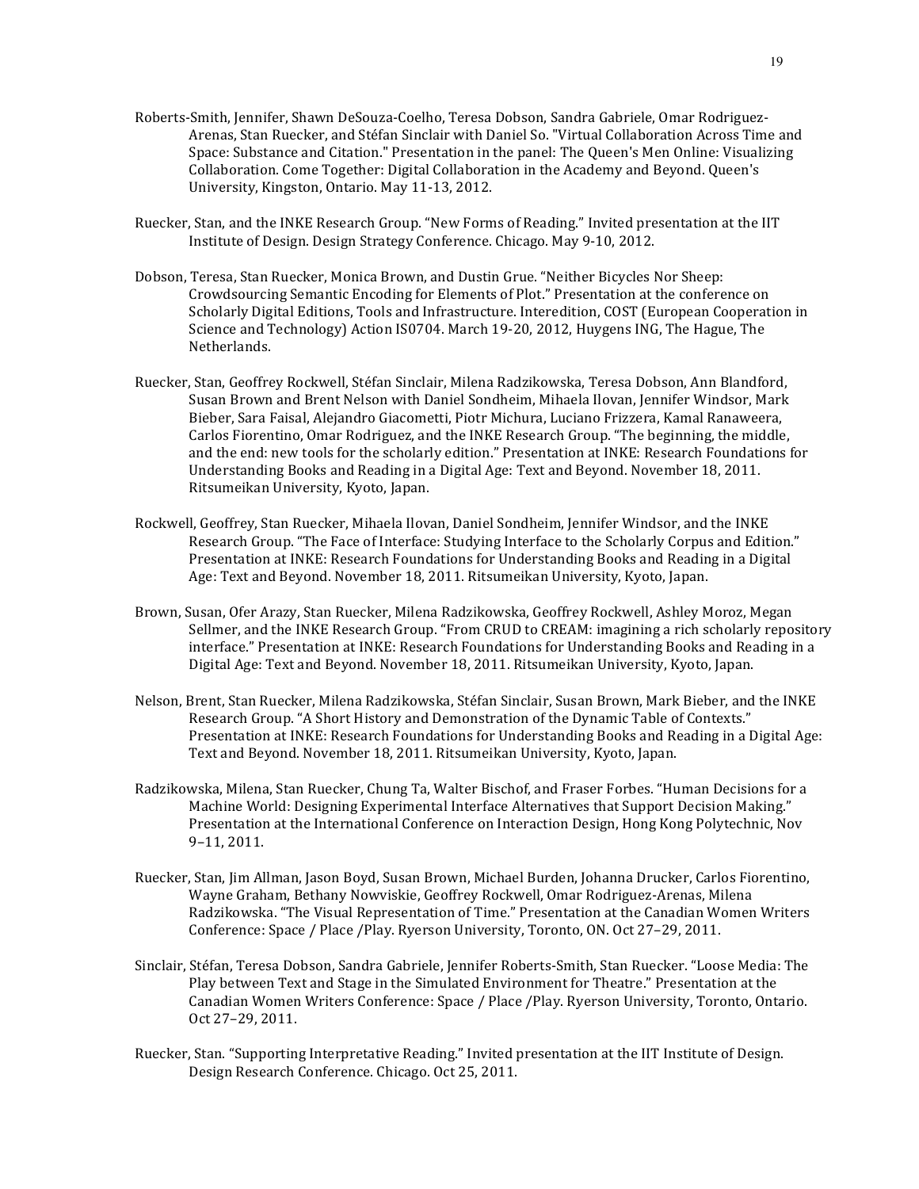Roberts-Smith, Jennifer, Shawn DeSouza-Coelho, Teresa Dobson, Sandra Gabriele, Omar Rodriguez-Arenas, Stan Ruecker, and Stéfan Sinclair with Daniel So. "Virtual Collaboration Across Time and Space: Substance and Citation." Presentation in the panel: The Queen's Men Online: Visualizing Collaboration. Come Together: Digital Collaboration in the Academy and Beyond. Queen's University, Kingston, Ontario. May 11-13, 2012.

Ruecker, Stan, and the INKE Research Group. "New Forms of Reading." Invited presentation at the IIT Institute of Design. Design Strategy Conference. Chicago. May 9-10, 2012.

Dobson, Teresa, Stan Ruecker, Monica Brown, and Dustin Grue. "Neither Bicycles Nor Sheep: Crowdsourcing Semantic Encoding for Elements of Plot." Presentation at the conference on Scholarly Digital Editions, Tools and Infrastructure. Interedition, COST (European Cooperation in Science and Technology) Action IS0704. March 19-20, 2012, Huygens ING, The Hague, The Netherlands.

Ruecker, Stan, Geoffrey Rockwell, Stéfan Sinclair, Milena Radzikowska, Teresa Dobson, Ann Blandford, Susan Brown and Brent Nelson with Daniel Sondheim, Mihaela Ilovan, Jennifer Windsor, Mark Bieber, Sara Faisal, Alejandro Giacometti, Piotr Michura, Luciano Frizzera, Kamal Ranaweera, Carlos Fiorentino, Omar Rodriguez, and the INKE Research Group. "The beginning, the middle, and the end: new tools for the scholarly edition." Presentation at INKE: Research Foundations for Understanding Books and Reading in a Digital Age: Text and Beyond. November 18, 2011. Ritsumeikan University, Kyoto, Japan.

Rockwell, Geoffrey, Stan Ruecker, Mihaela Ilovan, Daniel Sondheim, Jennifer Windsor, and the INKE Research Group. "The Face of Interface: Studying Interface to the Scholarly Corpus and Edition." Presentation at INKE: Research Foundations for Understanding Books and Reading in a Digital Age: Text and Beyond. November 18, 2011. Ritsumeikan University, Kyoto, Japan.

Brown, Susan, Ofer Arazy, Stan Ruecker, Milena Radzikowska, Geoffrey Rockwell, Ashley Moroz, Megan Sellmer, and the INKE Research Group. "From CRUD to CREAM: imagining a rich scholarly repository interface." Presentation at INKE: Research Foundations for Understanding Books and Reading in a Digital Age: Text and Beyond. November 18, 2011. Ritsumeikan University, Kyoto, Japan.

Nelson, Brent, Stan Ruecker, Milena Radzikowska, Stéfan Sinclair, Susan Brown, Mark Bieber, and the INKE Research Group. "A Short History and Demonstration of the Dynamic Table of Contexts." Presentation at INKE: Research Foundations for Understanding Books and Reading in a Digital Age: Text and Beyond. November 18, 2011. Ritsumeikan University, Kyoto, Japan.

Radzikowska, Milena, Stan Ruecker, Chung Ta, Walter Bischof, and Fraser Forbes. "Human Decisions for a Machine World: Designing Experimental Interface Alternatives that Support Decision Making." Presentation at the International Conference on Interaction Design, Hong Kong Polytechnic, Nov 9–11, 2011.

Ruecker, Stan, Jim Allman, Jason Boyd, Susan Brown, Michael Burden, Johanna Drucker, Carlos Fiorentino, Wayne Graham, Bethany Nowviskie, Geoffrey Rockwell, Omar Rodriguez-Arenas, Milena Radzikowska. "The Visual Representation of Time." Presentation at the Canadian Women Writers Conference: Space / Place /Play. Ryerson University, Toronto, ON. Oct 27–29, 2011.

Sinclair, Stéfan, Teresa Dobson, Sandra Gabriele, Jennifer Roberts-Smith, Stan Ruecker. "Loose Media: The Play between Text and Stage in the Simulated Environment for Theatre." Presentation at the Canadian Women Writers Conference: Space / Place /Play. Ryerson University, Toronto, Ontario. Oct 27–29, 2011.

Ruecker, Stan. "Supporting Interpretative Reading." Invited presentation at the IIT Institute of Design. Design Research Conference. Chicago. Oct 25, 2011.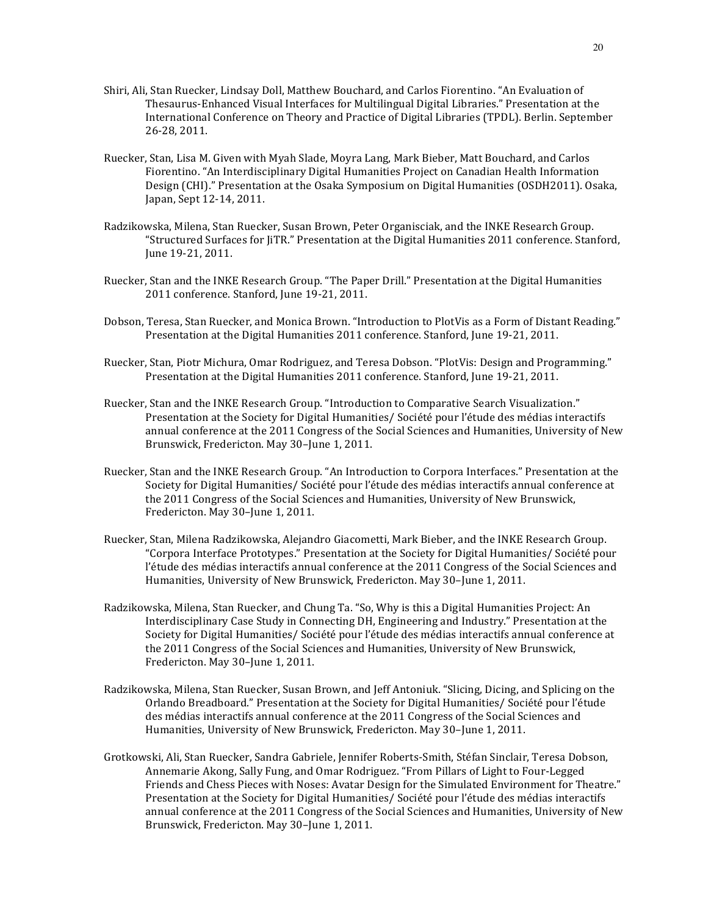Shiri, Ali, Stan Ruecker, Lindsay Doll, Matthew Bouchard, and Carlos Fiorentino. "An Evaluation of Thesaurus-Enhanced Visual Interfaces for Multilingual Digital Libraries." Presentation at the International Conference on Theory and Practice of Digital Libraries (TPDL). Berlin. September 26-28, 2011.

Ruecker, Stan, Lisa M. Given with Myah Slade, Moyra Lang, Mark Bieber, Matt Bouchard, and Carlos Fiorentino. "An Interdisciplinary Digital Humanities Project on Canadian Health Information Design (CHI)." Presentation at the Osaka Symposium on Digital Humanities (OSDH2011). Osaka, Japan, Sept 12-14, 2011.

Radzikowska, Milena, Stan Ruecker, Susan Brown, Peter Organisciak, and the INKE Research Group. "Structured Surfaces for JiTR." Presentation at the Digital Humanities 2011 conference. Stanford, June 19-21, 2011.

Ruecker, Stan and the INKE Research Group. "The Paper Drill." Presentation at the Digital Humanities 2011 conference. Stanford, June 19-21, 2011.

Dobson, Teresa, Stan Ruecker, and Monica Brown. "Introduction to PlotVis as a Form of Distant Reading." Presentation at the Digital Humanities 2011 conference. Stanford, June 19-21, 2011.

Ruecker, Stan, Piotr Michura, Omar Rodriguez, and Teresa Dobson. "PlotVis: Design and Programming." Presentation at the Digital Humanities 2011 conference. Stanford, June 19-21, 2011.

Ruecker, Stan and the INKE Research Group. "Introduction to Comparative Search Visualization." Presentation at the Society for Digital Humanities/ Société pour l'étude des médias interactifs annual conference at the 2011 Congress of the Social Sciences and Humanities, University of New Brunswick, Fredericton. May 30–June 1, 2011.

Ruecker, Stan and the INKE Research Group. "An Introduction to Corpora Interfaces." Presentation at the Society for Digital Humanities/ Société pour l'étude des médias interactifs annual conference at the 2011 Congress of the Social Sciences and Humanities, University of New Brunswick, Fredericton. May 30–June 1, 2011.

Ruecker, Stan, Milena Radzikowska, Alejandro Giacometti, Mark Bieber, and the INKE Research Group. "Corpora Interface Prototypes." Presentation at the Society for Digital Humanities/ Société pour l'étude des médias interactifs annual conference at the 2011 Congress of the Social Sciences and Humanities, University of New Brunswick, Fredericton. May 30–June 1, 2011.

Radzikowska, Milena, Stan Ruecker, and Chung Ta. "So, Why is this a Digital Humanities Project: An Interdisciplinary Case Study in Connecting DH, Engineering and Industry." Presentation at the Society for Digital Humanities/ Société pour l'étude des médias interactifs annual conference at the 2011 Congress of the Social Sciences and Humanities, University of New Brunswick, Fredericton. May 30–June 1, 2011.

Radzikowska, Milena, Stan Ruecker, Susan Brown, and Jeff Antoniuk. "Slicing, Dicing, and Splicing on the Orlando Breadboard." Presentation at the Society for Digital Humanities/ Société pour l'étude des médias interactifs annual conference at the 2011 Congress of the Social Sciences and Humanities, University of New Brunswick, Fredericton. May 30–June 1, 2011.

Grotkowski, Ali, Stan Ruecker, Sandra Gabriele, Jennifer Roberts-Smith, Stéfan Sinclair, Teresa Dobson, Annemarie Akong, Sally Fung, and Omar Rodriguez. "From Pillars of Light to Four-Legged Friends and Chess Pieces with Noses: Avatar Design for the Simulated Environment for Theatre." Presentation at the Society for Digital Humanities/ Société pour l'étude des médias interactifs annual conference at the 2011 Congress of the Social Sciences and Humanities, University of New Brunswick, Fredericton. May 30–June 1, 2011.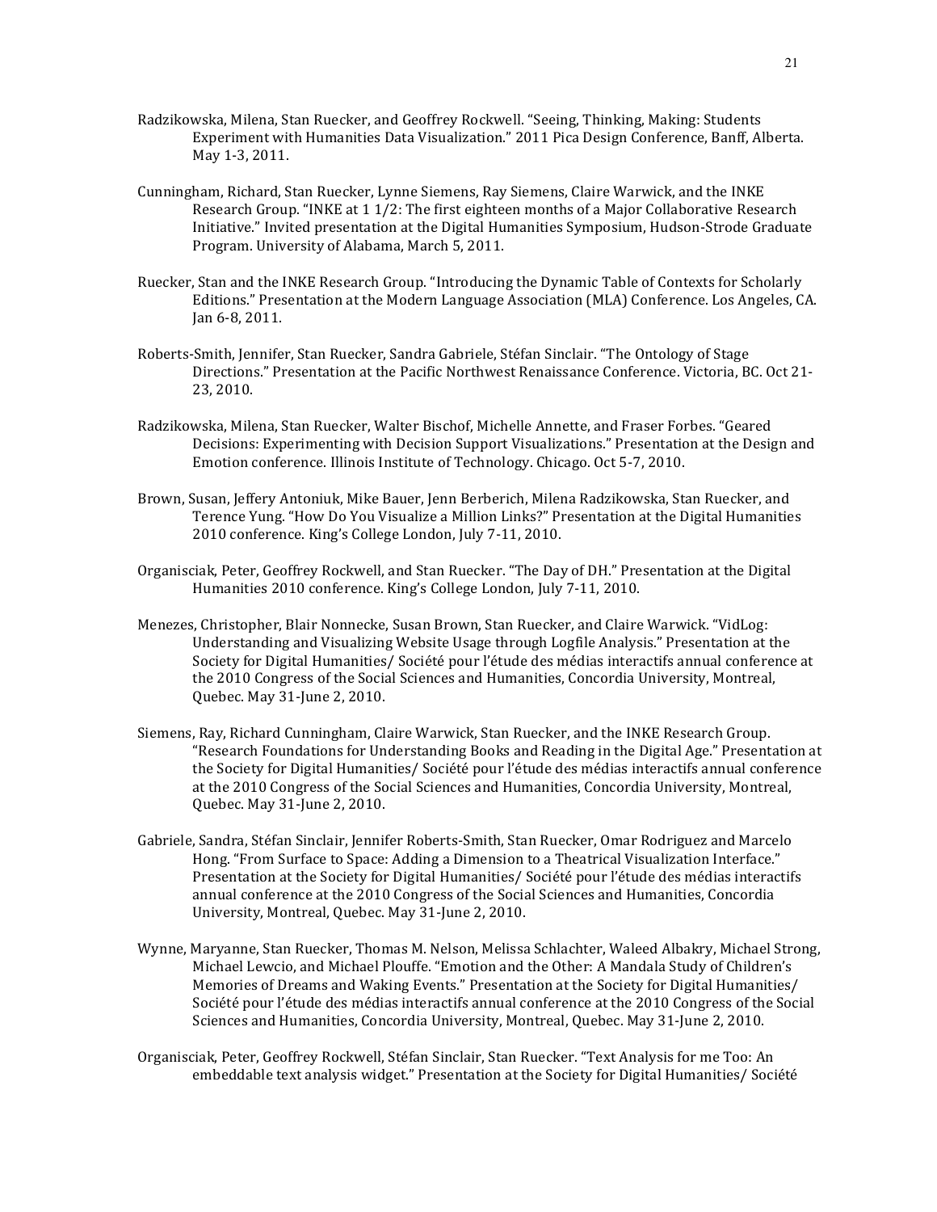Radzikowska, Milena, Stan Ruecker, and Geoffrey Rockwell. "Seeing, Thinking, Making: Students Experiment with Humanities Data Visualization." 2011 Pica Design Conference, Banff, Alberta. May 1-3, 2011.

Cunningham, Richard, Stan Ruecker, Lynne Siemens, Ray Siemens, Claire Warwick, and the INKE Research Group. "INKE at 1 1/2: The first eighteen months of a Major Collaborative Research Initiative." Invited presentation at the Digital Humanities Symposium, Hudson-Strode Graduate Program. University of Alabama, March 5, 2011.

Ruecker, Stan and the INKE Research Group. "Introducing the Dynamic Table of Contexts for Scholarly Editions." Presentation at the Modern Language Association (MLA) Conference. Los Angeles, CA. Jan 6-8, 2011.

Roberts-Smith, Jennifer, Stan Ruecker, Sandra Gabriele, Stéfan Sinclair. "The Ontology of Stage Directions." Presentation at the Pacific Northwest Renaissance Conference. Victoria, BC. Oct 21-23, 2010.

Radzikowska, Milena, Stan Ruecker, Walter Bischof, Michelle Annette, and Fraser Forbes. "Geared Decisions: Experimenting with Decision Support Visualizations." Presentation at the Design and Emotion conference. Illinois Institute of Technology. Chicago. Oct 5-7, 2010.

Brown, Susan, Jeffery Antoniuk, Mike Bauer, Jenn Berberich, Milena Radzikowska, Stan Ruecker, and Terence Yung. "How Do You Visualize a Million Links?" Presentation at the Digital Humanities 2010 conference. King's College London, July 7-11, 2010.

Organisciak, Peter, Geoffrey Rockwell, and Stan Ruecker. "The Day of DH." Presentation at the Digital Humanities 2010 conference. King's College London, July 7-11, 2010.

Menezes, Christopher, Blair Nonnecke, Susan Brown, Stan Ruecker, and Claire Warwick. "VidLog: Understanding and Visualizing Website Usage through Logfile Analysis." Presentation at the Society for Digital Humanities/ Société pour l'étude des médias interactifs annual conference at the 2010 Congress of the Social Sciences and Humanities, Concordia University, Montreal, Quebec. May 31-June 2, 2010.

Siemens, Ray, Richard Cunningham, Claire Warwick, Stan Ruecker, and the INKE Research Group. "Research Foundations for Understanding Books and Reading in the Digital Age." Presentation at the Society for Digital Humanities/ Société pour l'étude des médias interactifs annual conference at the 2010 Congress of the Social Sciences and Humanities, Concordia University, Montreal, Quebec. May 31-June 2, 2010.

Gabriele, Sandra, Stéfan Sinclair, Jennifer Roberts-Smith, Stan Ruecker, Omar Rodriguez and Marcelo Hong. "From Surface to Space: Adding a Dimension to a Theatrical Visualization Interface." Presentation at the Society for Digital Humanities/ Société pour l'étude des médias interactifs annual conference at the 2010 Congress of the Social Sciences and Humanities, Concordia University, Montreal, Quebec. May 31-June 2, 2010.

Wynne, Maryanne, Stan Ruecker, Thomas M. Nelson, Melissa Schlachter, Waleed Albakry, Michael Strong, Michael Lewcio, and Michael Plouffe. "Emotion and the Other: A Mandala Study of Children's Memories of Dreams and Waking Events." Presentation at the Society for Digital Humanities/ Société pour l'étude des médias interactifs annual conference at the 2010 Congress of the Social Sciences and Humanities, Concordia University, Montreal, Quebec. May 31-June 2, 2010.

Organisciak, Peter, Geoffrey Rockwell, Stéfan Sinclair, Stan Ruecker. "Text Analysis for me Too: An embeddable text analysis widget." Presentation at the Society for Digital Humanities/ Société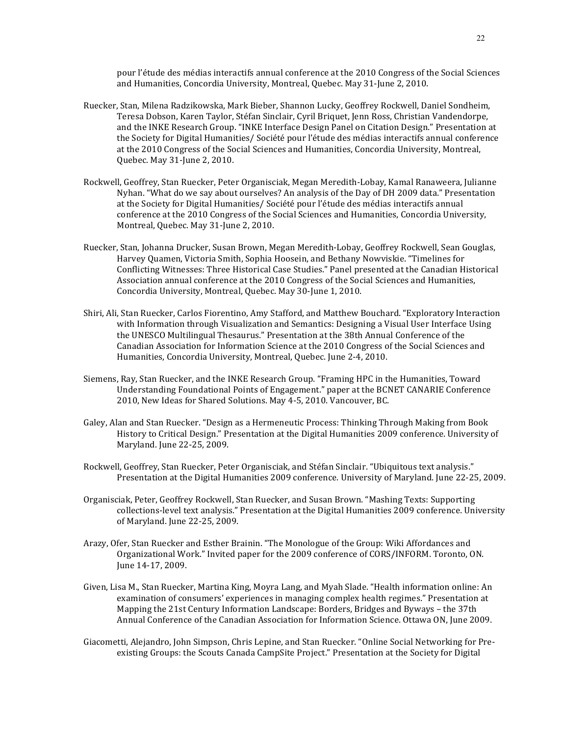pour l'étude des médias interactifs annual conference at the 2010 Congress of the Social Sciences and Humanities, Concordia University, Montreal, Quebec. May 31-June 2, 2010.

Ruecker, Stan, Milena Radzikowska, Mark Bieber, Shannon Lucky, Geoffrey Rockwell, Daniel Sondheim, Teresa Dobson, Karen Taylor, Stéfan Sinclair, Cyril Briquet, Jenn Ross, Christian Vandendorpe, and the INKE Research Group. "INKE Interface Design Panel on Citation Design." Presentation at the Society for Digital Humanities/ Société pour l'étude des médias interactifs annual conference at the 2010 Congress of the Social Sciences and Humanities, Concordia University, Montreal, Quebec. May 31-June 2, 2010.

Rockwell, Geoffrey, Stan Ruecker, Peter Organisciak, Megan Meredith-Lobay, Kamal Ranaweera, Julianne Nyhan. "What do we say about ourselves? An analysis of the Day of DH 2009 data." Presentation at the Society for Digital Humanities/ Société pour l'étude des médias interactifs annual conference at the 2010 Congress of the Social Sciences and Humanities, Concordia University, Montreal, Quebec. May 31-June 2, 2010.

Ruecker, Stan, Johanna Drucker, Susan Brown, Megan Meredith-Lobay, Geoffrey Rockwell, Sean Gouglas, Harvey Quamen, Victoria Smith, Sophia Hoosein, and Bethany Nowviskie. "Timelines for Conflicting Witnesses: Three Historical Case Studies." Panel presented at the Canadian Historical Association annual conference at the 2010 Congress of the Social Sciences and Humanities, Concordia University, Montreal, Quebec. May 30-June 1, 2010.

Shiri, Ali, Stan Ruecker, Carlos Fiorentino, Amy Stafford, and Matthew Bouchard. "Exploratory Interaction with Information through Visualization and Semantics: Designing a Visual User Interface Using the UNESCO Multilingual Thesaurus." Presentation at the 38th Annual Conference of the Canadian Association for Information Science at the 2010 Congress of the Social Sciences and Humanities, Concordia University, Montreal, Quebec. June 2-4, 2010.

Siemens, Ray, Stan Ruecker, and the INKE Research Group. "Framing HPC in the Humanities, Toward Understanding Foundational Points of Engagement." paper at the BCNET CANARIE Conference 2010, New Ideas for Shared Solutions. May 4-5, 2010. Vancouver, BC.

Galey, Alan and Stan Ruecker. "Design as a Hermeneutic Process: Thinking Through Making from Book History to Critical Design." Presentation at the Digital Humanities 2009 conference. University of Maryland. June 22-25, 2009.

Rockwell, Geoffrey, Stan Ruecker, Peter Organisciak, and Stéfan Sinclair. "Ubiquitous text analysis." Presentation at the Digital Humanities 2009 conference. University of Maryland. June 22-25, 2009.

Organisciak, Peter, Geoffrey Rockwell, Stan Ruecker, and Susan Brown. "Mashing Texts: Supporting collections-level text analysis." Presentation at the Digital Humanities 2009 conference. University of Maryland. June 22-25, 2009.

Arazy, Ofer, Stan Ruecker and Esther Brainin. "The Monologue of the Group: Wiki Affordances and Organizational Work." Invited paper for the 2009 conference of CORS/INFORM. Toronto, ON. June 14-17, 2009.

Given, Lisa M., Stan Ruecker, Martina King, Moyra Lang, and Myah Slade. "Health information online: An examination of consumers' experiences in managing complex health regimes." Presentation at Mapping the 21st Century Information Landscape: Borders, Bridges and Byways – the 37th Annual Conference of the Canadian Association for Information Science. Ottawa ON, June 2009.

Giacometti, Alejandro, John Simpson, Chris Lepine, and Stan Ruecker. "Online Social Networking for Pre-existing Groups: the Scouts Canada CampSite Project." Presentation at the Society for Digital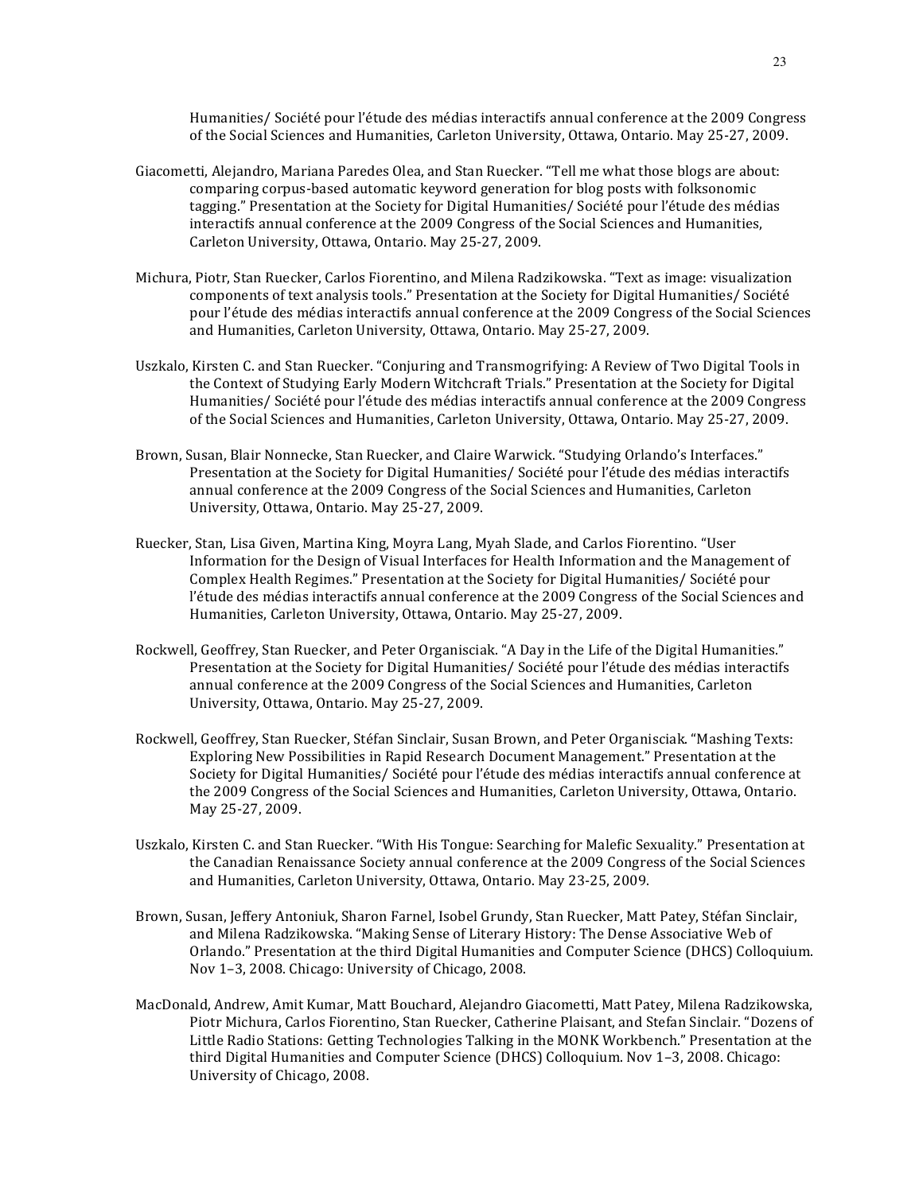Humanities/ Société pour l'étude des médias interactifs annual conference at the 2009 Congress of the Social Sciences and Humanities, Carleton University, Ottawa, Ontario. May 25-27, 2009.

Giacometti, Alejandro, Mariana Paredes Olea, and Stan Ruecker. "Tell me what those blogs are about: comparing corpus-based automatic keyword generation for blog posts with folksonomic tagging." Presentation at the Society for Digital Humanities/ Société pour l'étude des médias interactifs annual conference at the 2009 Congress of the Social Sciences and Humanities, Carleton University, Ottawa, Ontario. May 25-27, 2009.

Michura, Piotr, Stan Ruecker, Carlos Fiorentino, and Milena Radzikowska. "Text as image: visualization components of text analysis tools." Presentation at the Society for Digital Humanities/ Société pour l'étude des médias interactifs annual conference at the 2009 Congress of the Social Sciences and Humanities, Carleton University, Ottawa, Ontario. May 25-27, 2009.

Uszkalo, Kirsten C. and Stan Ruecker. "Conjuring and Transmogrifying: A Review of Two Digital Tools in the Context of Studying Early Modern Witchcraft Trials." Presentation at the Society for Digital Humanities/ Société pour l'étude des médias interactifs annual conference at the 2009 Congress of the Social Sciences and Humanities, Carleton University, Ottawa, Ontario. May 25-27, 2009.

Brown, Susan, Blair Nonnecke, Stan Ruecker, and Claire Warwick. "Studying Orlando's Interfaces." Presentation at the Society for Digital Humanities/ Société pour l'étude des médias interactifs annual conference at the 2009 Congress of the Social Sciences and Humanities, Carleton University, Ottawa, Ontario. May 25-27, 2009.

Ruecker, Stan, Lisa Given, Martina King, Moyra Lang, Myah Slade, and Carlos Fiorentino. "User Information for the Design of Visual Interfaces for Health Information and the Management of Complex Health Regimes." Presentation at the Society for Digital Humanities/ Société pour l'étude des médias interactifs annual conference at the 2009 Congress of the Social Sciences and Humanities, Carleton University, Ottawa, Ontario. May 25-27, 2009.

Rockwell, Geoffrey, Stan Ruecker, and Peter Organisciak. "A Day in the Life of the Digital Humanities." Presentation at the Society for Digital Humanities/ Société pour l'étude des médias interactifs annual conference at the 2009 Congress of the Social Sciences and Humanities, Carleton University, Ottawa, Ontario. May 25-27, 2009.

Rockwell, Geoffrey, Stan Ruecker, Stéfan Sinclair, Susan Brown, and Peter Organisciak. "Mashing Texts: Exploring New Possibilities in Rapid Research Document Management." Presentation at the Society for Digital Humanities/ Société pour l'étude des médias interactifs annual conference at the 2009 Congress of the Social Sciences and Humanities, Carleton University, Ottawa, Ontario. May 25-27, 2009.

Uszkalo, Kirsten C. and Stan Ruecker. "With His Tongue: Searching for Malefic Sexuality." Presentation at the Canadian Renaissance Society annual conference at the 2009 Congress of the Social Sciences and Humanities, Carleton University, Ottawa, Ontario. May 23-25, 2009.

Brown, Susan, Jeffery Antoniuk, Sharon Farnel, Isobel Grundy, Stan Ruecker, Matt Patey, Stéfan Sinclair, and Milena Radzikowska. "Making Sense of Literary History: The Dense Associative Web of Orlando." Presentation at the third Digital Humanities and Computer Science (DHCS) Colloquium. Nov 1–3, 2008. Chicago: University of Chicago, 2008.

MacDonald, Andrew, Amit Kumar, Matt Bouchard, Alejandro Giacometti, Matt Patey, Milena Radzikowska, Piotr Michura, Carlos Fiorentino, Stan Ruecker, Catherine Plaisant, and Stefan Sinclair. "Dozens of Little Radio Stations: Getting Technologies Talking in the MONK Workbench." Presentation at the third Digital Humanities and Computer Science (DHCS) Colloquium. Nov 1–3, 2008. Chicago: University of Chicago, 2008.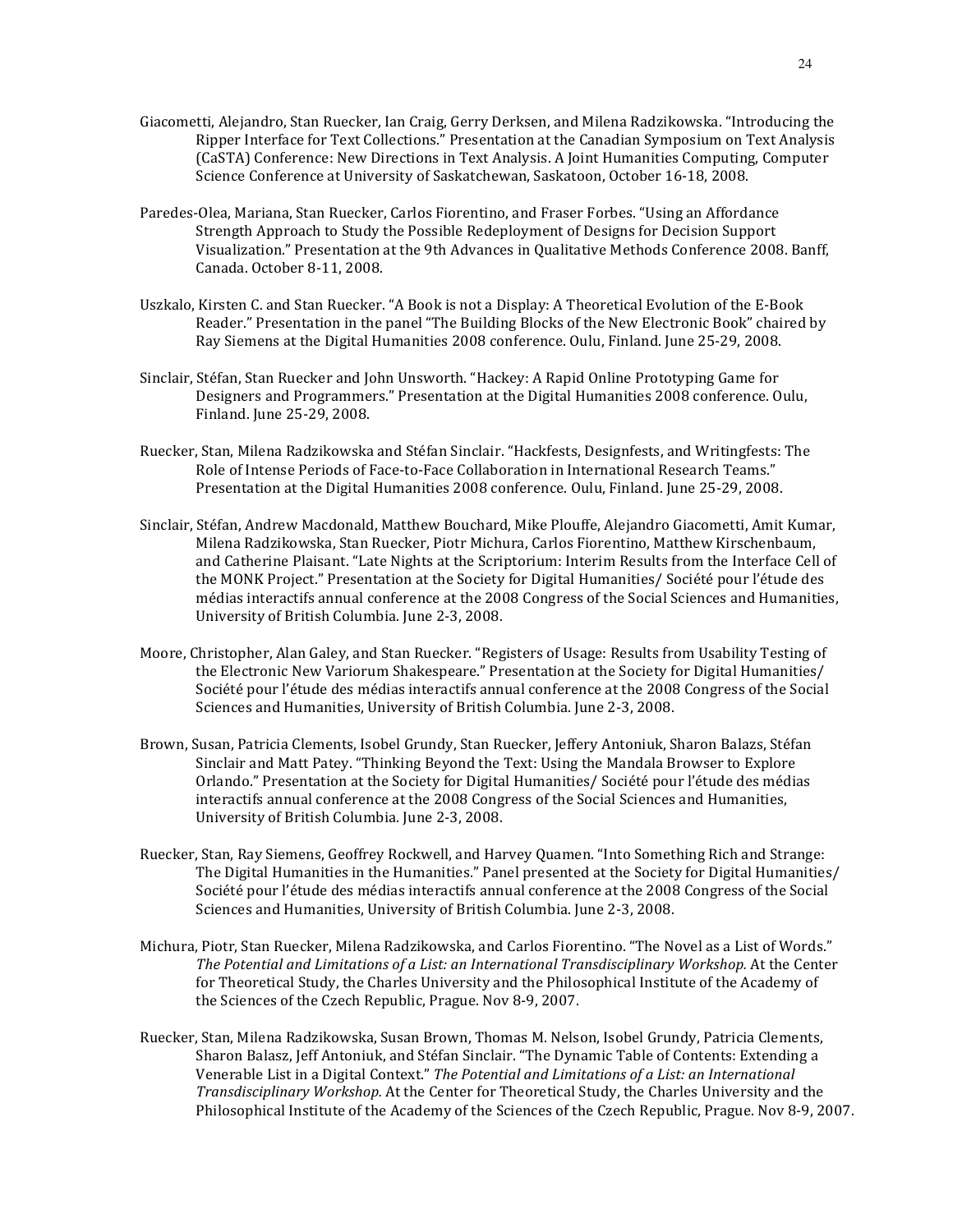Giacometti, Alejandro, Stan Ruecker, Ian Craig, Gerry Derksen, and Milena Radzikowska. "Introducing the Ripper Interface for Text Collections." Presentation at the Canadian Symposium on Text Analysis (CaSTA) Conference: New Directions in Text Analysis. A Joint Humanities Computing, Computer Science Conference at University of Saskatchewan, Saskatoon, October 16-18, 2008.

Paredes-Olea, Mariana, Stan Ruecker, Carlos Fiorentino, and Fraser Forbes. "Using an Affordance Strength Approach to Study the Possible Redeployment of Designs for Decision Support Visualization." Presentation at the 9th Advances in Qualitative Methods Conference 2008. Banff, Canada. October 8-11, 2008.

Uszkalo, Kirsten C. and Stan Ruecker. "A Book is not a Display: A Theoretical Evolution of the E-Book Reader." Presentation in the panel "The Building Blocks of the New Electronic Book" chaired by Ray Siemens at the Digital Humanities 2008 conference. Oulu, Finland. June 25-29, 2008.

Sinclair, Stéfan, Stan Ruecker and John Unsworth. "Hackey: A Rapid Online Prototyping Game for Designers and Programmers." Presentation at the Digital Humanities 2008 conference. Oulu, Finland. June 25-29, 2008.

Ruecker, Stan, Milena Radzikowska and Stéfan Sinclair. "Hackfests, Designfests, and Writingfests: The Role of Intense Periods of Face-to-Face Collaboration in International Research Teams." Presentation at the Digital Humanities 2008 conference. Oulu, Finland. June 25-29, 2008.

Sinclair, Stéfan, Andrew Macdonald, Matthew Bouchard, Mike Plouffe, Alejandro Giacometti, Amit Kumar, Milena Radzikowska, Stan Ruecker, Piotr Michura, Carlos Fiorentino, Matthew Kirschenbaum, and Catherine Plaisant. "Late Nights at the Scriptorium: Interim Results from the Interface Cell of the MONK Project." Presentation at the Society for Digital Humanities/ Société pour l'étude des médias interactifs annual conference at the 2008 Congress of the Social Sciences and Humanities, University of British Columbia. June 2-3, 2008.

Moore, Christopher, Alan Galey, and Stan Ruecker. "Registers of Usage: Results from Usability Testing of the Electronic New Variorum Shakespeare." Presentation at the Society for Digital Humanities/ Société pour l'étude des médias interactifs annual conference at the 2008 Congress of the Social Sciences and Humanities, University of British Columbia. June 2-3, 2008.

Brown, Susan, Patricia Clements, Isobel Grundy, Stan Ruecker, Jeffery Antoniuk, Sharon Balazs, Stéfan Sinclair and Matt Patey. "Thinking Beyond the Text: Using the Mandala Browser to Explore Orlando." Presentation at the Society for Digital Humanities/ Société pour l'étude des médias interactifs annual conference at the 2008 Congress of the Social Sciences and Humanities, University of British Columbia. June 2-3, 2008.

Ruecker, Stan, Ray Siemens, Geoffrey Rockwell, and Harvey Quamen. "Into Something Rich and Strange: The Digital Humanities in the Humanities." Panel presented at the Society for Digital Humanities/ Société pour l'étude des médias interactifs annual conference at the 2008 Congress of the Social Sciences and Humanities, University of British Columbia. June 2-3, 2008.

Michura, Piotr, Stan Ruecker, Milena Radzikowska, and Carlos Fiorentino. "The Novel as a List of Words." *The Potential and Limitations of a List: an International Transdisciplinary Workshop.* At the Center for Theoretical Study, the Charles University and the Philosophical Institute of the Academy of the Sciences of the Czech Republic, Prague. Nov 8-9, 2007.

Ruecker, Stan, Milena Radzikowska, Susan Brown, Thomas M. Nelson, Isobel Grundy, Patricia Clements, Sharon Balasz, Jeff Antoniuk, and Stéfan Sinclair. "The Dynamic Table of Contents: Extending a Venerable List in a Digital Context." *The Potential and Limitations of a List: an International Transdisciplinary Workshop.* At the Center for Theoretical Study, the Charles University and the Philosophical Institute of the Academy of the Sciences of the Czech Republic, Prague. Nov 8-9, 2007.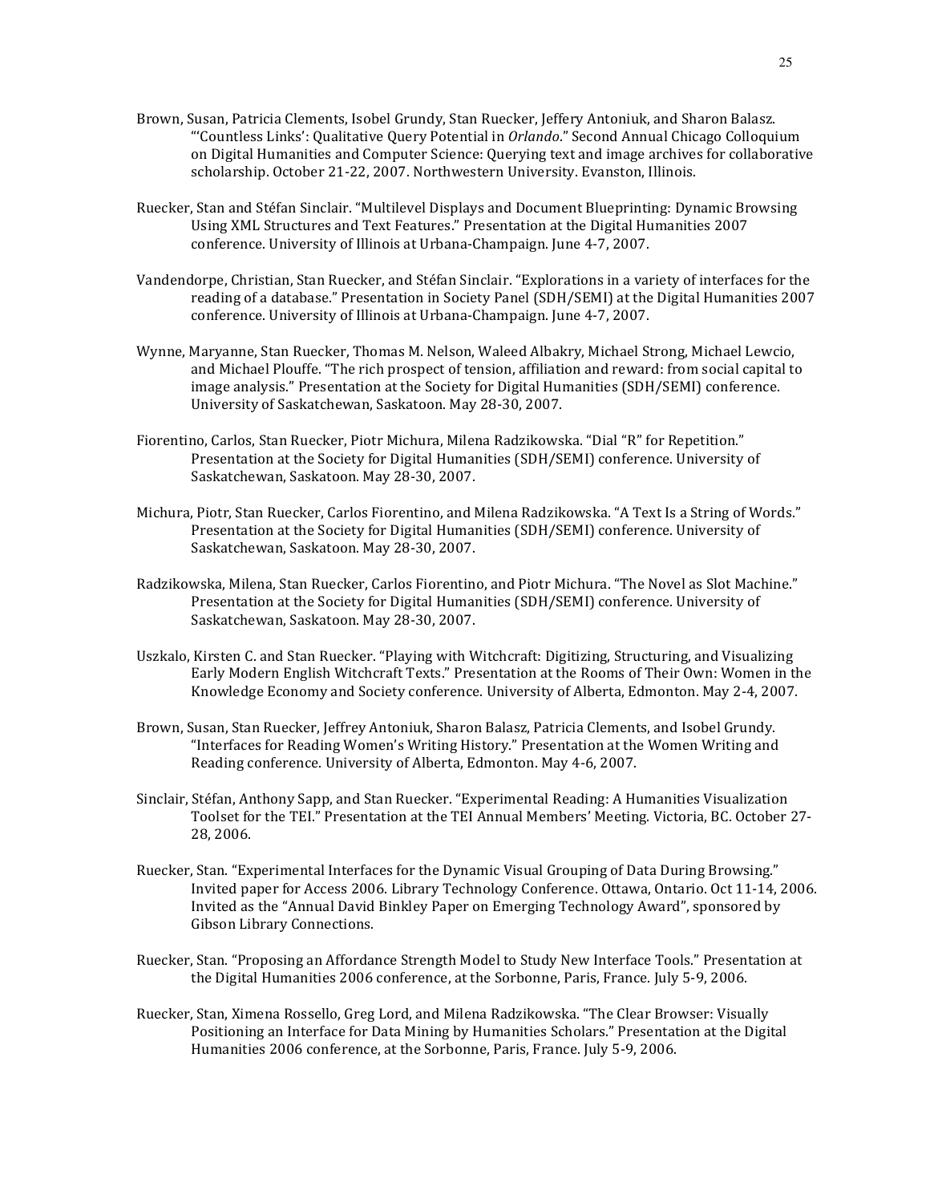Brown, Susan, Patricia Clements, Isobel Grundy, Stan Ruecker, Jeffery Antoniuk, and Sharon Balasz. "'Countless Links': Qualitative Query Potential in *Orlando*." Second Annual Chicago Colloquium on Digital Humanities and Computer Science: Querying text and image archives for collaborative scholarship. October 21-22, 2007. Northwestern University. Evanston, Illinois.

Ruecker, Stan and Stéfan Sinclair. "Multilevel Displays and Document Blueprinting: Dynamic Browsing Using XML Structures and Text Features." Presentation at the Digital Humanities 2007 conference. University of Illinois at Urbana-Champaign. June 4-7, 2007.

Vandendorpe, Christian, Stan Ruecker, and Stéfan Sinclair. "Explorations in a variety of interfaces for the reading of a database." Presentation in Society Panel (SDH/SEMI) at the Digital Humanities 2007 conference. University of Illinois at Urbana-Champaign. June 4-7, 2007.

Wynne, Maryanne, Stan Ruecker, Thomas M. Nelson, Waleed Albakry, Michael Strong, Michael Lewcio, and Michael Plouffe. "The rich prospect of tension, affiliation and reward: from social capital to image analysis." Presentation at the Society for Digital Humanities (SDH/SEMI) conference. University of Saskatchewan, Saskatoon. May 28-30, 2007.

Fiorentino, Carlos, Stan Ruecker, Piotr Michura, Milena Radzikowska. "Dial "R" for Repetition." Presentation at the Society for Digital Humanities (SDH/SEMI) conference. University of Saskatchewan, Saskatoon. May 28-30, 2007.

Michura, Piotr, Stan Ruecker, Carlos Fiorentino, and Milena Radzikowska. "A Text Is a String of Words." Presentation at the Society for Digital Humanities (SDH/SEMI) conference. University of Saskatchewan, Saskatoon. May 28-30, 2007.

Radzikowska, Milena, Stan Ruecker, Carlos Fiorentino, and Piotr Michura. "The Novel as Slot Machine." Presentation at the Society for Digital Humanities (SDH/SEMI) conference. University of Saskatchewan, Saskatoon. May 28-30, 2007.

Uszkalo, Kirsten C. and Stan Ruecker. "Playing with Witchcraft: Digitizing, Structuring, and Visualizing Early Modern English Witchcraft Texts." Presentation at the Rooms of Their Own: Women in the Knowledge Economy and Society conference. University of Alberta, Edmonton. May 2-4, 2007.

Brown, Susan, Stan Ruecker, Jeffrey Antoniuk, Sharon Balasz, Patricia Clements, and Isobel Grundy. "Interfaces for Reading Women's Writing History." Presentation at the Women Writing and Reading conference. University of Alberta, Edmonton. May 4-6, 2007.

Sinclair, Stéfan, Anthony Sapp, and Stan Ruecker. "Experimental Reading: A Humanities Visualization Toolset for the TEI." Presentation at the TEI Annual Members' Meeting. Victoria, BC. October 27-28, 2006.

Ruecker, Stan. "Experimental Interfaces for the Dynamic Visual Grouping of Data During Browsing." Invited paper for Access 2006. Library Technology Conference. Ottawa, Ontario. Oct 11-14, 2006. Invited as the "Annual David Binkley Paper on Emerging Technology Award", sponsored by Gibson Library Connections.

Ruecker, Stan. "Proposing an Affordance Strength Model to Study New Interface Tools." Presentation at the Digital Humanities 2006 conference, at the Sorbonne, Paris, France. July 5-9, 2006.

Ruecker, Stan, Ximena Rossello, Greg Lord, and Milena Radzikowska. "The Clear Browser: Visually Positioning an Interface for Data Mining by Humanities Scholars." Presentation at the Digital Humanities 2006 conference, at the Sorbonne, Paris, France. July 5-9, 2006.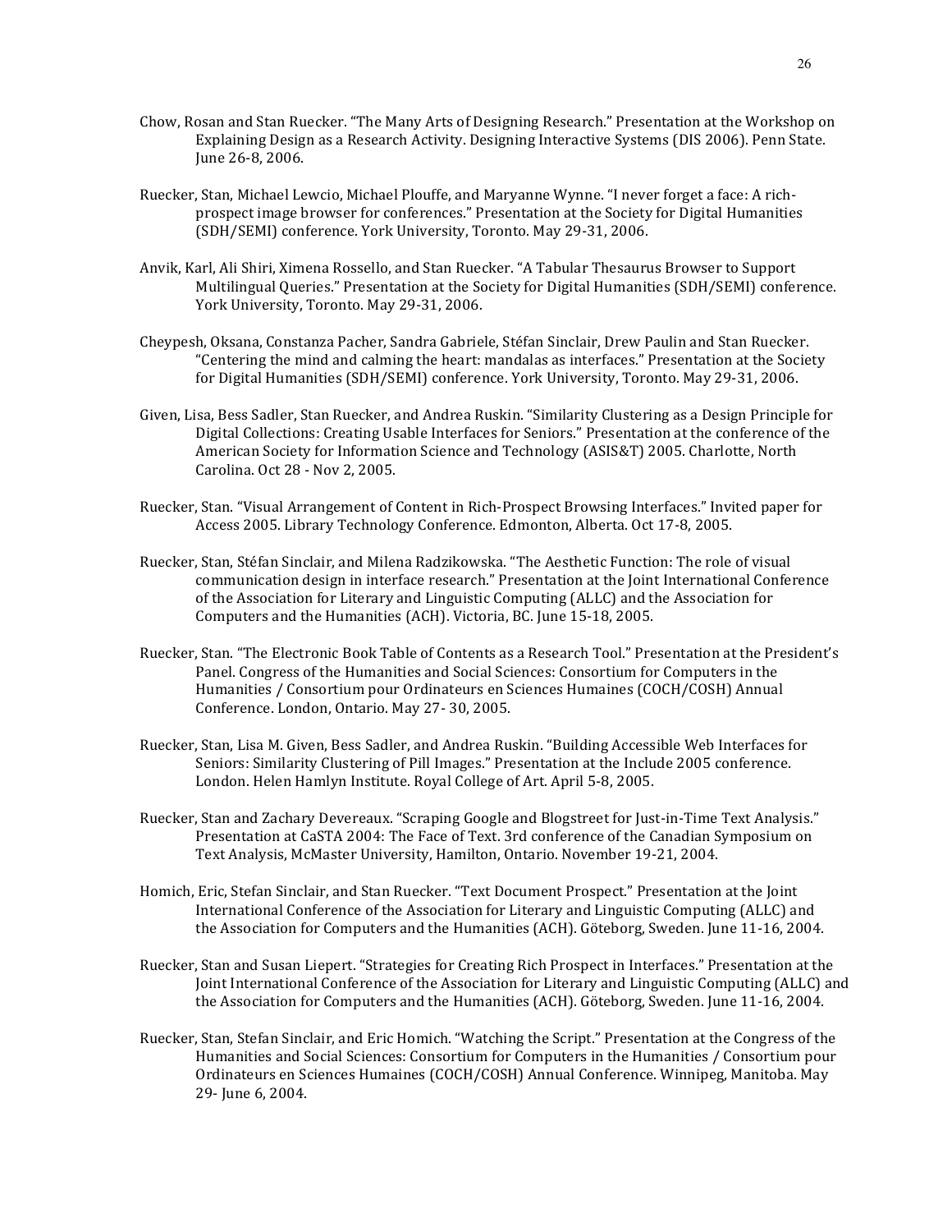Chow, Rosan and Stan Ruecker. "The Many Arts of Designing Research." Presentation at the Workshop on Explaining Design as a Research Activity. Designing Interactive Systems (DIS 2006). Penn State. June 26-8, 2006.

Ruecker, Stan, Michael Lewcio, Michael Plouffe, and Maryanne Wynne. "I never forget a face: A rich-prospect image browser for conferences." Presentation at the Society for Digital Humanities (SDH/SEMI) conference. York University, Toronto. May 29-31, 2006.

Anvik, Karl, Ali Shiri, Ximena Rossello, and Stan Ruecker. "A Tabular Thesaurus Browser to Support Multilingual Queries." Presentation at the Society for Digital Humanities (SDH/SEMI) conference. York University, Toronto. May 29-31, 2006.

Cheypesh, Oksana, Constanza Pacher, Sandra Gabriele, Stéfan Sinclair, Drew Paulin and Stan Ruecker. "Centering the mind and calming the heart: mandalas as interfaces." Presentation at the Society for Digital Humanities (SDH/SEMI) conference. York University, Toronto. May 29-31, 2006.

Given, Lisa, Bess Sadler, Stan Ruecker, and Andrea Ruskin. "Similarity Clustering as a Design Principle for Digital Collections: Creating Usable Interfaces for Seniors." Presentation at the conference of the American Society for Information Science and Technology (ASIS&T) 2005. Charlotte, North Carolina. Oct 28 - Nov 2, 2005.

Ruecker, Stan. "Visual Arrangement of Content in Rich-Prospect Browsing Interfaces." Invited paper for Access 2005. Library Technology Conference. Edmonton, Alberta. Oct 17-8, 2005.

Ruecker, Stan, Stéfan Sinclair, and Milena Radzikowska. "The Aesthetic Function: The role of visual communication design in interface research." Presentation at the Joint International Conference of the Association for Literary and Linguistic Computing (ALLC) and the Association for Computers and the Humanities (ACH). Victoria, BC. June 15-18, 2005.

Ruecker, Stan. "The Electronic Book Table of Contents as a Research Tool." Presentation at the President's Panel. Congress of the Humanities and Social Sciences: Consortium for Computers in the Humanities / Consortium pour Ordinateurs en Sciences Humaines (COCH/COSH) Annual Conference. London, Ontario. May 27- 30, 2005.

Ruecker, Stan, Lisa M. Given, Bess Sadler, and Andrea Ruskin. "Building Accessible Web Interfaces for Seniors: Similarity Clustering of Pill Images." Presentation at the Include 2005 conference. London. Helen Hamlyn Institute. Royal College of Art. April 5-8, 2005.

Ruecker, Stan and Zachary Devereaux. "Scraping Google and Blogstreet for Just-in-Time Text Analysis." Presentation at CaSTA 2004: The Face of Text. 3rd conference of the Canadian Symposium on Text Analysis, McMaster University, Hamilton, Ontario. November 19-21, 2004.

Homich, Eric, Stefan Sinclair, and Stan Ruecker. "Text Document Prospect." Presentation at the Joint International Conference of the Association for Literary and Linguistic Computing (ALLC) and the Association for Computers and the Humanities (ACH). Göteborg, Sweden. June 11-16, 2004.

Ruecker, Stan and Susan Liepert. "Strategies for Creating Rich Prospect in Interfaces." Presentation at the Joint International Conference of the Association for Literary and Linguistic Computing (ALLC) and the Association for Computers and the Humanities (ACH). Göteborg, Sweden. June 11-16, 2004.

Ruecker, Stan, Stefan Sinclair, and Eric Homich. "Watching the Script." Presentation at the Congress of the Humanities and Social Sciences: Consortium for Computers in the Humanities / Consortium pour Ordinateurs en Sciences Humaines (COCH/COSH) Annual Conference. Winnipeg, Manitoba. May 29- June 6, 2004.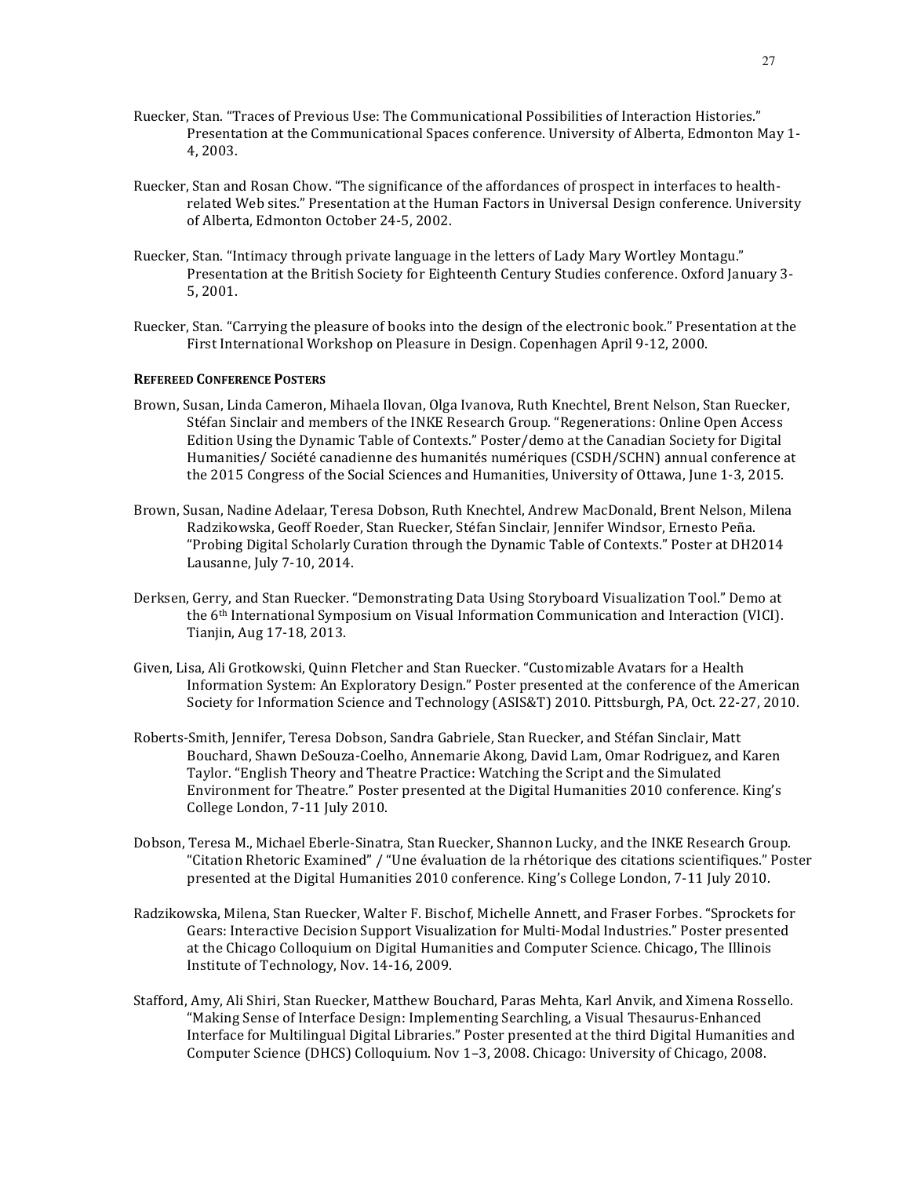Ruecker, Stan. “Traces of Previous Use: The Communicational Possibilities of Interaction Histories.” Presentation at the Communicational Spaces conference. University of Alberta, Edmonton May 1-4, 2003.

Ruecker, Stan and Rosan Chow. “The significance of the affordances of prospect in interfaces to health-related Web sites.” Presentation at the Human Factors in Universal Design conference. University of Alberta, Edmonton October 24-5, 2002.

Ruecker, Stan. “Intimacy through private language in the letters of Lady Mary Wortley Montagu.” Presentation at the British Society for Eighteenth Century Studies conference. Oxford January 3-5, 2001.

Ruecker, Stan. “Carrying the pleasure of books into the design of the electronic book.” Presentation at the First International Workshop on Pleasure in Design. Copenhagen April 9-12, 2000.

**REFEREED CONFERENCE POSTERS**

Brown, Susan, Linda Cameron, Mihaela Ilovan, Olga Ivanova, Ruth Knechtel, Brent Nelson, Stan Ruecker, Stéfan Sinclair and members of the INKE Research Group. “Regenerations: Online Open Access Edition Using the Dynamic Table of Contexts.” Poster/demo at the Canadian Society for Digital Humanities/ Société canadienne des humanités numériques (CSDH/SCHN) annual conference at the 2015 Congress of the Social Sciences and Humanities, University of Ottawa, June 1-3, 2015.

Brown, Susan, Nadine Adelaar, Teresa Dobson, Ruth Knechtel, Andrew MacDonald, Brent Nelson, Milena Radzikowska, Geoff Roeder, Stan Ruecker, Stéfan Sinclair, Jennifer Windsor, Ernesto Peña. “Probing Digital Scholarly Curation through the Dynamic Table of Contexts.” Poster at DH2014 Lausanne, July 7-10, 2014.

Derksen, Gerry, and Stan Ruecker. “Demonstrating Data Using Storyboard Visualization Tool.” Demo at the 6th International Symposium on Visual Information Communication and Interaction (VICI). Tianjin, Aug 17-18, 2013.

Given, Lisa, Ali Grotkowski, Quinn Fletcher and Stan Ruecker. “Customizable Avatars for a Health Information System: An Exploratory Design.” Poster presented at the conference of the American Society for Information Science and Technology (ASIS&T) 2010. Pittsburgh, PA, Oct. 22-27, 2010.

Roberts-Smith, Jennifer, Teresa Dobson, Sandra Gabriele, Stan Ruecker, and Stéfan Sinclair, Matt Bouchard, Shawn DeSouza-Coelho, Annemarie Akong, David Lam, Omar Rodriguez, and Karen Taylor. “English Theory and Theatre Practice: Watching the Script and the Simulated Environment for Theatre.” Poster presented at the Digital Humanities 2010 conference. King’s College London, 7-11 July 2010.

Dobson, Teresa M., Michael Eberle-Sinatra, Stan Ruecker, Shannon Lucky, and the INKE Research Group. “Citation Rhetoric Examined” / “Une évaluation de la rhétorique des citations scientifiques.” Poster presented at the Digital Humanities 2010 conference. King’s College London, 7-11 July 2010.

Radzikowska, Milena, Stan Ruecker, Walter F. Bischof, Michelle Annett, and Fraser Forbes. “Sprockets for Gears: Interactive Decision Support Visualization for Multi-Modal Industries.” Poster presented at the Chicago Colloquium on Digital Humanities and Computer Science. Chicago, The Illinois Institute of Technology, Nov. 14-16, 2009.

Stafford, Amy, Ali Shiri, Stan Ruecker, Matthew Bouchard, Paras Mehta, Karl Anvik, and Ximena Rossello. “Making Sense of Interface Design: Implementing Searchling, a Visual Thesaurus-Enhanced Interface for Multilingual Digital Libraries.” Poster presented at the third Digital Humanities and Computer Science (DHCS) Colloquium. Nov 1–3, 2008. Chicago: University of Chicago, 2008.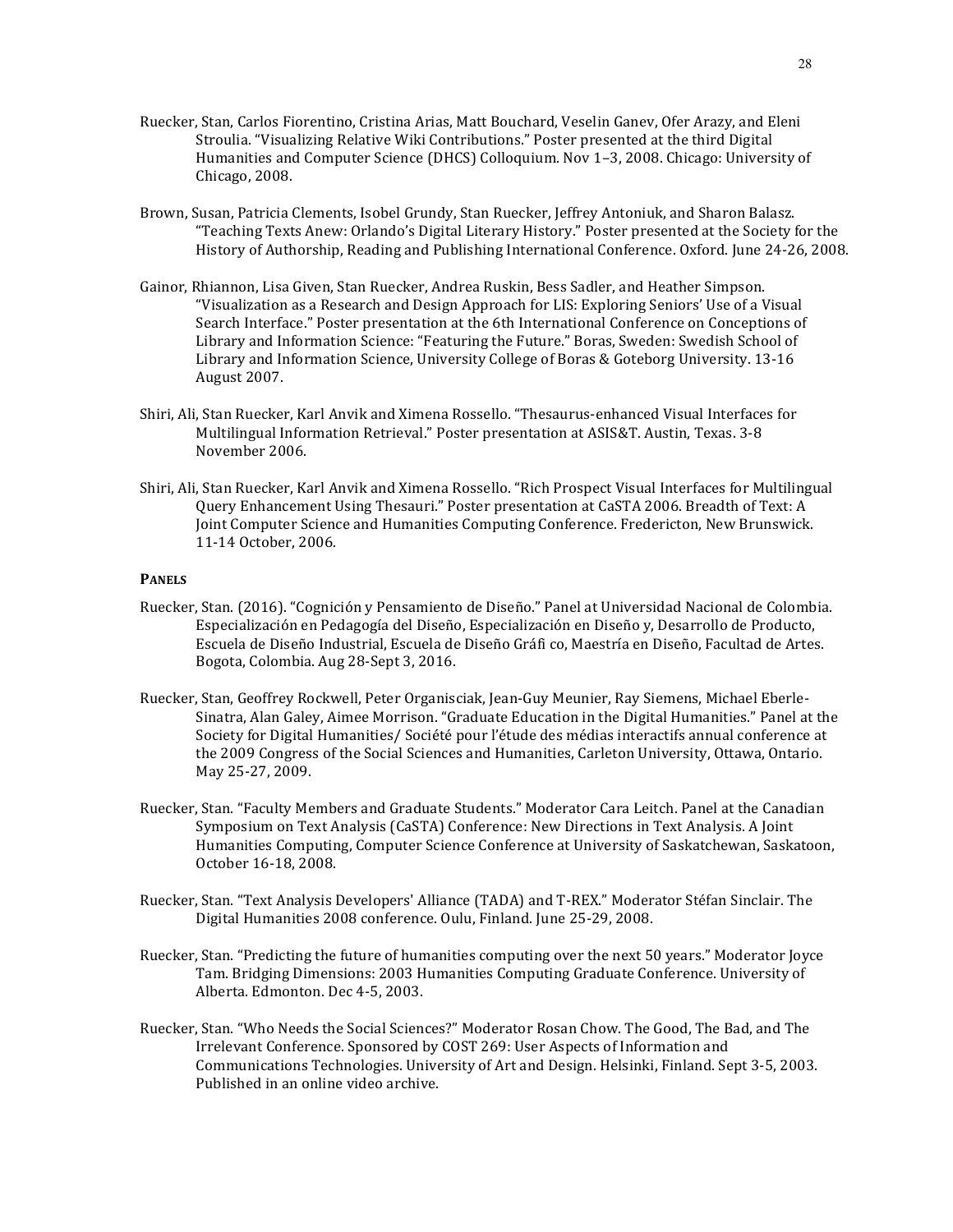Ruecker, Stan, Carlos Fiorentino, Cristina Arias, Matt Bouchard, Veselin Ganev, Ofer Arazy, and Eleni Stroulia. "Visualizing Relative Wiki Contributions." Poster presented at the third Digital Humanities and Computer Science (DHCS) Colloquium. Nov 1–3, 2008. Chicago: University of Chicago, 2008.

Brown, Susan, Patricia Clements, Isobel Grundy, Stan Ruecker, Jeffrey Antoniuk, and Sharon Balasz. "Teaching Texts Anew: Orlando's Digital Literary History." Poster presented at the Society for the History of Authorship, Reading and Publishing International Conference. Oxford. June 24-26, 2008.

Gainor, Rhiannon, Lisa Given, Stan Ruecker, Andrea Ruskin, Bess Sadler, and Heather Simpson. "Visualization as a Research and Design Approach for LIS: Exploring Seniors' Use of a Visual Search Interface." Poster presentation at the 6th International Conference on Conceptions of Library and Information Science: "Featuring the Future." Boras, Sweden: Swedish School of Library and Information Science, University College of Boras & Goteborg University. 13-16 August 2007.

Shiri, Ali, Stan Ruecker, Karl Anvik and Ximena Rossello. "Thesaurus-enhanced Visual Interfaces for Multilingual Information Retrieval." Poster presentation at ASIS&T. Austin, Texas. 3-8 November 2006.

Shiri, Ali, Stan Ruecker, Karl Anvik and Ximena Rossello. "Rich Prospect Visual Interfaces for Multilingual Query Enhancement Using Thesauri." Poster presentation at CaSTA 2006. Breadth of Text: A Joint Computer Science and Humanities Computing Conference. Fredericton, New Brunswick. 11-14 October, 2006.

**PANELS**

Ruecker, Stan. (2016). "Cognición y Pensamiento de Diseño." Panel at Universidad Nacional de Colombia. Especialización en Pedagogía del Diseño, Especialización en Diseño y, Desarrollo de Producto, Escuela de Diseño Industrial, Escuela de Diseño Gráfi co, Maestría en Diseño, Facultad de Artes. Bogota, Colombia. Aug 28-Sept 3, 2016.

Ruecker, Stan, Geoffrey Rockwell, Peter Organisciak, Jean-Guy Meunier, Ray Siemens, Michael Eberle-Sinatra, Alan Galey, Aimee Morrison. "Graduate Education in the Digital Humanities." Panel at the Society for Digital Humanities/ Société pour l'étude des médias interactifs annual conference at the 2009 Congress of the Social Sciences and Humanities, Carleton University, Ottawa, Ontario. May 25-27, 2009.

Ruecker, Stan. "Faculty Members and Graduate Students." Moderator Cara Leitch. Panel at the Canadian Symposium on Text Analysis (CaSTA) Conference: New Directions in Text Analysis. A Joint Humanities Computing, Computer Science Conference at University of Saskatchewan, Saskatoon, October 16-18, 2008.

Ruecker, Stan. "Text Analysis Developers' Alliance (TADA) and T-REX." Moderator Stéfan Sinclair. The Digital Humanities 2008 conference. Oulu, Finland. June 25-29, 2008.

Ruecker, Stan. "Predicting the future of humanities computing over the next 50 years." Moderator Joyce Tam. Bridging Dimensions: 2003 Humanities Computing Graduate Conference. University of Alberta. Edmonton. Dec 4-5, 2003.

Ruecker, Stan. "Who Needs the Social Sciences?" Moderator Rosan Chow. The Good, The Bad, and The Irrelevant Conference. Sponsored by COST 269: User Aspects of Information and Communications Technologies. University of Art and Design. Helsinki, Finland. Sept 3-5, 2003. Published in an online video archive.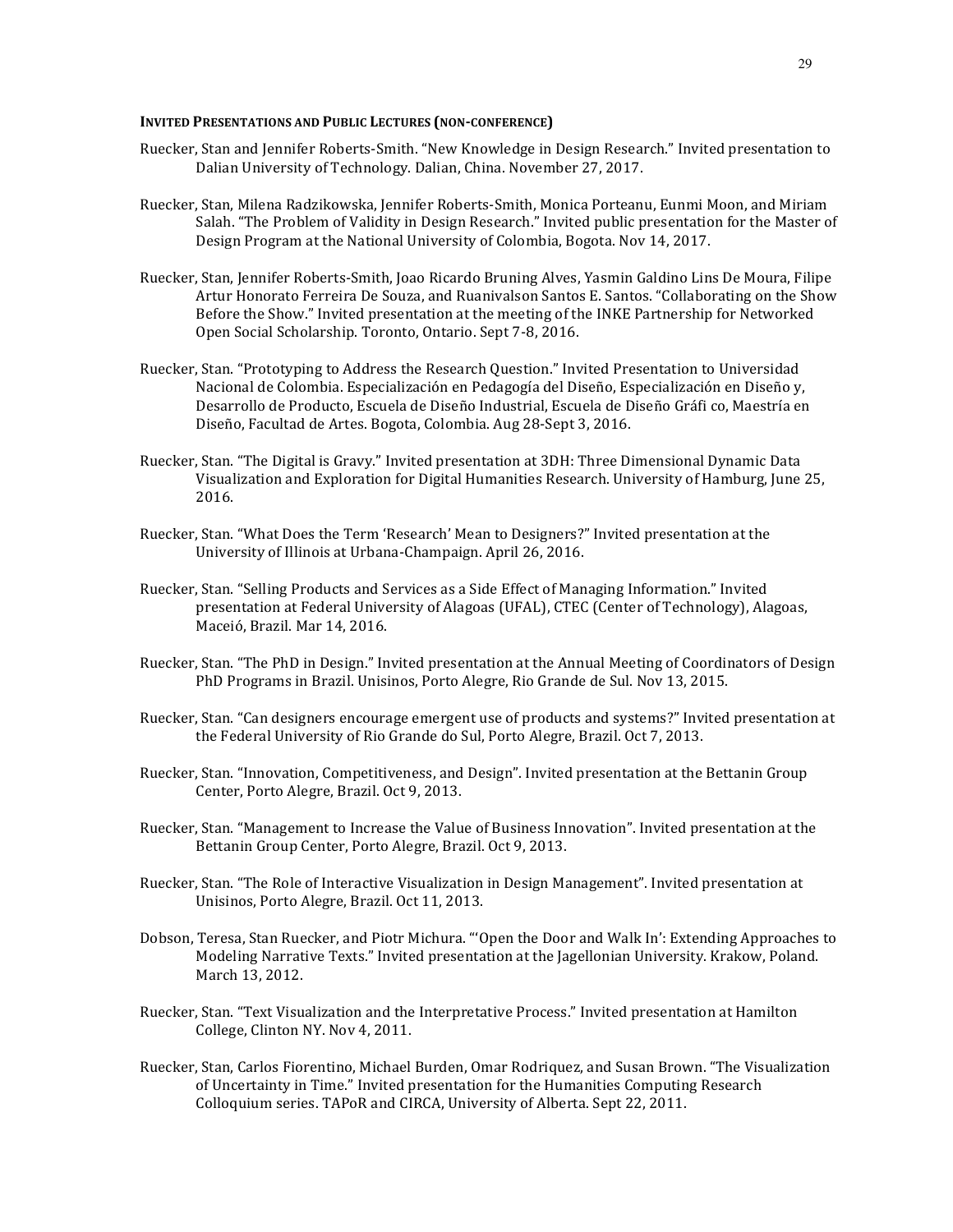### **Invited Presentations and Public Lectures (non-conference)**

Ruecker, Stan and Jennifer Roberts-Smith. "New Knowledge in Design Research." Invited presentation to Dalian University of Technology. Dalian, China. November 27, 2017.

Ruecker, Stan, Milena Radzikowska, Jennifer Roberts-Smith, Monica Porteanu, Eunmi Moon, and Miriam Salah. "The Problem of Validity in Design Research." Invited public presentation for the Master of Design Program at the National University of Colombia, Bogota. Nov 14, 2017.

Ruecker, Stan, Jennifer Roberts-Smith, Joao Ricardo Bruning Alves, Yasmin Galdino Lins De Moura, Filipe Artur Honorato Ferreira De Souza, and Ruanivalson Santos E. Santos. "Collaborating on the Show Before the Show." Invited presentation at the meeting of the INKE Partnership for Networked Open Social Scholarship. Toronto, Ontario. Sept 7-8, 2016.

Ruecker, Stan. "Prototyping to Address the Research Question." Invited Presentation to Universidad Nacional de Colombia. Especialización en Pedagogía del Diseño, Especialización en Diseño y, Desarrollo de Producto, Escuela de Diseño Industrial, Escuela de Diseño Gráfi co, Maestría en Diseño, Facultad de Artes. Bogota, Colombia. Aug 28-Sept 3, 2016.

Ruecker, Stan. "The Digital is Gravy." Invited presentation at 3DH: Three Dimensional Dynamic Data Visualization and Exploration for Digital Humanities Research. University of Hamburg, June 25, 2016.

Ruecker, Stan. "What Does the Term 'Research' Mean to Designers?" Invited presentation at the University of Illinois at Urbana-Champaign. April 26, 2016.

Ruecker, Stan. "Selling Products and Services as a Side Effect of Managing Information." Invited presentation at Federal University of Alagoas (UFAL), CTEC (Center of Technology), Alagoas, Maceió, Brazil. Mar 14, 2016.

Ruecker, Stan. "The PhD in Design." Invited presentation at the Annual Meeting of Coordinators of Design PhD Programs in Brazil. Unisinos, Porto Alegre, Rio Grande de Sul. Nov 13, 2015.

Ruecker, Stan. "Can designers encourage emergent use of products and systems?" Invited presentation at the Federal University of Rio Grande do Sul, Porto Alegre, Brazil. Oct 7, 2013.

Ruecker, Stan. "Innovation, Competitiveness, and Design". Invited presentation at the Bettanin Group Center, Porto Alegre, Brazil. Oct 9, 2013.

Ruecker, Stan. "Management to Increase the Value of Business Innovation". Invited presentation at the Bettanin Group Center, Porto Alegre, Brazil. Oct 9, 2013.

Ruecker, Stan. "The Role of Interactive Visualization in Design Management". Invited presentation at Unisinos, Porto Alegre, Brazil. Oct 11, 2013.

Dobson, Teresa, Stan Ruecker, and Piotr Michura. "'Open the Door and Walk In': Extending Approaches to Modeling Narrative Texts." Invited presentation at the Jagellonian University. Krakow, Poland. March 13, 2012.

Ruecker, Stan. "Text Visualization and the Interpretative Process." Invited presentation at Hamilton College, Clinton NY. Nov 4, 2011.

Ruecker, Stan, Carlos Fiorentino, Michael Burden, Omar Rodriquez, and Susan Brown. "The Visualization of Uncertainty in Time." Invited presentation for the Humanities Computing Research Colloquium series. TAPoR and CIRCA, University of Alberta. Sept 22, 2011.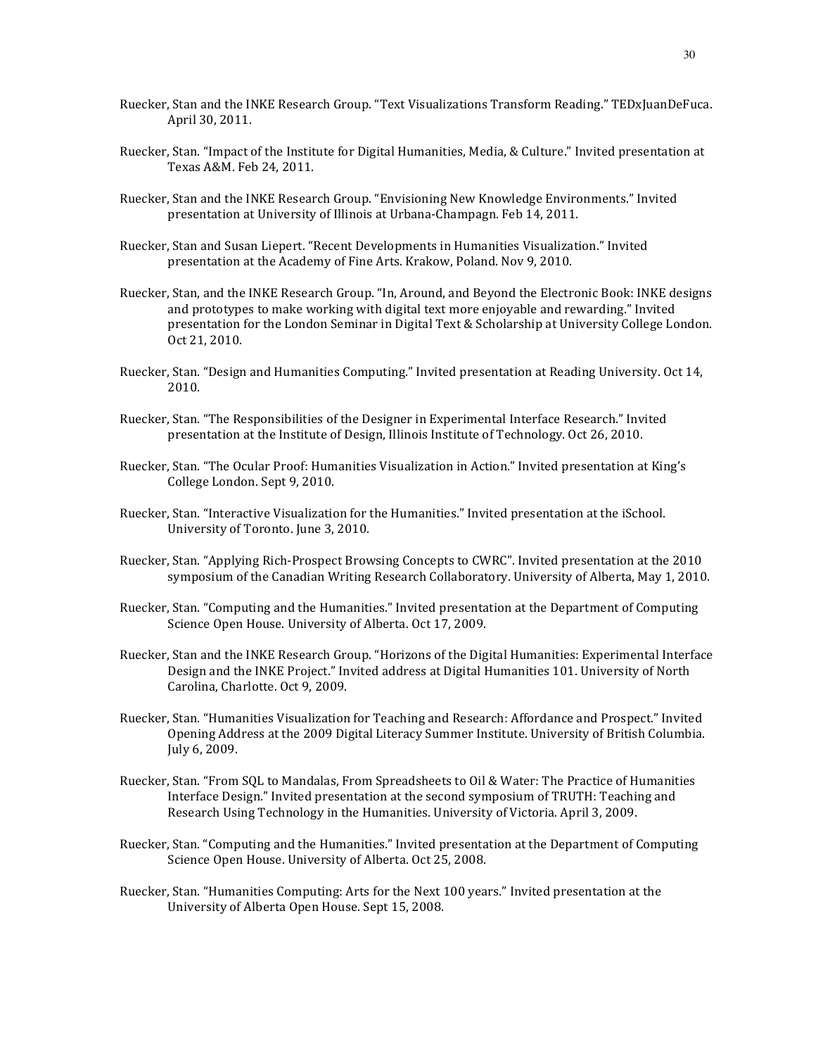Ruecker, Stan and the INKE Research Group. “Text Visualizations Transform Reading.” TEDxJuanDeFuca. April 30, 2011.

Ruecker, Stan. “Impact of the Institute for Digital Humanities, Media, & Culture.” Invited presentation at Texas A&M. Feb 24, 2011.

Ruecker, Stan and the INKE Research Group. “Envisioning New Knowledge Environments.” Invited presentation at University of Illinois at Urbana-Champagn. Feb 14, 2011.

Ruecker, Stan and Susan Liepert. “Recent Developments in Humanities Visualization.” Invited presentation at the Academy of Fine Arts. Krakow, Poland. Nov 9, 2010.

Ruecker, Stan, and the INKE Research Group. “In, Around, and Beyond the Electronic Book: INKE designs and prototypes to make working with digital text more enjoyable and rewarding.” Invited presentation for the London Seminar in Digital Text & Scholarship at University College London. Oct 21, 2010.

Ruecker, Stan. “Design and Humanities Computing.” Invited presentation at Reading University. Oct 14, 2010.

Ruecker, Stan. “The Responsibilities of the Designer in Experimental Interface Research.” Invited presentation at the Institute of Design, Illinois Institute of Technology. Oct 26, 2010.

Ruecker, Stan. “The Ocular Proof: Humanities Visualization in Action.” Invited presentation at King’s College London. Sept 9, 2010.

Ruecker, Stan. “Interactive Visualization for the Humanities.” Invited presentation at the iSchool. University of Toronto. June 3, 2010.

Ruecker, Stan. “Applying Rich-Prospect Browsing Concepts to CWRC”. Invited presentation at the 2010 symposium of the Canadian Writing Research Collaboratory. University of Alberta, May 1, 2010.

Ruecker, Stan. “Computing and the Humanities.” Invited presentation at the Department of Computing Science Open House. University of Alberta. Oct 17, 2009.

Ruecker, Stan and the INKE Research Group. “Horizons of the Digital Humanities: Experimental Interface Design and the INKE Project.” Invited address at Digital Humanities 101. University of North Carolina, Charlotte. Oct 9, 2009.

Ruecker, Stan. “Humanities Visualization for Teaching and Research: Affordance and Prospect.” Invited Opening Address at the 2009 Digital Literacy Summer Institute. University of British Columbia. July 6, 2009.

Ruecker, Stan. “From SQL to Mandalas, From Spreadsheets to Oil & Water: The Practice of Humanities Interface Design.” Invited presentation at the second symposium of TRUTH: Teaching and Research Using Technology in the Humanities. University of Victoria. April 3, 2009.

Ruecker, Stan. “Computing and the Humanities.” Invited presentation at the Department of Computing Science Open House. University of Alberta. Oct 25, 2008.

Ruecker, Stan. “Humanities Computing: Arts for the Next 100 years.” Invited presentation at the University of Alberta Open House. Sept 15, 2008.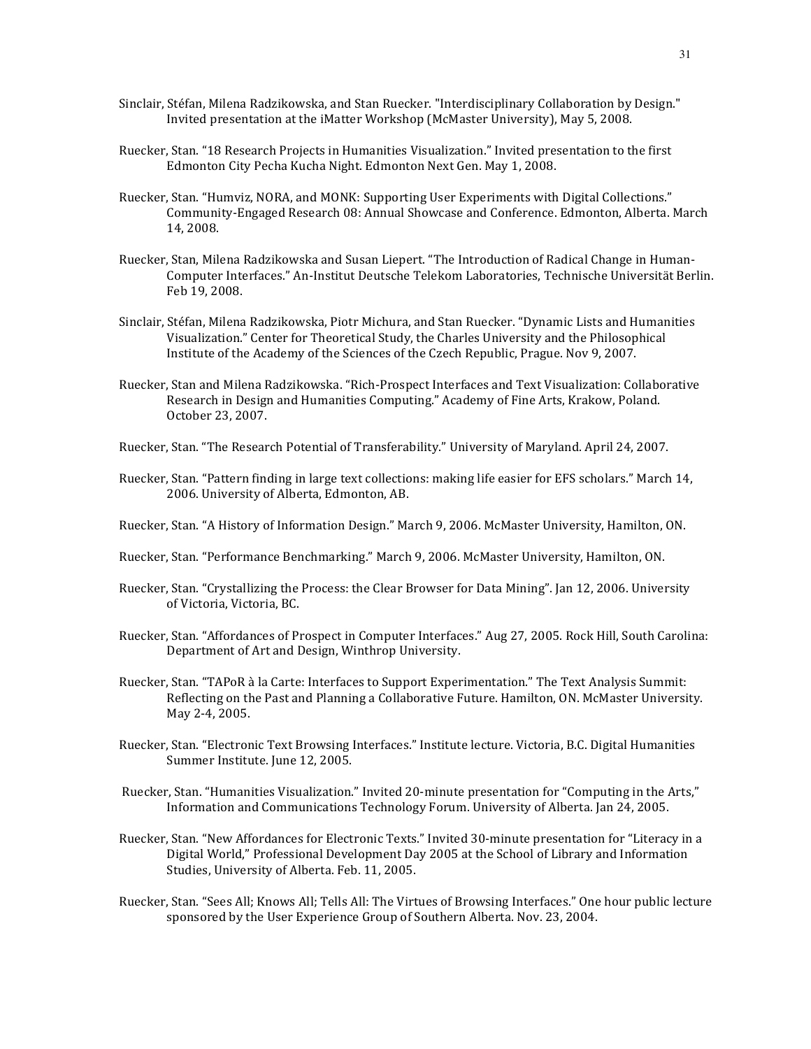Sinclair, Stéfan, Milena Radzikowska, and Stan Ruecker. "Interdisciplinary Collaboration by Design." Invited presentation at the iMatter Workshop (McMaster University), May 5, 2008.

Ruecker, Stan. "18 Research Projects in Humanities Visualization." Invited presentation to the first Edmonton City Pecha Kucha Night. Edmonton Next Gen. May 1, 2008.

Ruecker, Stan. "Humviz, NORA, and MONK: Supporting User Experiments with Digital Collections." Community-Engaged Research 08: Annual Showcase and Conference. Edmonton, Alberta. March 14, 2008.

Ruecker, Stan, Milena Radzikowska and Susan Liepert. "The Introduction of Radical Change in Human-Computer Interfaces." An-Institut Deutsche Telekom Laboratories, Technische Universität Berlin. Feb 19, 2008.

Sinclair, Stéfan, Milena Radzikowska, Piotr Michura, and Stan Ruecker. "Dynamic Lists and Humanities Visualization." Center for Theoretical Study, the Charles University and the Philosophical Institute of the Academy of the Sciences of the Czech Republic, Prague. Nov 9, 2007.

Ruecker, Stan and Milena Radzikowska. "Rich-Prospect Interfaces and Text Visualization: Collaborative Research in Design and Humanities Computing." Academy of Fine Arts, Krakow, Poland. October 23, 2007.

Ruecker, Stan. "The Research Potential of Transferability." University of Maryland. April 24, 2007.

Ruecker, Stan. "Pattern finding in large text collections: making life easier for EFS scholars." March 14, 2006. University of Alberta, Edmonton, AB.

Ruecker, Stan. "A History of Information Design." March 9, 2006. McMaster University, Hamilton, ON.

Ruecker, Stan. "Performance Benchmarking." March 9, 2006. McMaster University, Hamilton, ON.

Ruecker, Stan. "Crystallizing the Process: the Clear Browser for Data Mining". Jan 12, 2006. University of Victoria, Victoria, BC.

Ruecker, Stan. "Affordances of Prospect in Computer Interfaces." Aug 27, 2005. Rock Hill, South Carolina: Department of Art and Design, Winthrop University.

Ruecker, Stan. "TAPoR à la Carte: Interfaces to Support Experimentation." The Text Analysis Summit: Reflecting on the Past and Planning a Collaborative Future. Hamilton, ON. McMaster University. May 2-4, 2005.

Ruecker, Stan. "Electronic Text Browsing Interfaces." Institute lecture. Victoria, B.C. Digital Humanities Summer Institute. June 12, 2005.

Ruecker, Stan. "Humanities Visualization." Invited 20-minute presentation for "Computing in the Arts," Information and Communications Technology Forum. University of Alberta. Jan 24, 2005.

Ruecker, Stan. "New Affordances for Electronic Texts." Invited 30-minute presentation for "Literacy in a Digital World," Professional Development Day 2005 at the School of Library and Information Studies, University of Alberta. Feb. 11, 2005.

Ruecker, Stan. "Sees All; Knows All; Tells All: The Virtues of Browsing Interfaces." One hour public lecture sponsored by the User Experience Group of Southern Alberta. Nov. 23, 2004.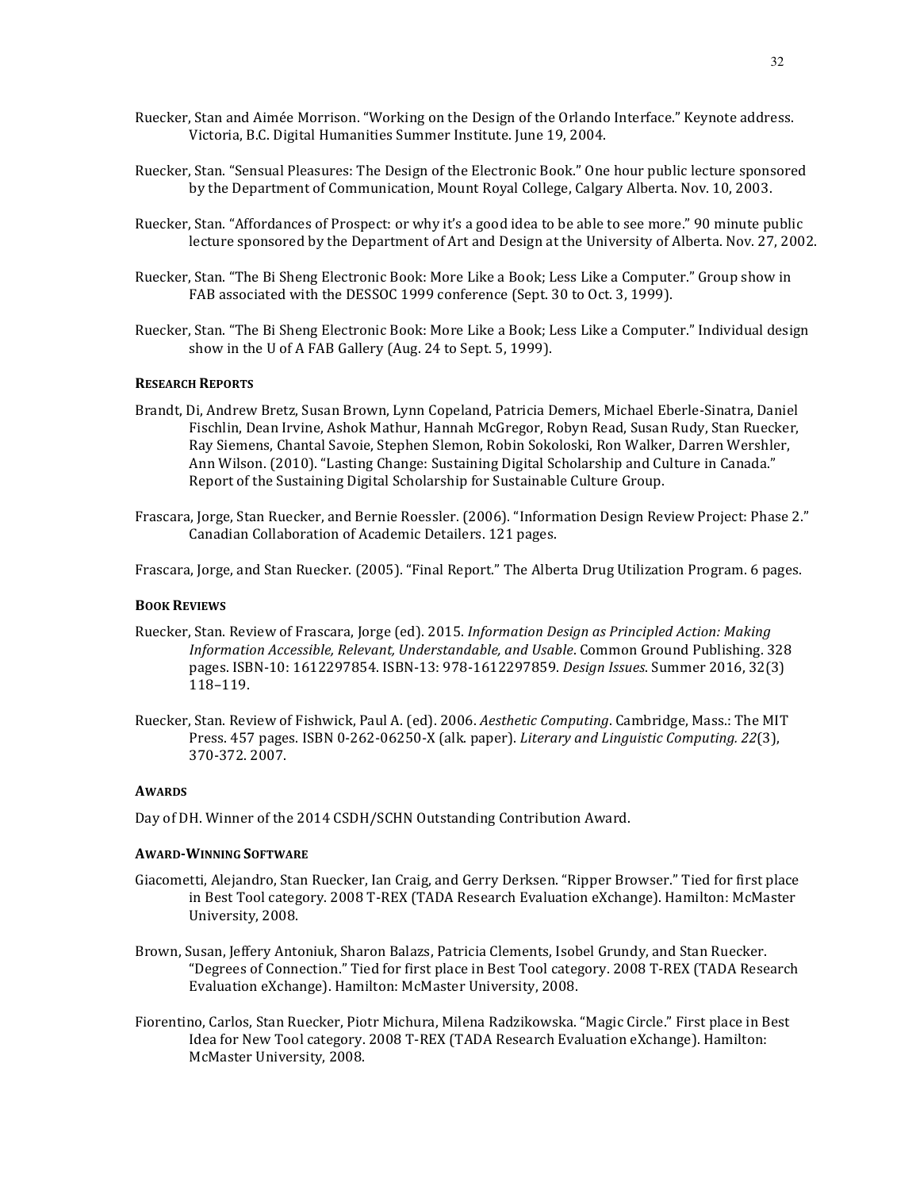Ruecker, Stan and Aimée Morrison. "Working on the Design of the Orlando Interface." Keynote address. Victoria, B.C. Digital Humanities Summer Institute. June 19, 2004.

Ruecker, Stan. "Sensual Pleasures: The Design of the Electronic Book." One hour public lecture sponsored by the Department of Communication, Mount Royal College, Calgary Alberta. Nov. 10, 2003.

Ruecker, Stan. "Affordances of Prospect: or why it's a good idea to be able to see more." 90 minute public lecture sponsored by the Department of Art and Design at the University of Alberta. Nov. 27, 2002.

Ruecker, Stan. "The Bi Sheng Electronic Book: More Like a Book; Less Like a Computer." Group show in FAB associated with the DESSOC 1999 conference (Sept. 30 to Oct. 3, 1999).

Ruecker, Stan. "The Bi Sheng Electronic Book: More Like a Book; Less Like a Computer." Individual design show in the U of A FAB Gallery (Aug. 24 to Sept. 5, 1999).

#### Research Reports

Brandt, Di, Andrew Bretz, Susan Brown, Lynn Copeland, Patricia Demers, Michael Eberle-Sinatra, Daniel Fischlin, Dean Irvine, Ashok Mathur, Hannah McGregor, Robyn Read, Susan Rudy, Stan Ruecker, Ray Siemens, Chantal Savoie, Stephen Slemon, Robin Sokoloski, Ron Walker, Darren Wershler, Ann Wilson. (2010). "Lasting Change: Sustaining Digital Scholarship and Culture in Canada." Report of the Sustaining Digital Scholarship for Sustainable Culture Group.

Frascara, Jorge, Stan Ruecker, and Bernie Roessler. (2006). "Information Design Review Project: Phase 2." Canadian Collaboration of Academic Detailers. 121 pages.

Frascara, Jorge, and Stan Ruecker. (2005). "Final Report." The Alberta Drug Utilization Program. 6 pages.

#### Book Reviews

Ruecker, Stan. Review of Frascara, Jorge (ed). 2015. *Information Design as Principled Action: Making Information Accessible, Relevant, Understandable, and Usable*. Common Ground Publishing. 328 pages. ISBN-10: 1612297854. ISBN-13: 978-1612297859. *Design Issues*. Summer 2016, 32(3) 118–119.

Ruecker, Stan. Review of Fishwick, Paul A. (ed). 2006. *Aesthetic Computing*. Cambridge, Mass.: The MIT Press. 457 pages. ISBN 0-262-06250-X (alk. paper). *Literary and Linguistic Computing. 22*(3), 370-372. 2007.

#### Awards

Day of DH. Winner of the 2014 CSDH/SCHN Outstanding Contribution Award.

#### Award-Winning Software

Giacometti, Alejandro, Stan Ruecker, Ian Craig, and Gerry Derksen. "Ripper Browser." Tied for first place in Best Tool category. 2008 T-REX (TADA Research Evaluation eXchange). Hamilton: McMaster University, 2008.

Brown, Susan, Jeffery Antoniuk, Sharon Balazs, Patricia Clements, Isobel Grundy, and Stan Ruecker. "Degrees of Connection." Tied for first place in Best Tool category. 2008 T-REX (TADA Research Evaluation eXchange). Hamilton: McMaster University, 2008.

Fiorentino, Carlos, Stan Ruecker, Piotr Michura, Milena Radzikowska. "Magic Circle." First place in Best Idea for New Tool category. 2008 T-REX (TADA Research Evaluation eXchange). Hamilton: McMaster University, 2008.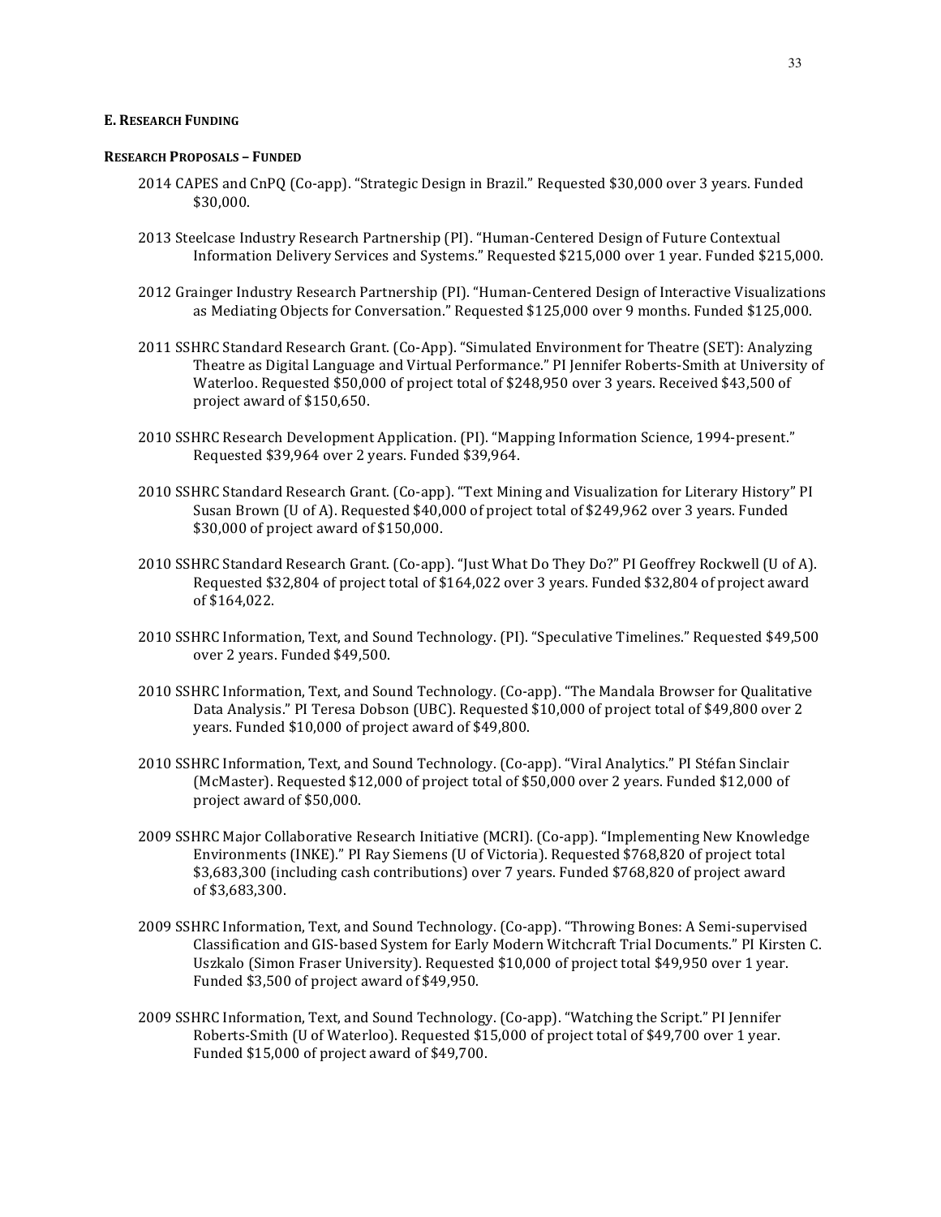## E. Research Funding

### Research Proposals – Funded

2014 CAPES and CnPQ (Co-app). "Strategic Design in Brazil." Requested $30,000 over 3 years. Funded $30,000.

2013 Steelcase Industry Research Partnership (PI). "Human-Centered Design of Future Contextual Information Delivery Services and Systems." Requested $215,000 over 1 year. Funded $215,000.

2012 Grainger Industry Research Partnership (PI). "Human-Centered Design of Interactive Visualizations as Mediating Objects for Conversation." Requested $125,000 over 9 months. Funded $125,000.

2011 SSHRC Standard Research Grant. (Co-App). "Simulated Environment for Theatre (SET): Analyzing Theatre as Digital Language and Virtual Performance." PI Jennifer Roberts-Smith at University of Waterloo. Requested $50,000 of project total of $248,950 over 3 years. Received $43,500 of project award of $150,650.

2010 SSHRC Research Development Application. (PI). "Mapping Information Science, 1994-present." Requested $39,964 over 2 years. Funded $39,964.

2010 SSHRC Standard Research Grant. (Co-app). "Text Mining and Visualization for Literary History" PI Susan Brown (U of A). Requested $40,000 of project total of $249,962 over 3 years. Funded $30,000 of project award of $150,000.

2010 SSHRC Standard Research Grant. (Co-app). "Just What Do They Do?" PI Geoffrey Rockwell (U of A). Requested $32,804 of project total of $164,022 over 3 years. Funded $32,804 of project award of $164,022.

2010 SSHRC Information, Text, and Sound Technology. (PI). "Speculative Timelines." Requested $49,500 over 2 years. Funded $49,500.

2010 SSHRC Information, Text, and Sound Technology. (Co-app). "The Mandala Browser for Qualitative Data Analysis." PI Teresa Dobson (UBC). Requested $10,000 of project total of $49,800 over 2 years. Funded $10,000 of project award of $49,800.

2010 SSHRC Information, Text, and Sound Technology. (Co-app). "Viral Analytics." PI Stéfan Sinclair (McMaster). Requested $12,000 of project total of $50,000 over 2 years. Funded $12,000 of project award of $50,000.

2009 SSHRC Major Collaborative Research Initiative (MCRI). (Co-app). "Implementing New Knowledge Environments (INKE)." PI Ray Siemens (U of Victoria). Requested $768,820 of project total $3,683,300 (including cash contributions) over 7 years. Funded $768,820 of project award of $3,683,300.

2009 SSHRC Information, Text, and Sound Technology. (Co-app). "Throwing Bones: A Semi-supervised Classification and GIS-based System for Early Modern Witchcraft Trial Documents." PI Kirsten C. Uszkalo (Simon Fraser University). Requested $10,000 of project total $49,950 over 1 year. Funded $3,500 of project award of $49,950.

2009 SSHRC Information, Text, and Sound Technology. (Co-app). "Watching the Script." PI Jennifer Roberts-Smith (U of Waterloo). Requested $15,000 of project total of $49,700 over 1 year. Funded $15,000 of project award of $49,700.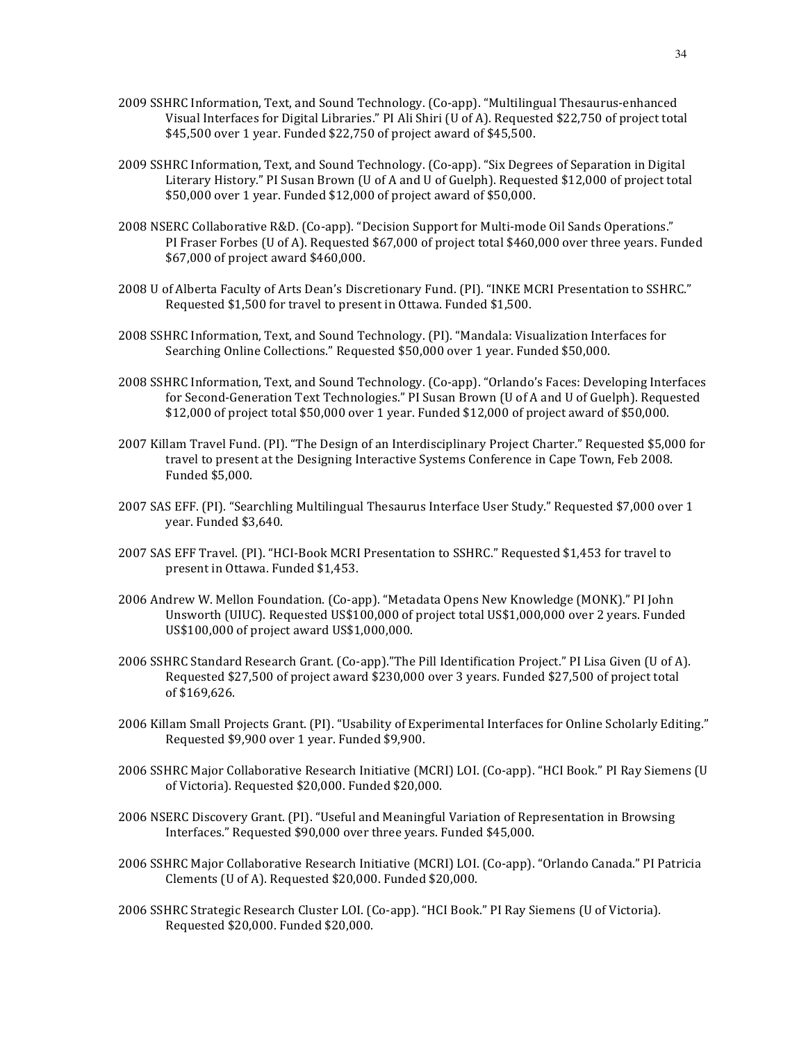2009 SSHRC Information, Text, and Sound Technology. (Co-app). "Multilingual Thesaurus-enhanced Visual Interfaces for Digital Libraries." PI Ali Shiri (U of A). Requested $22,750 of project total $45,500 over 1 year. Funded $22,750 of project award of $45,500.

2009 SSHRC Information, Text, and Sound Technology. (Co-app). "Six Degrees of Separation in Digital Literary History." PI Susan Brown (U of A and U of Guelph). Requested $12,000 of project total $50,000 over 1 year. Funded $12,000 of project award of $50,000.

2008 NSERC Collaborative R&D. (Co-app). "Decision Support for Multi-mode Oil Sands Operations." PI Fraser Forbes (U of A). Requested $67,000 of project total $460,000 over three years. Funded $67,000 of project award $460,000.

2008 U of Alberta Faculty of Arts Dean's Discretionary Fund. (PI). "INKE MCRI Presentation to SSHRC." Requested $1,500 for travel to present in Ottawa. Funded $1,500.

2008 SSHRC Information, Text, and Sound Technology. (PI). "Mandala: Visualization Interfaces for Searching Online Collections." Requested $50,000 over 1 year. Funded $50,000.

2008 SSHRC Information, Text, and Sound Technology. (Co-app). "Orlando's Faces: Developing Interfaces for Second-Generation Text Technologies." PI Susan Brown (U of A and U of Guelph). Requested $12,000 of project total $50,000 over 1 year. Funded $12,000 of project award of $50,000.

2007 Killam Travel Fund. (PI). "The Design of an Interdisciplinary Project Charter." Requested $5,000 for travel to present at the Designing Interactive Systems Conference in Cape Town, Feb 2008. Funded $5,000.

2007 SAS EFF. (PI). "Searchling Multilingual Thesaurus Interface User Study." Requested $7,000 over 1 year. Funded $3,640.

2007 SAS EFF Travel. (PI). "HCI-Book MCRI Presentation to SSHRC." Requested $1,453 for travel to present in Ottawa. Funded $1,453.

2006 Andrew W. Mellon Foundation. (Co-app). "Metadata Opens New Knowledge (MONK)." PI John Unsworth (UIUC). Requested US$100,000 of project total US$1,000,000 over 2 years. Funded US$100,000 of project award US$1,000,000.

2006 SSHRC Standard Research Grant. (Co-app)."The Pill Identification Project." PI Lisa Given (U of A). Requested $27,500 of project award $230,000 over 3 years. Funded $27,500 of project total of $169,626.

2006 Killam Small Projects Grant. (PI). "Usability of Experimental Interfaces for Online Scholarly Editing." Requested $9,900 over 1 year. Funded $9,900.

2006 SSHRC Major Collaborative Research Initiative (MCRI) LOI. (Co-app). "HCI Book." PI Ray Siemens (U of Victoria). Requested $20,000. Funded $20,000.

2006 NSERC Discovery Grant. (PI). "Useful and Meaningful Variation of Representation in Browsing Interfaces." Requested $90,000 over three years. Funded $45,000.

2006 SSHRC Major Collaborative Research Initiative (MCRI) LOI. (Co-app). "Orlando Canada." PI Patricia Clements (U of A). Requested $20,000. Funded $20,000.

2006 SSHRC Strategic Research Cluster LOI. (Co-app). "HCI Book." PI Ray Siemens (U of Victoria). Requested $20,000. Funded $20,000.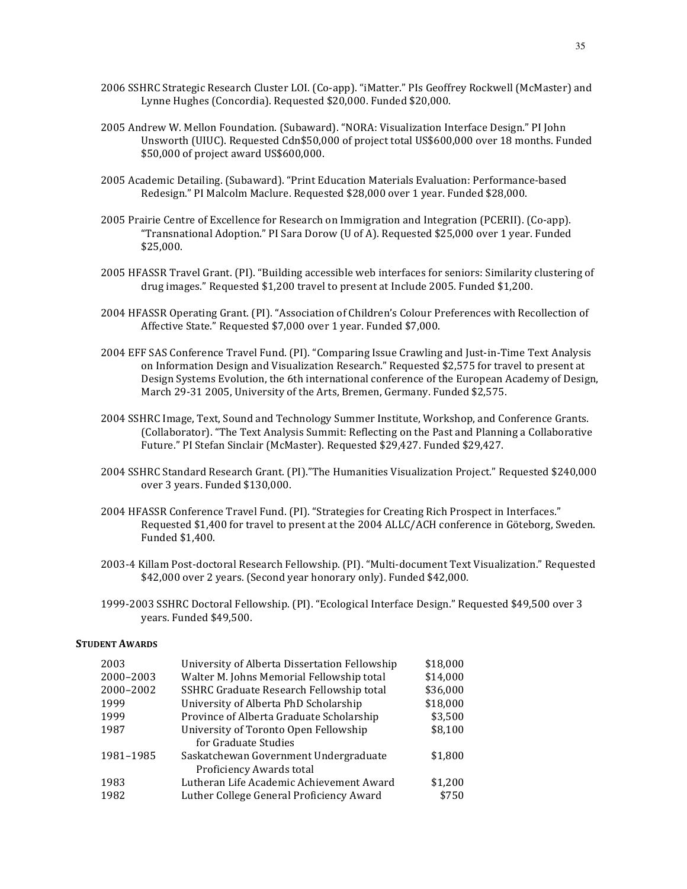2006 SSHRC Strategic Research Cluster LOI. (Co-app). "iMatter." PIs Geoffrey Rockwell (McMaster) and Lynne Hughes (Concordia). Requested $20,000. Funded $20,000.

2005 Andrew W. Mellon Foundation. (Subaward). "NORA: Visualization Interface Design." PI John Unsworth (UIUC). Requested Cdn$50,000 of project total US$600,000 over 18 months. Funded $50,000 of project award US$600,000.

2005 Academic Detailing. (Subaward). "Print Education Materials Evaluation: Performance-based Redesign." PI Malcolm Maclure. Requested $28,000 over 1 year. Funded $28,000.

2005 Prairie Centre of Excellence for Research on Immigration and Integration (PCERII). (Co-app). "Transnational Adoption." PI Sara Dorow (U of A). Requested $25,000 over 1 year. Funded $25,000.

2005 HFASSR Travel Grant. (PI). "Building accessible web interfaces for seniors: Similarity clustering of drug images." Requested $1,200 travel to present at Include 2005. Funded $1,200.

2004 HFASSR Operating Grant. (PI). "Association of Children's Colour Preferences with Recollection of Affective State." Requested $7,000 over 1 year. Funded $7,000.

2004 EFF SAS Conference Travel Fund. (PI). "Comparing Issue Crawling and Just-in-Time Text Analysis on Information Design and Visualization Research." Requested $2,575 for travel to present at Design Systems Evolution, the 6th international conference of the European Academy of Design, March 29-31 2005, University of the Arts, Bremen, Germany. Funded $2,575.

2004 SSHRC Image, Text, Sound and Technology Summer Institute, Workshop, and Conference Grants. (Collaborator). "The Text Analysis Summit: Reflecting on the Past and Planning a Collaborative Future." PI Stefan Sinclair (McMaster). Requested $29,427. Funded $29,427.

2004 SSHRC Standard Research Grant. (PI)."The Humanities Visualization Project." Requested $240,000 over 3 years. Funded $130,000.

2004 HFASSR Conference Travel Fund. (PI). "Strategies for Creating Rich Prospect in Interfaces." Requested $1,400 for travel to present at the 2004 ALLC/ACH conference in Göteborg, Sweden. Funded $1,400.

2003-4 Killam Post-doctoral Research Fellowship. (PI). "Multi-document Text Visualization." Requested $42,000 over 2 years. (Second year honorary only). Funded $42,000.

1999-2003 SSHRC Doctoral Fellowship. (PI). "Ecological Interface Design." Requested $49,500 over 3 years. Funded $49,500.

**STUDENT AWARDS**

| | | |
|---|---|---|
| 2003 | University of Alberta Dissertation Fellowship | $18,000 |
| 2000–2003 | Walter M. Johns Memorial Fellowship total | $14,000 |
| 2000–2002 | SSHRC Graduate Research Fellowship total | $36,000 |
| 1999 | University of Alberta PhD Scholarship | $18,000 |
| 1999 | Province of Alberta Graduate Scholarship | $3,500 |
| 1987 | University of Toronto Open Fellowship for Graduate Studies | $8,100 |
| 1981–1985 | Saskatchewan Government Undergraduate Proficiency Awards total | $1,800 |
| 1983 | Lutheran Life Academic Achievement Award | $1,200 |
| 1982 | Luther College General Proficiency Award | $750 |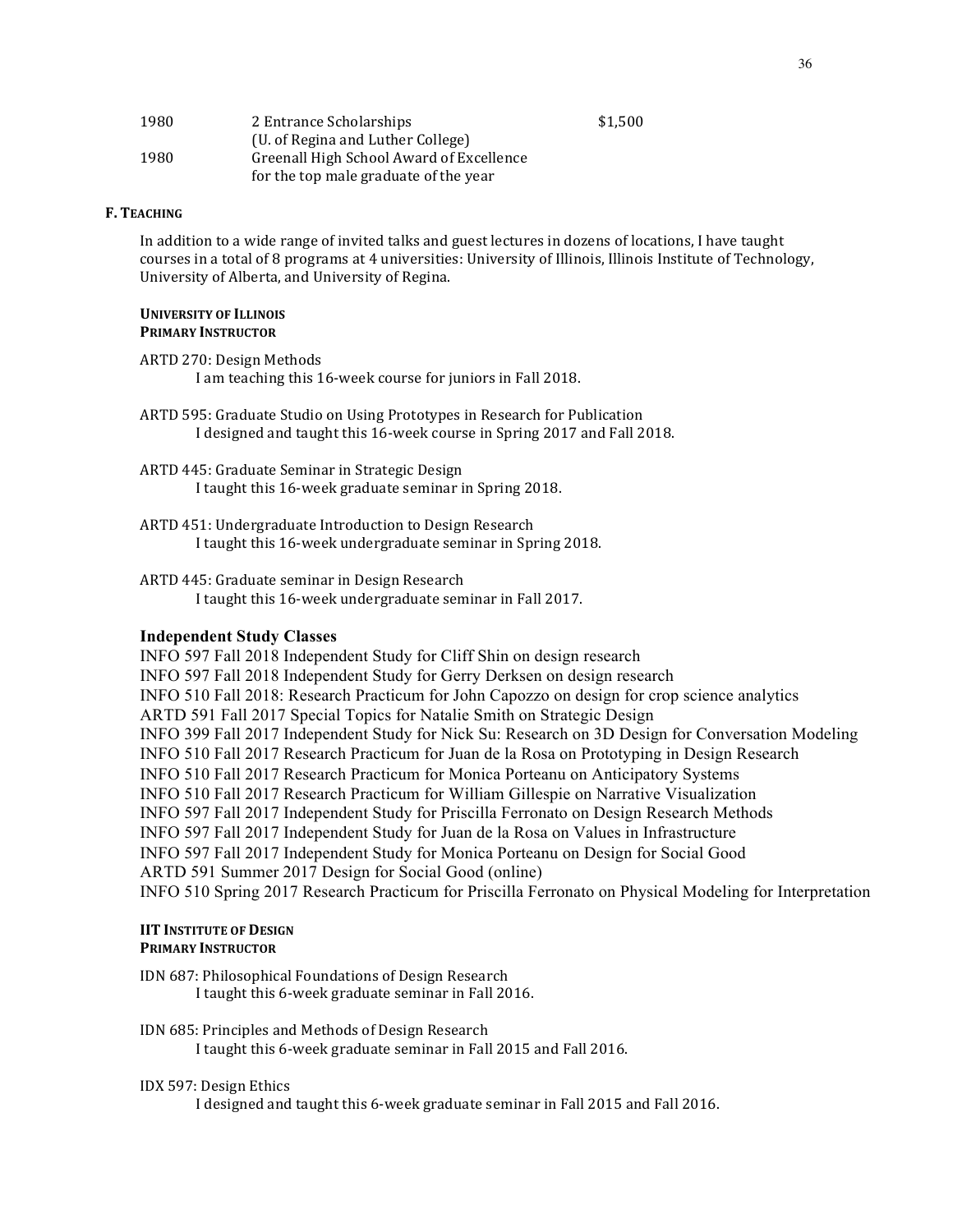| | | |
|---|---|---|
| 1980 | 2 Entrance Scholarships (U. of Regina and Luther College) | $1,500 |
| 1980 | Greenall High School Award of Excellence for the top male graduate of the year | |

## F. TEACHING

In addition to a wide range of invited talks and guest lectures in dozens of locations, I have taught courses in a total of 8 programs at 4 universities: University of Illinois, Illinois Institute of Technology, University of Alberta, and University of Regina.

### UNIVERSITY OF ILLINOIS
### PRIMARY INSTRUCTOR

ARTD 270: Design Methods
I am teaching this 16-week course for juniors in Fall 2018.

ARTD 595: Graduate Studio on Using Prototypes in Research for Publication
I designed and taught this 16-week course in Spring 2017 and Fall 2018.

ARTD 445: Graduate Seminar in Strategic Design
I taught this 16-week graduate seminar in Spring 2018.

ARTD 451: Undergraduate Introduction to Design Research
I taught this 16-week undergraduate seminar in Spring 2018.

ARTD 445: Graduate seminar in Design Research
I taught this 16-week undergraduate seminar in Fall 2017.

### Independent Study Classes

INFO 597 Fall 2018 Independent Study for Cliff Shin on design research
INFO 597 Fall 2018 Independent Study for Gerry Derksen on design research
INFO 510 Fall 2018: Research Practicum for John Capozzo on design for crop science analytics
ARTD 591 Fall 2017 Special Topics for Natalie Smith on Strategic Design
INFO 399 Fall 2017 Independent Study for Nick Su: Research on 3D Design for Conversation Modeling
INFO 510 Fall 2017 Research Practicum for Juan de la Rosa on Prototyping in Design Research
INFO 510 Fall 2017 Research Practicum for Monica Porteanu on Anticipatory Systems
INFO 510 Fall 2017 Research Practicum for William Gillespie on Narrative Visualization
INFO 597 Fall 2017 Independent Study for Priscilla Ferronato on Design Research Methods
INFO 597 Fall 2017 Independent Study for Juan de la Rosa on Values in Infrastructure
INFO 597 Fall 2017 Independent Study for Monica Porteanu on Design for Social Good
ARTD 591 Summer 2017 Design for Social Good (online)
INFO 510 Spring 2017 Research Practicum for Priscilla Ferronato on Physical Modeling for Interpretation

### IIT INSTITUTE OF DESIGN
### PRIMARY INSTRUCTOR

IDN 687: Philosophical Foundations of Design Research
I taught this 6-week graduate seminar in Fall 2016.

IDN 685: Principles and Methods of Design Research
I taught this 6-week graduate seminar in Fall 2015 and Fall 2016.

IDX 597: Design Ethics
I designed and taught this 6-week graduate seminar in Fall 2015 and Fall 2016.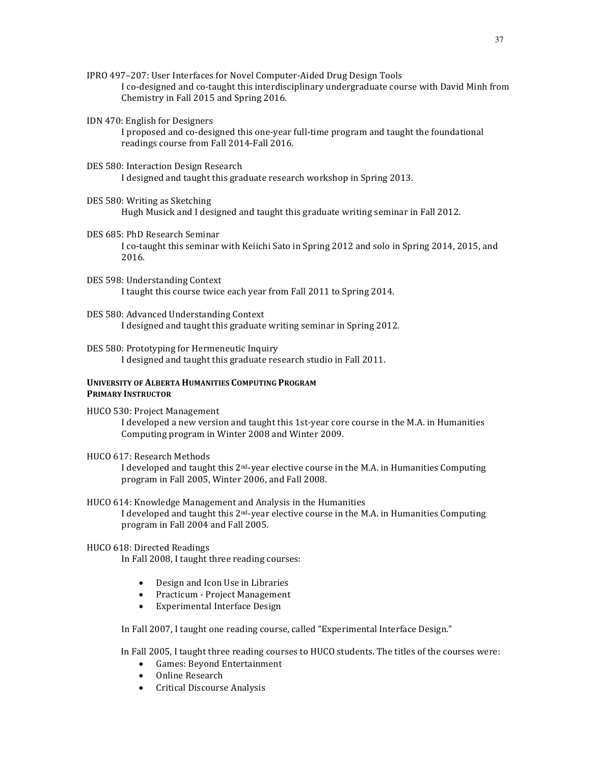IPRO 497–207: User Interfaces for Novel Computer-Aided Drug Design Tools

I co-designed and co-taught this interdisciplinary undergraduate course with David Minh from Chemistry in Fall 2015 and Spring 2016.

IDN 470: English for Designers

I proposed and co-designed this one-year full-time program and taught the foundational readings course from Fall 2014-Fall 2016.

DES 580: Interaction Design Research

I designed and taught this graduate research workshop in Spring 2013.

DES 580: Writing as Sketching

Hugh Musick and I designed and taught this graduate writing seminar in Fall 2012.

DES 685: PhD Research Seminar

I co-taught this seminar with Keiichi Sato in Spring 2012 and solo in Spring 2014, 2015, and 2016.

DES 598: Understanding Context

I taught this course twice each year from Fall 2011 to Spring 2014.

DES 580: Advanced Understanding Context

I designed and taught this graduate writing seminar in Spring 2012.

DES 580: Prototyping for Hermeneutic Inquiry

I designed and taught this graduate research studio in Fall 2011.

**UNIVERSITY OF ALBERTA HUMANITIES COMPUTING PROGRAM**
**PRIMARY INSTRUCTOR**

HUCO 530: Project Management

I developed a new version and taught this 1st-year core course in the M.A. in Humanities Computing program in Winter 2008 and Winter 2009.

HUCO 617: Research Methods

I developed and taught this 2nd-year elective course in the M.A. in Humanities Computing program in Fall 2005, Winter 2006, and Fall 2008.

HUCO 614: Knowledge Management and Analysis in the Humanities

I developed and taught this 2nd-year elective course in the M.A. in Humanities Computing program in Fall 2004 and Fall 2005.

HUCO 618: Directed Readings

In Fall 2008, I taught three reading courses:

- Design and Icon Use in Libraries
- Practicum - Project Management
- Experimental Interface Design

In Fall 2007, I taught one reading course, called "Experimental Interface Design."

In Fall 2005, I taught three reading courses to HUCO students. The titles of the courses were:

- Games: Beyond Entertainment
- Online Research
- Critical Discourse Analysis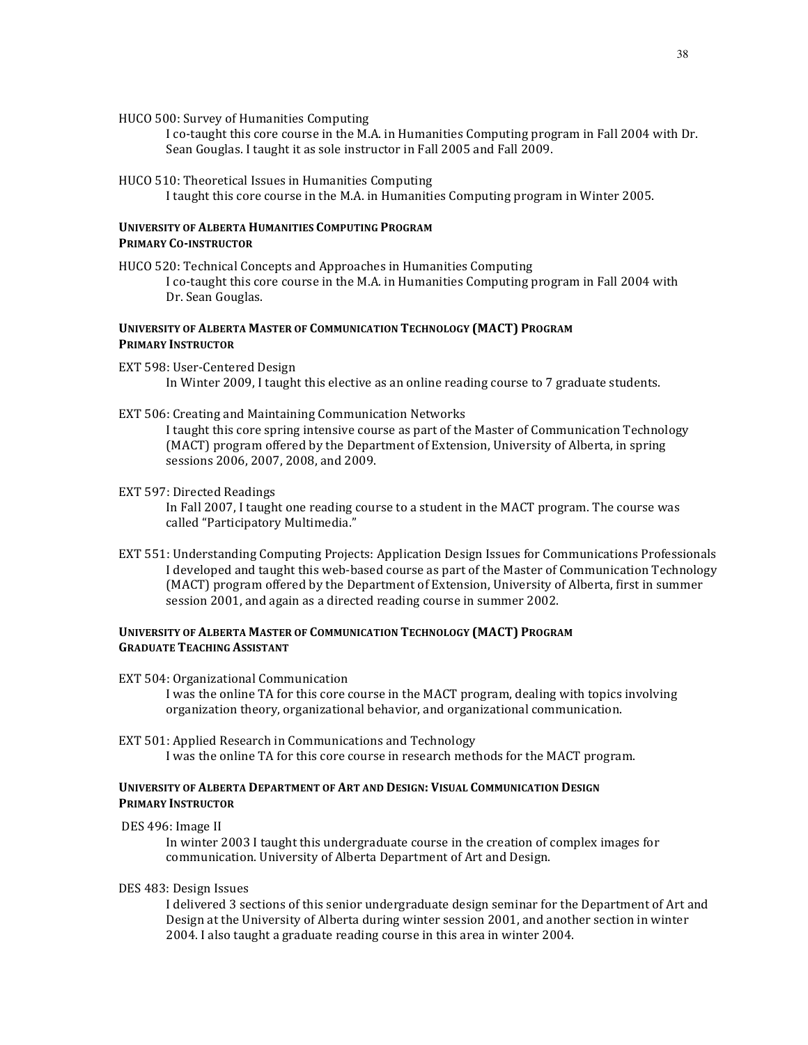HUCO 500: Survey of Humanities Computing

I co-taught this core course in the M.A. in Humanities Computing program in Fall 2004 with Dr. Sean Gouglas. I taught it as sole instructor in Fall 2005 and Fall 2009.

HUCO 510: Theoretical Issues in Humanities Computing

I taught this core course in the M.A. in Humanities Computing program in Winter 2005.

**UNIVERSITY OF ALBERTA HUMANITIES COMPUTING PROGRAM**
**PRIMARY CO-INSTRUCTOR**

HUCO 520: Technical Concepts and Approaches in Humanities Computing

I co-taught this core course in the M.A. in Humanities Computing program in Fall 2004 with Dr. Sean Gouglas.

**UNIVERSITY OF ALBERTA MASTER OF COMMUNICATION TECHNOLOGY (MACT) PROGRAM**
**PRIMARY INSTRUCTOR**

EXT 598: User-Centered Design

In Winter 2009, I taught this elective as an online reading course to 7 graduate students.

EXT 506: Creating and Maintaining Communication Networks

I taught this core spring intensive course as part of the Master of Communication Technology (MACT) program offered by the Department of Extension, University of Alberta, in spring sessions 2006, 2007, 2008, and 2009.

EXT 597: Directed Readings

In Fall 2007, I taught one reading course to a student in the MACT program. The course was called "Participatory Multimedia."

EXT 551: Understanding Computing Projects: Application Design Issues for Communications Professionals

I developed and taught this web-based course as part of the Master of Communication Technology (MACT) program offered by the Department of Extension, University of Alberta, first in summer session 2001, and again as a directed reading course in summer 2002.

**UNIVERSITY OF ALBERTA MASTER OF COMMUNICATION TECHNOLOGY (MACT) PROGRAM**
**GRADUATE TEACHING ASSISTANT**

EXT 504: Organizational Communication

I was the online TA for this core course in the MACT program, dealing with topics involving organization theory, organizational behavior, and organizational communication.

EXT 501: Applied Research in Communications and Technology

I was the online TA for this core course in research methods for the MACT program.

**UNIVERSITY OF ALBERTA DEPARTMENT OF ART AND DESIGN: VISUAL COMMUNICATION DESIGN**
**PRIMARY INSTRUCTOR**

DES 496: Image II

In winter 2003 I taught this undergraduate course in the creation of complex images for communication. University of Alberta Department of Art and Design.

DES 483: Design Issues

I delivered 3 sections of this senior undergraduate design seminar for the Department of Art and Design at the University of Alberta during winter session 2001, and another section in winter 2004. I also taught a graduate reading course in this area in winter 2004.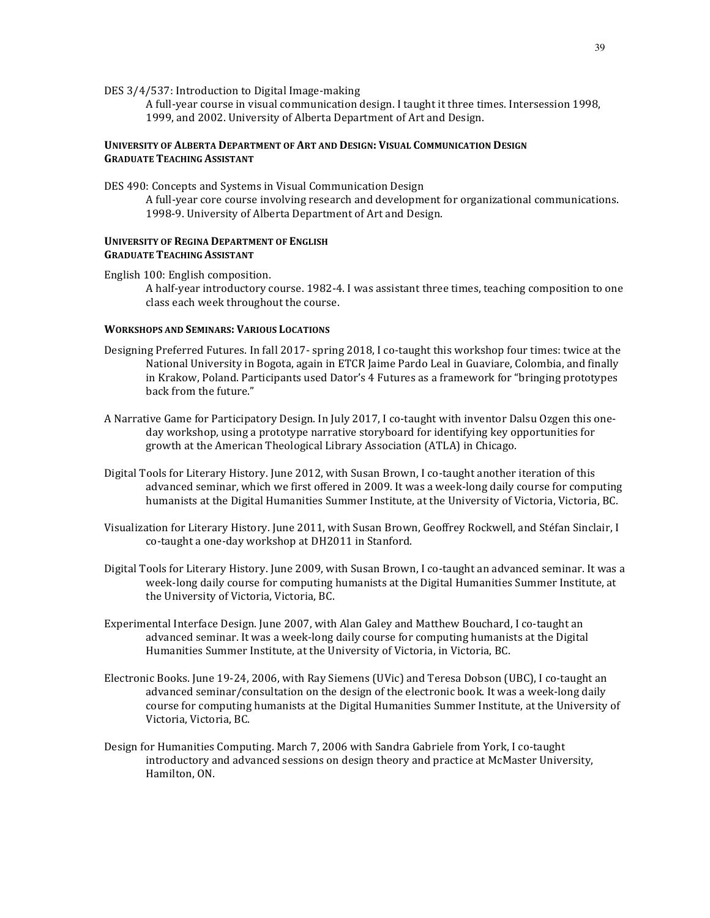DES 3/4/537: Introduction to Digital Image-making

A full-year course in visual communication design. I taught it three times. Intersession 1998, 1999, and 2002. University of Alberta Department of Art and Design.

**UNIVERSITY OF ALBERTA DEPARTMENT OF ART AND DESIGN: VISUAL COMMUNICATION DESIGN**
**GRADUATE TEACHING ASSISTANT**

DES 490: Concepts and Systems in Visual Communication Design

A full-year core course involving research and development for organizational communications. 1998-9. University of Alberta Department of Art and Design.

**UNIVERSITY OF REGINA DEPARTMENT OF ENGLISH**
**GRADUATE TEACHING ASSISTANT**

English 100: English composition.

A half-year introductory course. 1982-4. I was assistant three times, teaching composition to one class each week throughout the course.

**WORKSHOPS AND SEMINARS: VARIOUS LOCATIONS**

Designing Preferred Futures. In fall 2017- spring 2018, I co-taught this workshop four times: twice at the National University in Bogota, again in ETCR Jaime Pardo Leal in Guaviare, Colombia, and finally in Krakow, Poland. Participants used Dator's 4 Futures as a framework for "bringing prototypes back from the future."

A Narrative Game for Participatory Design. In July 2017, I co-taught with inventor Dalsu Ozgen this one-day workshop, using a prototype narrative storyboard for identifying key opportunities for growth at the American Theological Library Association (ATLA) in Chicago.

Digital Tools for Literary History. June 2012, with Susan Brown, I co-taught another iteration of this advanced seminar, which we first offered in 2009. It was a week-long daily course for computing humanists at the Digital Humanities Summer Institute, at the University of Victoria, Victoria, BC.

Visualization for Literary History. June 2011, with Susan Brown, Geoffrey Rockwell, and Stéfan Sinclair, I co-taught a one-day workshop at DH2011 in Stanford.

Digital Tools for Literary History. June 2009, with Susan Brown, I co-taught an advanced seminar. It was a week-long daily course for computing humanists at the Digital Humanities Summer Institute, at the University of Victoria, Victoria, BC.

Experimental Interface Design. June 2007, with Alan Galey and Matthew Bouchard, I co-taught an advanced seminar. It was a week-long daily course for computing humanists at the Digital Humanities Summer Institute, at the University of Victoria, in Victoria, BC.

Electronic Books. June 19-24, 2006, with Ray Siemens (UVic) and Teresa Dobson (UBC), I co-taught an advanced seminar/consultation on the design of the electronic book. It was a week-long daily course for computing humanists at the Digital Humanities Summer Institute, at the University of Victoria, Victoria, BC.

Design for Humanities Computing. March 7, 2006 with Sandra Gabriele from York, I co-taught introductory and advanced sessions on design theory and practice at McMaster University, Hamilton, ON.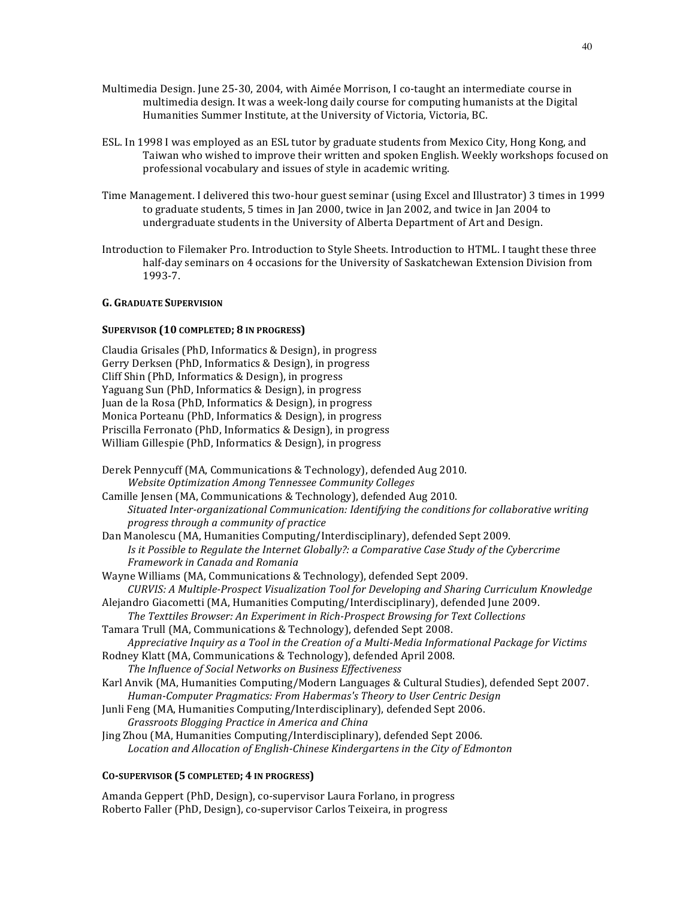Multimedia Design. June 25-30, 2004, with Aimée Morrison, I co-taught an intermediate course in multimedia design. It was a week-long daily course for computing humanists at the Digital Humanities Summer Institute, at the University of Victoria, Victoria, BC.

ESL. In 1998 I was employed as an ESL tutor by graduate students from Mexico City, Hong Kong, and Taiwan who wished to improve their written and spoken English. Weekly workshops focused on professional vocabulary and issues of style in academic writing.

Time Management. I delivered this two-hour guest seminar (using Excel and Illustrator) 3 times in 1999 to graduate students, 5 times in Jan 2000, twice in Jan 2002, and twice in Jan 2004 to undergraduate students in the University of Alberta Department of Art and Design.

Introduction to Filemaker Pro. Introduction to Style Sheets. Introduction to HTML. I taught these three half-day seminars on 4 occasions for the University of Saskatchewan Extension Division from 1993-7.

### G. Graduate Supervision

#### Supervisor (10 completed; 8 in progress)

Claudia Grisales (PhD, Informatics & Design), in progress
Gerry Derksen (PhD, Informatics & Design), in progress
Cliff Shin (PhD, Informatics & Design), in progress
Yaguang Sun (PhD, Informatics & Design), in progress
Juan de la Rosa (PhD, Informatics & Design), in progress
Monica Porteanu (PhD, Informatics & Design), in progress
Priscilla Ferronato (PhD, Informatics & Design), in progress
William Gillespie (PhD, Informatics & Design), in progress

Derek Pennycuff (MA, Communications & Technology), defended Aug 2010.
*Website Optimization Among Tennessee Community Colleges*
Camille Jensen (MA, Communications & Technology), defended Aug 2010.
*Situated Inter-organizational Communication: Identifying the conditions for collaborative writing progress through a community of practice*
Dan Manolescu (MA, Humanities Computing/Interdisciplinary), defended Sept 2009.
*Is it Possible to Regulate the Internet Globally?: a Comparative Case Study of the Cybercrime Framework in Canada and Romania*
Wayne Williams (MA, Communications & Technology), defended Sept 2009.
*CURVIS: A Multiple-Prospect Visualization Tool for Developing and Sharing Curriculum Knowledge*
Alejandro Giacometti (MA, Humanities Computing/Interdisciplinary), defended June 2009.
*The Texttiles Browser: An Experiment in Rich-Prospect Browsing for Text Collections*
Tamara Trull (MA, Communications & Technology), defended Sept 2008.
*Appreciative Inquiry as a Tool in the Creation of a Multi-Media Informational Package for Victims*
Rodney Klatt (MA, Communications & Technology), defended April 2008.
*The Influence of Social Networks on Business Effectiveness*
Karl Anvik (MA, Humanities Computing/Modern Languages & Cultural Studies), defended Sept 2007.
*Human-Computer Pragmatics: From Habermas's Theory to User Centric Design*
Junli Feng (MA, Humanities Computing/Interdisciplinary), defended Sept 2006.
*Grassroots Blogging Practice in America and China*
Jing Zhou (MA, Humanities Computing/Interdisciplinary), defended Sept 2006.
*Location and Allocation of English-Chinese Kindergartens in the City of Edmonton*

#### Co-supervisor (5 completed; 4 in progress)

Amanda Geppert (PhD, Design), co-supervisor Laura Forlano, in progress
Roberto Faller (PhD, Design), co-supervisor Carlos Teixeira, in progress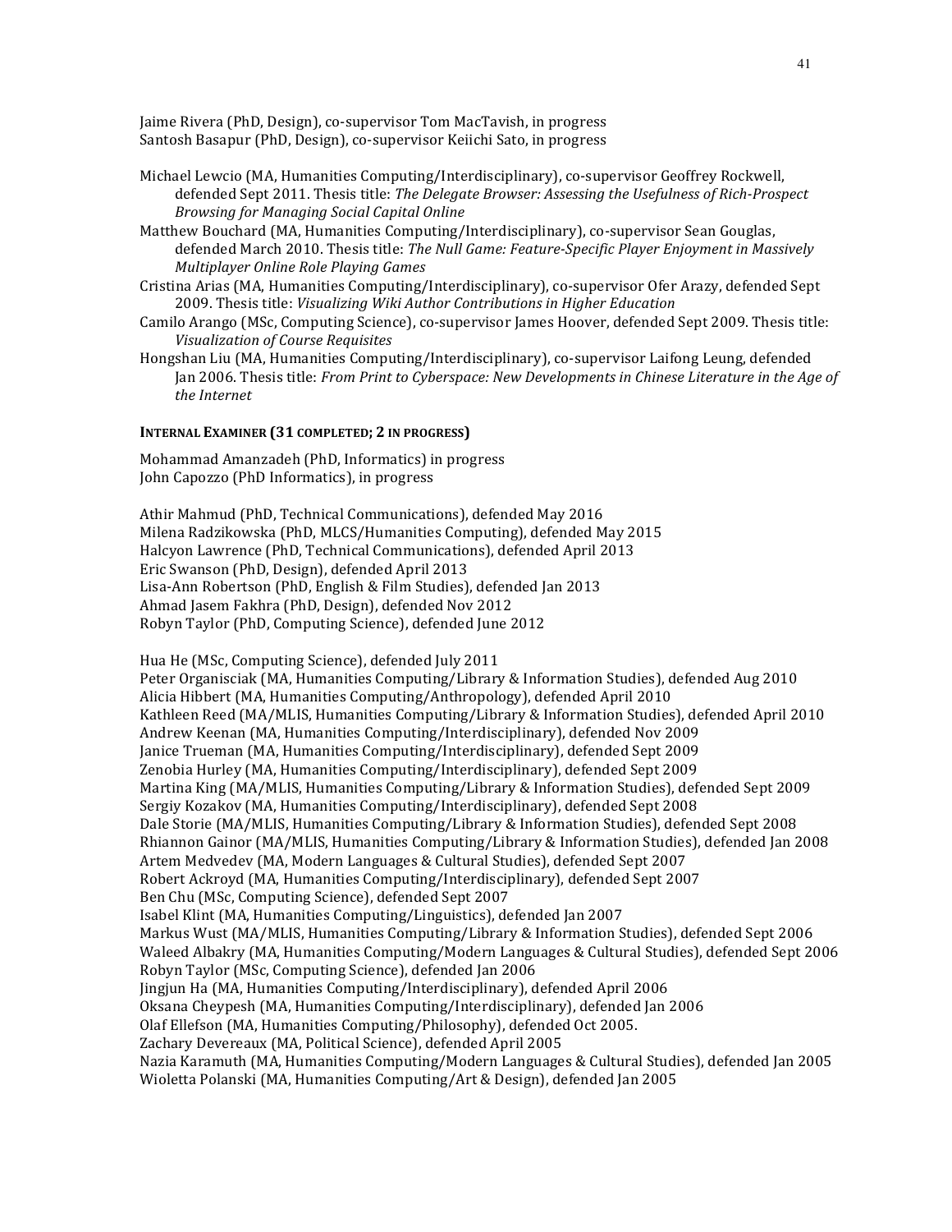Jaime Rivera (PhD, Design), co-supervisor Tom MacTavish, in progress
Santosh Basapur (PhD, Design), co-supervisor Keiichi Sato, in progress

Michael Lewcio (MA, Humanities Computing/Interdisciplinary), co-supervisor Geoffrey Rockwell, defended Sept 2011. Thesis title: *The Delegate Browser: Assessing the Usefulness of Rich-Prospect Browsing for Managing Social Capital Online*

Matthew Bouchard (MA, Humanities Computing/Interdisciplinary), co-supervisor Sean Gouglas, defended March 2010. Thesis title: *The Null Game: Feature-Specific Player Enjoyment in Massively Multiplayer Online Role Playing Games*

Cristina Arias (MA, Humanities Computing/Interdisciplinary), co-supervisor Ofer Arazy, defended Sept 2009. Thesis title: *Visualizing Wiki Author Contributions in Higher Education*

Camilo Arango (MSc, Computing Science), co-supervisor James Hoover, defended Sept 2009. Thesis title: *Visualization of Course Requisites*

Hongshan Liu (MA, Humanities Computing/Interdisciplinary), co-supervisor Laifong Leung, defended Jan 2006. Thesis title: *From Print to Cyberspace: New Developments in Chinese Literature in the Age of the Internet*

#### INTERNAL EXAMINER (31 COMPLETED; 2 IN PROGRESS)

Mohammad Amanzadeh (PhD, Informatics) in progress
John Capozzo (PhD Informatics), in progress

Athir Mahmud (PhD, Technical Communications), defended May 2016
Milena Radzikowska (PhD, MLCS/Humanities Computing), defended May 2015
Halcyon Lawrence (PhD, Technical Communications), defended April 2013
Eric Swanson (PhD, Design), defended April 2013
Lisa-Ann Robertson (PhD, English & Film Studies), defended Jan 2013
Ahmad Jasem Fakhra (PhD, Design), defended Nov 2012
Robyn Taylor (PhD, Computing Science), defended June 2012

Hua He (MSc, Computing Science), defended July 2011
Peter Organisciak (MA, Humanities Computing/Library & Information Studies), defended Aug 2010
Alicia Hibbert (MA, Humanities Computing/Anthropology), defended April 2010
Kathleen Reed (MA/MLIS, Humanities Computing/Library & Information Studies), defended April 2010
Andrew Keenan (MA, Humanities Computing/Interdisciplinary), defended Nov 2009
Janice Trueman (MA, Humanities Computing/Interdisciplinary), defended Sept 2009
Zenobia Hurley (MA, Humanities Computing/Interdisciplinary), defended Sept 2009
Martina King (MA/MLIS, Humanities Computing/Library & Information Studies), defended Sept 2009
Sergiy Kozakov (MA, Humanities Computing/Interdisciplinary), defended Sept 2008
Dale Storie (MA/MLIS, Humanities Computing/Library & Information Studies), defended Sept 2008
Rhiannon Gainor (MA/MLIS, Humanities Computing/Library & Information Studies), defended Jan 2008
Artem Medvedev (MA, Modern Languages & Cultural Studies), defended Sept 2007
Robert Ackroyd (MA, Humanities Computing/Interdisciplinary), defended Sept 2007
Ben Chu (MSc, Computing Science), defended Sept 2007
Isabel Klint (MA, Humanities Computing/Linguistics), defended Jan 2007
Markus Wust (MA/MLIS, Humanities Computing/Library & Information Studies), defended Sept 2006
Waleed Albakry (MA, Humanities Computing/Modern Languages & Cultural Studies), defended Sept 2006
Robyn Taylor (MSc, Computing Science), defended Jan 2006
Jingjun Ha (MA, Humanities Computing/Interdisciplinary), defended April 2006
Oksana Cheypesh (MA, Humanities Computing/Interdisciplinary), defended Jan 2006
Olaf Ellefson (MA, Humanities Computing/Philosophy), defended Oct 2005.
Zachary Devereaux (MA, Political Science), defended April 2005
Nazia Karamuth (MA, Humanities Computing/Modern Languages & Cultural Studies), defended Jan 2005
Wioletta Polanski (MA, Humanities Computing/Art & Design), defended Jan 2005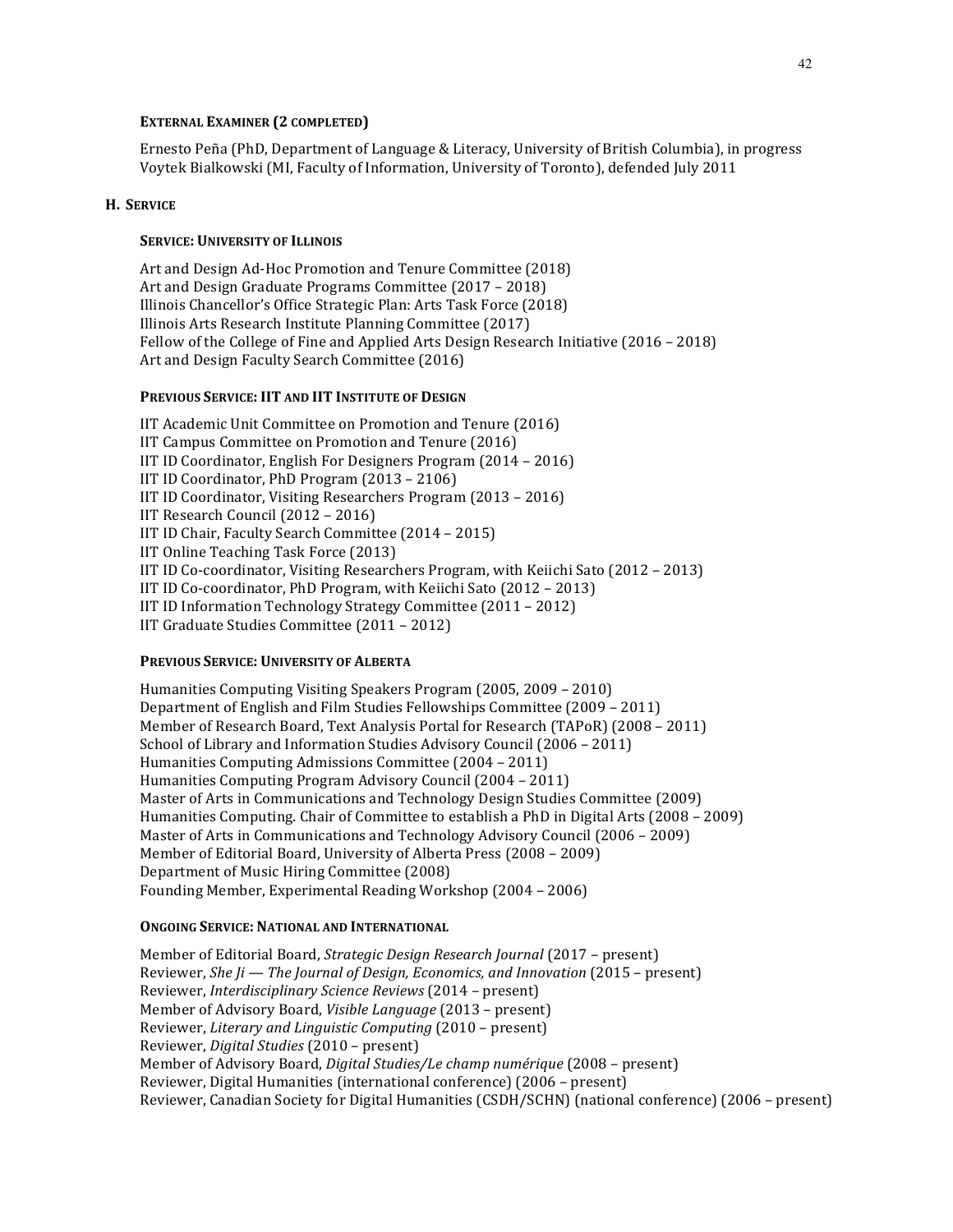#### External Examiner (2 completed)

Ernesto Peña (PhD, Department of Language & Literacy, University of British Columbia), in progress
Voytek Bialkowski (MI, Faculty of Information, University of Toronto), defended July 2011

## H. Service

#### Service: University of Illinois

Art and Design Ad-Hoc Promotion and Tenure Committee (2018)
Art and Design Graduate Programs Committee (2017 – 2018)
Illinois Chancellor's Office Strategic Plan: Arts Task Force (2018)
Illinois Arts Research Institute Planning Committee (2017)
Fellow of the College of Fine and Applied Arts Design Research Initiative (2016 – 2018)
Art and Design Faculty Search Committee (2016)

#### Previous Service: IIT and IIT Institute of Design

IIT Academic Unit Committee on Promotion and Tenure (2016)
IIT Campus Committee on Promotion and Tenure (2016)
IIT ID Coordinator, English For Designers Program (2014 – 2016)
IIT ID Coordinator, PhD Program (2013 – 2106)
IIT ID Coordinator, Visiting Researchers Program (2013 – 2016)
IIT Research Council (2012 – 2016)
IIT ID Chair, Faculty Search Committee (2014 – 2015)
IIT Online Teaching Task Force (2013)
IIT ID Co-coordinator, Visiting Researchers Program, with Keiichi Sato (2012 – 2013)
IIT ID Co-coordinator, PhD Program, with Keiichi Sato (2012 – 2013)
IIT ID Information Technology Strategy Committee (2011 – 2012)
IIT Graduate Studies Committee (2011 – 2012)

#### Previous Service: University of Alberta

Humanities Computing Visiting Speakers Program (2005, 2009 – 2010)
Department of English and Film Studies Fellowships Committee (2009 – 2011)
Member of Research Board, Text Analysis Portal for Research (TAPoR) (2008 – 2011)
School of Library and Information Studies Advisory Council (2006 – 2011)
Humanities Computing Admissions Committee (2004 – 2011)
Humanities Computing Program Advisory Council (2004 – 2011)
Master of Arts in Communications and Technology Design Studies Committee (2009)
Humanities Computing. Chair of Committee to establish a PhD in Digital Arts (2008 – 2009)
Master of Arts in Communications and Technology Advisory Council (2006 – 2009)
Member of Editorial Board, University of Alberta Press (2008 – 2009)
Department of Music Hiring Committee (2008)
Founding Member, Experimental Reading Workshop (2004 – 2006)

#### Ongoing Service: National and International

Member of Editorial Board, *Strategic Design Research Journal* (2017 – present)
Reviewer, *She Ji — The Journal of Design, Economics, and Innovation* (2015 – present)
Reviewer, *Interdisciplinary Science Reviews* (2014 – present)
Member of Advisory Board, *Visible Language* (2013 – present)
Reviewer, *Literary and Linguistic Computing* (2010 – present)
Reviewer, *Digital Studies* (2010 – present)
Member of Advisory Board, *Digital Studies/Le champ numérique* (2008 – present)
Reviewer, Digital Humanities (international conference) (2006 – present)
Reviewer, Canadian Society for Digital Humanities (CSDH/SCHN) (national conference) (2006 – present)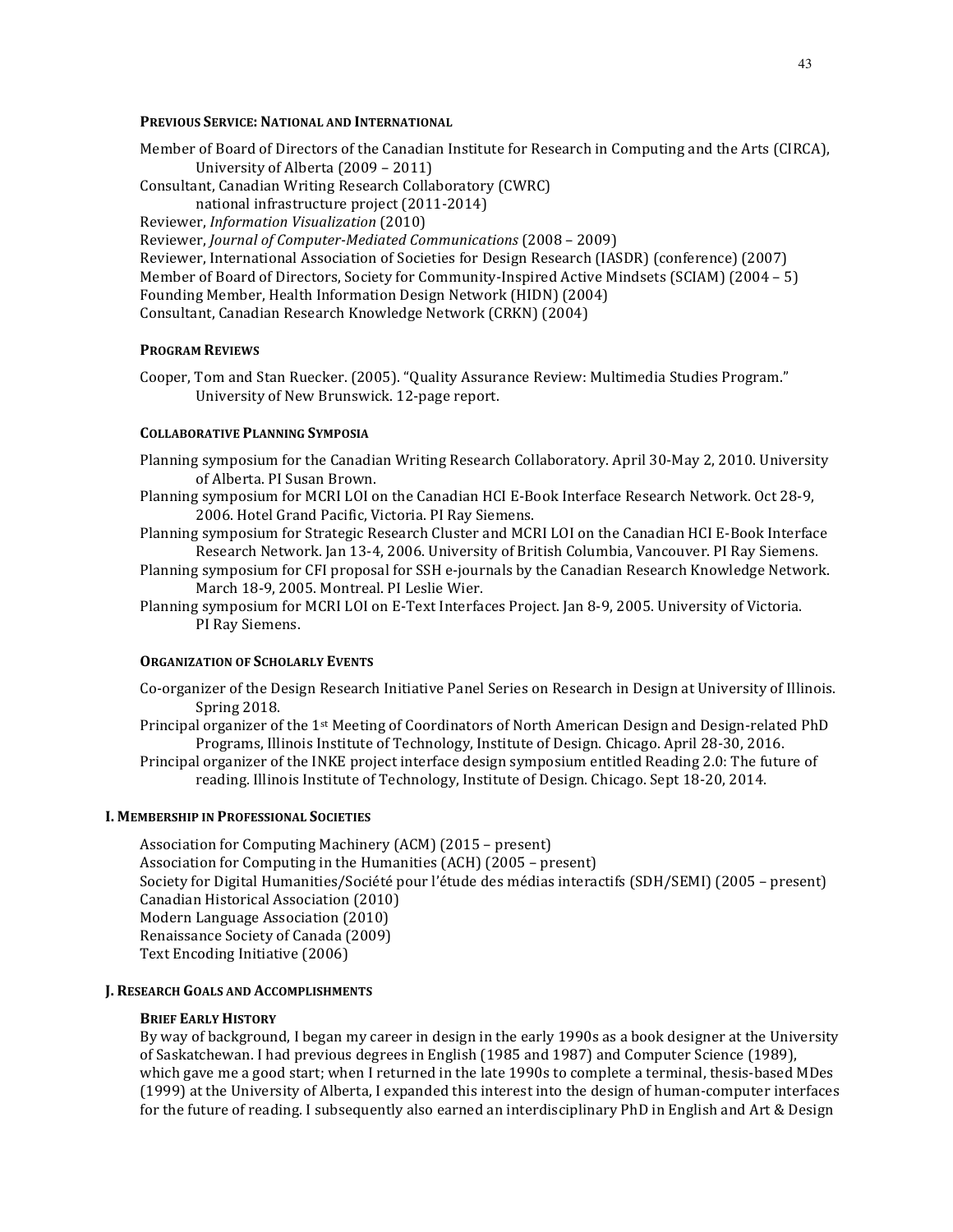#### Previous Service: National and International

Member of Board of Directors of the Canadian Institute for Research in Computing and the Arts (CIRCA), University of Alberta (2009 – 2011)
Consultant, Canadian Writing Research Collaboratory (CWRC) national infrastructure project (2011-2014)
Reviewer, *Information Visualization* (2010)
Reviewer, *Journal of Computer-Mediated Communications* (2008 – 2009)
Reviewer, International Association of Societies for Design Research (IASDR) (conference) (2007)
Member of Board of Directors, Society for Community-Inspired Active Mindsets (SCIAM) (2004 – 5)
Founding Member, Health Information Design Network (HIDN) (2004)
Consultant, Canadian Research Knowledge Network (CRKN) (2004)

#### Program Reviews

Cooper, Tom and Stan Ruecker. (2005). "Quality Assurance Review: Multimedia Studies Program." University of New Brunswick. 12-page report.

#### Collaborative Planning Symposia

Planning symposium for the Canadian Writing Research Collaboratory. April 30-May 2, 2010. University of Alberta. PI Susan Brown.

Planning symposium for MCRI LOI on the Canadian HCI E-Book Interface Research Network. Oct 28-9, 2006. Hotel Grand Pacific, Victoria. PI Ray Siemens.

Planning symposium for Strategic Research Cluster and MCRI LOI on the Canadian HCI E-Book Interface Research Network. Jan 13-4, 2006. University of British Columbia, Vancouver. PI Ray Siemens.

Planning symposium for CFI proposal for SSH e-journals by the Canadian Research Knowledge Network. March 18-9, 2005. Montreal. PI Leslie Wier.

Planning symposium for MCRI LOI on E-Text Interfaces Project. Jan 8-9, 2005. University of Victoria. PI Ray Siemens.

#### Organization of Scholarly Events

Co-organizer of the Design Research Initiative Panel Series on Research in Design at University of Illinois. Spring 2018.

Principal organizer of the 1st Meeting of Coordinators of North American Design and Design-related PhD Programs, Illinois Institute of Technology, Institute of Design. Chicago. April 28-30, 2016.

Principal organizer of the INKE project interface design symposium entitled Reading 2.0: The future of reading. Illinois Institute of Technology, Institute of Design. Chicago. Sept 18-20, 2014.

### I. Membership in Professional Societies

Association for Computing Machinery (ACM) (2015 – present)
Association for Computing in the Humanities (ACH) (2005 – present)
Society for Digital Humanities/Société pour l'étude des médias interactifs (SDH/SEMI) (2005 – present)
Canadian Historical Association (2010)
Modern Language Association (2010)
Renaissance Society of Canada (2009)
Text Encoding Initiative (2006)

### J. Research Goals and Accomplishments

#### Brief Early History

By way of background, I began my career in design in the early 1990s as a book designer at the University of Saskatchewan. I had previous degrees in English (1985 and 1987) and Computer Science (1989), which gave me a good start; when I returned in the late 1990s to complete a terminal, thesis-based MDes (1999) at the University of Alberta, I expanded this interest into the design of human-computer interfaces for the future of reading. I subsequently also earned an interdisciplinary PhD in English and Art & Design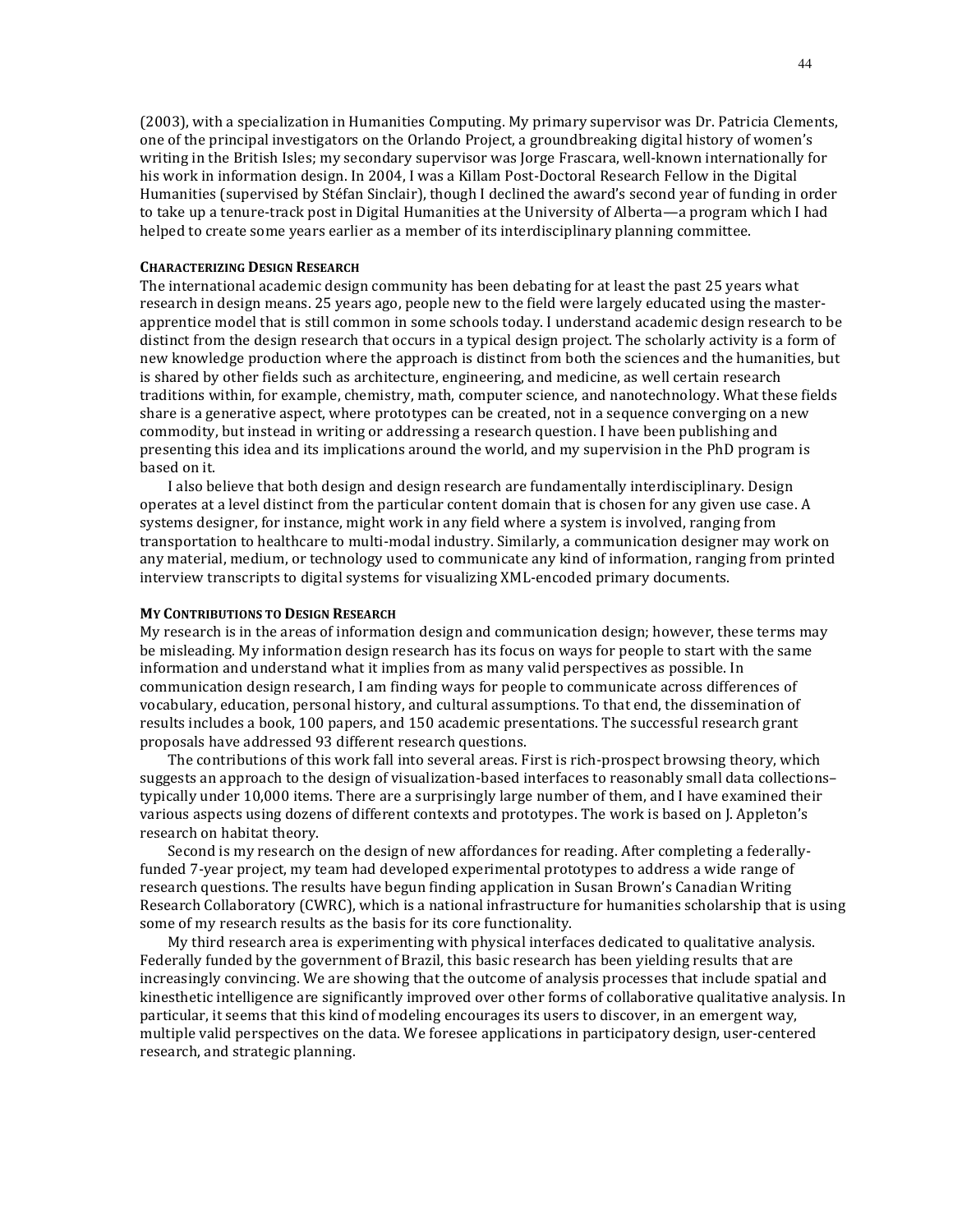(2003), with a specialization in Humanities Computing. My primary supervisor was Dr. Patricia Clements, one of the principal investigators on the Orlando Project, a groundbreaking digital history of women's writing in the British Isles; my secondary supervisor was Jorge Frascara, well-known internationally for his work in information design. In 2004, I was a Killam Post-Doctoral Research Fellow in the Digital Humanities (supervised by Stéfan Sinclair), though I declined the award's second year of funding in order to take up a tenure-track post in Digital Humanities at the University of Alberta—a program which I had helped to create some years earlier as a member of its interdisciplinary planning committee.

#### **Characterizing Design Research**

The international academic design community has been debating for at least the past 25 years what research in design means. 25 years ago, people new to the field were largely educated using the master-apprentice model that is still common in some schools today. I understand academic design research to be distinct from the design research that occurs in a typical design project. The scholarly activity is a form of new knowledge production where the approach is distinct from both the sciences and the humanities, but is shared by other fields such as architecture, engineering, and medicine, as well certain research traditions within, for example, chemistry, math, computer science, and nanotechnology. What these fields share is a generative aspect, where prototypes can be created, not in a sequence converging on a new commodity, but instead in writing or addressing a research question. I have been publishing and presenting this idea and its implications around the world, and my supervision in the PhD program is based on it.

I also believe that both design and design research are fundamentally interdisciplinary. Design operates at a level distinct from the particular content domain that is chosen for any given use case. A systems designer, for instance, might work in any field where a system is involved, ranging from transportation to healthcare to multi-modal industry. Similarly, a communication designer may work on any material, medium, or technology used to communicate any kind of information, ranging from printed interview transcripts to digital systems for visualizing XML-encoded primary documents.

#### **My Contributions to Design Research**

My research is in the areas of information design and communication design; however, these terms may be misleading. My information design research has its focus on ways for people to start with the same information and understand what it implies from as many valid perspectives as possible. In communication design research, I am finding ways for people to communicate across differences of vocabulary, education, personal history, and cultural assumptions. To that end, the dissemination of results includes a book, 100 papers, and 150 academic presentations. The successful research grant proposals have addressed 93 different research questions.

The contributions of this work fall into several areas. First is rich-prospect browsing theory, which suggests an approach to the design of visualization-based interfaces to reasonably small data collections–typically under 10,000 items. There are a surprisingly large number of them, and I have examined their various aspects using dozens of different contexts and prototypes. The work is based on J. Appleton's research on habitat theory.

Second is my research on the design of new affordances for reading. After completing a federally-funded 7-year project, my team had developed experimental prototypes to address a wide range of research questions. The results have begun finding application in Susan Brown's Canadian Writing Research Collaboratory (CWRC), which is a national infrastructure for humanities scholarship that is using some of my research results as the basis for its core functionality.

My third research area is experimenting with physical interfaces dedicated to qualitative analysis. Federally funded by the government of Brazil, this basic research has been yielding results that are increasingly convincing. We are showing that the outcome of analysis processes that include spatial and kinesthetic intelligence are significantly improved over other forms of collaborative qualitative analysis. In particular, it seems that this kind of modeling encourages its users to discover, in an emergent way, multiple valid perspectives on the data. We foresee applications in participatory design, user-centered research, and strategic planning.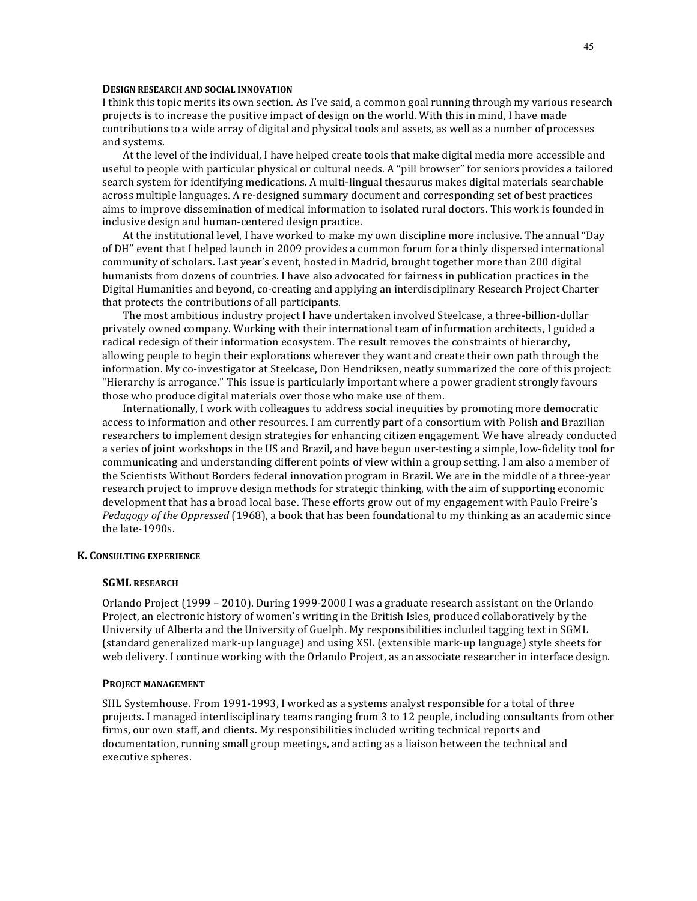#### **Design research and social innovation**

I think this topic merits its own section. As I've said, a common goal running through my various research projects is to increase the positive impact of design on the world. With this in mind, I have made contributions to a wide array of digital and physical tools and assets, as well as a number of processes and systems.

At the level of the individual, I have helped create tools that make digital media more accessible and useful to people with particular physical or cultural needs. A "pill browser" for seniors provides a tailored search system for identifying medications. A multi-lingual thesaurus makes digital materials searchable across multiple languages. A re-designed summary document and corresponding set of best practices aims to improve dissemination of medical information to isolated rural doctors. This work is founded in inclusive design and human-centered design practice.

At the institutional level, I have worked to make my own discipline more inclusive. The annual "Day of DH" event that I helped launch in 2009 provides a common forum for a thinly dispersed international community of scholars. Last year's event, hosted in Madrid, brought together more than 200 digital humanists from dozens of countries. I have also advocated for fairness in publication practices in the Digital Humanities and beyond, co-creating and applying an interdisciplinary Research Project Charter that protects the contributions of all participants.

The most ambitious industry project I have undertaken involved Steelcase, a three-billion-dollar privately owned company. Working with their international team of information architects, I guided a radical redesign of their information ecosystem. The result removes the constraints of hierarchy, allowing people to begin their explorations wherever they want and create their own path through the information. My co-investigator at Steelcase, Don Hendriksen, neatly summarized the core of this project: "Hierarchy is arrogance." This issue is particularly important where a power gradient strongly favours those who produce digital materials over those who make use of them.

Internationally, I work with colleagues to address social inequities by promoting more democratic access to information and other resources. I am currently part of a consortium with Polish and Brazilian researchers to implement design strategies for enhancing citizen engagement. We have already conducted a series of joint workshops in the US and Brazil, and have begun user-testing a simple, low-fidelity tool for communicating and understanding different points of view within a group setting. I am also a member of the Scientists Without Borders federal innovation program in Brazil. We are in the middle of a three-year research project to improve design methods for strategic thinking, with the aim of supporting economic development that has a broad local base. These efforts grow out of my engagement with Paulo Freire's *Pedagogy of the Oppressed* (1968), a book that has been foundational to my thinking as an academic since the late-1990s.

## **K. Consulting experience**

#### **SGML research**

Orlando Project (1999 – 2010). During 1999-2000 I was a graduate research assistant on the Orlando Project, an electronic history of women's writing in the British Isles, produced collaboratively by the University of Alberta and the University of Guelph. My responsibilities included tagging text in SGML (standard generalized mark-up language) and using XSL (extensible mark-up language) style sheets for web delivery. I continue working with the Orlando Project, as an associate researcher in interface design.

#### **Project management**

SHL Systemhouse. From 1991-1993, I worked as a systems analyst responsible for a total of three projects. I managed interdisciplinary teams ranging from 3 to 12 people, including consultants from other firms, our own staff, and clients. My responsibilities included writing technical reports and documentation, running small group meetings, and acting as a liaison between the technical and executive spheres.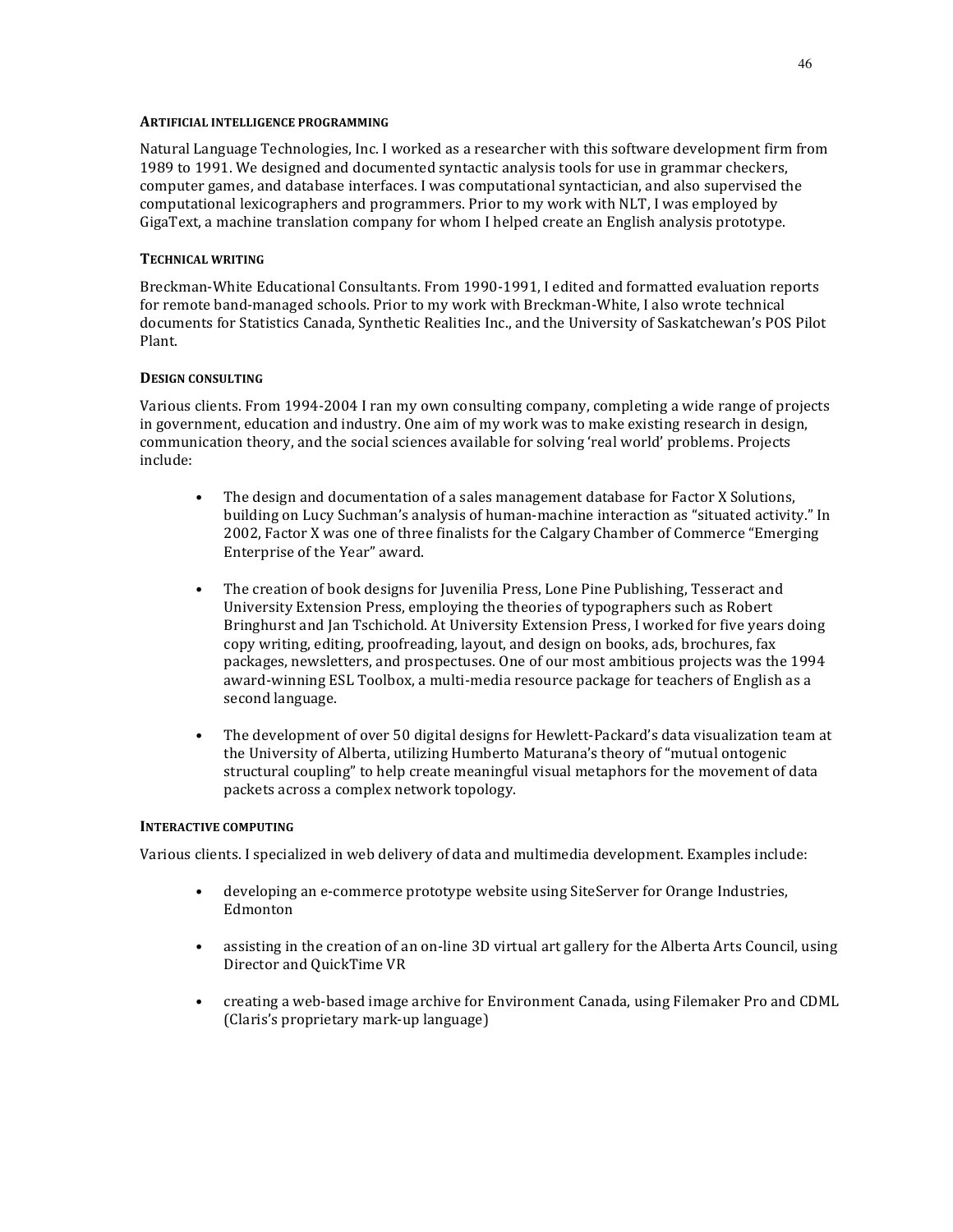#### Artificial intelligence programming

Natural Language Technologies, Inc. I worked as a researcher with this software development firm from 1989 to 1991. We designed and documented syntactic analysis tools for use in grammar checkers, computer games, and database interfaces. I was computational syntactician, and also supervised the computational lexicographers and programmers. Prior to my work with NLT, I was employed by GigaText, a machine translation company for whom I helped create an English analysis prototype.

#### Technical writing

Breckman-White Educational Consultants. From 1990-1991, I edited and formatted evaluation reports for remote band-managed schools. Prior to my work with Breckman-White, I also wrote technical documents for Statistics Canada, Synthetic Realities Inc., and the University of Saskatchewan's POS Pilot Plant.

#### Design consulting

Various clients. From 1994-2004 I ran my own consulting company, completing a wide range of projects in government, education and industry. One aim of my work was to make existing research in design, communication theory, and the social sciences available for solving 'real world' problems. Projects include:

- The design and documentation of a sales management database for Factor X Solutions, building on Lucy Suchman's analysis of human-machine interaction as "situated activity." In 2002, Factor X was one of three finalists for the Calgary Chamber of Commerce "Emerging Enterprise of the Year" award.

- The creation of book designs for Juvenilia Press, Lone Pine Publishing, Tesseract and University Extension Press, employing the theories of typographers such as Robert Bringhurst and Jan Tschichold. At University Extension Press, I worked for five years doing copy writing, editing, proofreading, layout, and design on books, ads, brochures, fax packages, newsletters, and prospectuses. One of our most ambitious projects was the 1994 award-winning ESL Toolbox, a multi-media resource package for teachers of English as a second language.

- The development of over 50 digital designs for Hewlett-Packard's data visualization team at the University of Alberta, utilizing Humberto Maturana's theory of "mutual ontogenic structural coupling" to help create meaningful visual metaphors for the movement of data packets across a complex network topology.

#### Interactive computing

Various clients. I specialized in web delivery of data and multimedia development. Examples include:

- developing an e-commerce prototype website using SiteServer for Orange Industries, Edmonton

- assisting in the creation of an on-line 3D virtual art gallery for the Alberta Arts Council, using Director and QuickTime VR

- creating a web-based image archive for Environment Canada, using Filemaker Pro and CDML (Claris's proprietary mark-up language)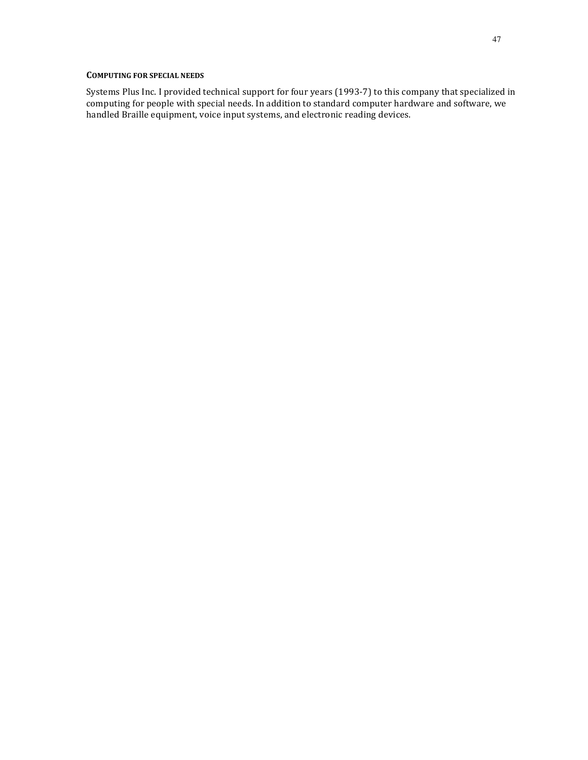### COMPUTING FOR SPECIAL NEEDS

Systems Plus Inc. I provided technical support for four years (1993-7) to this company that specialized in computing for people with special needs. In addition to standard computer hardware and software, we handled Braille equipment, voice input systems, and electronic reading devices.